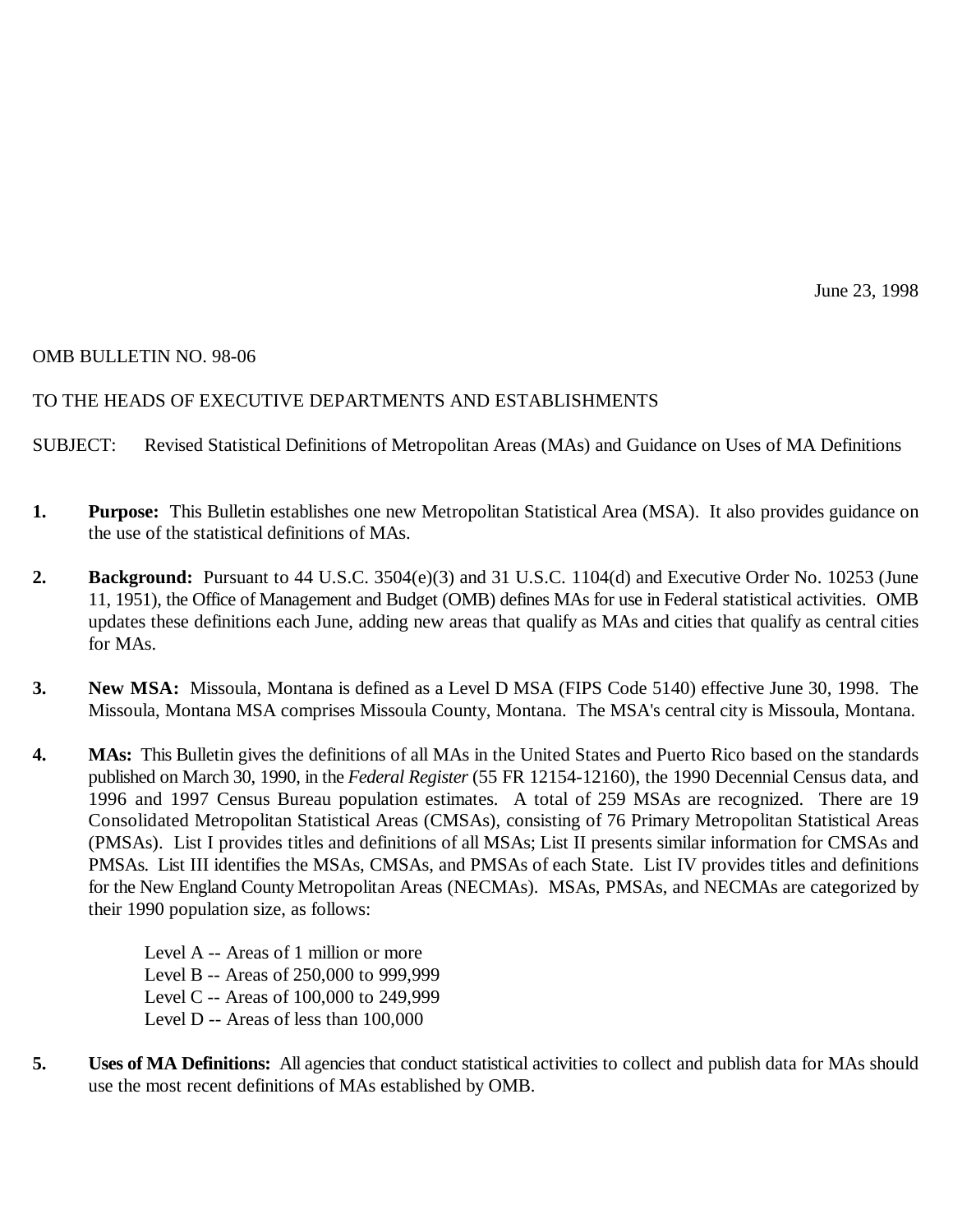June 23, 1998

OMB BULLETIN NO. 98-06

TO THE HEADS OF EXECUTIVE DEPARTMENTS AND ESTABLISHMENTS

SUBJECT: Revised Statistical Definitions of Metropolitan Areas (MAs) and Guidance on Uses of MA Definitions

1. **Purpose:** This Bulletin establishes one new Metropolitan Statistical Area (MSA). It also provides guidance on the use of the statistical definitions of MAs.

2. **Background:** Pursuant to 44 U.S.C. 3504(e)(3) and 31 U.S.C. 1104(d) and Executive Order No. 10253 (June 11, 1951), the Office of Management and Budget (OMB) defines MAs for use in Federal statistical activities. OMB updates these definitions each June, adding new areas that qualify as MAs and cities that qualify as central cities for MAs.

3. **New MSA:** Missoula, Montana is defined as a Level D MSA (FIPS Code 5140) effective June 30, 1998. The Missoula, Montana MSA comprises Missoula County, Montana. The MSA's central city is Missoula, Montana.

4. **MAs:** This Bulletin gives the definitions of all MAs in the United States and Puerto Rico based on the standards published on March 30, 1990, in the *Federal Register* (55 FR 12154-12160), the 1990 Decennial Census data, and 1996 and 1997 Census Bureau population estimates. A total of 259 MSAs are recognized. There are 19 Consolidated Metropolitan Statistical Areas (CMSAs), consisting of 76 Primary Metropolitan Statistical Areas (PMSAs). List I provides titles and definitions of all MSAs; List II presents similar information for CMSAs and PMSAs. List III identifies the MSAs, CMSAs, and PMSAs of each State. List IV provides titles and definitions for the New England County Metropolitan Areas (NECMAs). MSAs, PMSAs, and NECMAs are categorized by their 1990 population size, as follows:

   Level A -- Areas of 1 million or more
   Level B -- Areas of 250,000 to 999,999
   Level C -- Areas of 100,000 to 249,999
   Level D -- Areas of less than 100,000

5. **Uses of MA Definitions:** All agencies that conduct statistical activities to collect and publish data for MAs should use the most recent definitions of MAs established by OMB.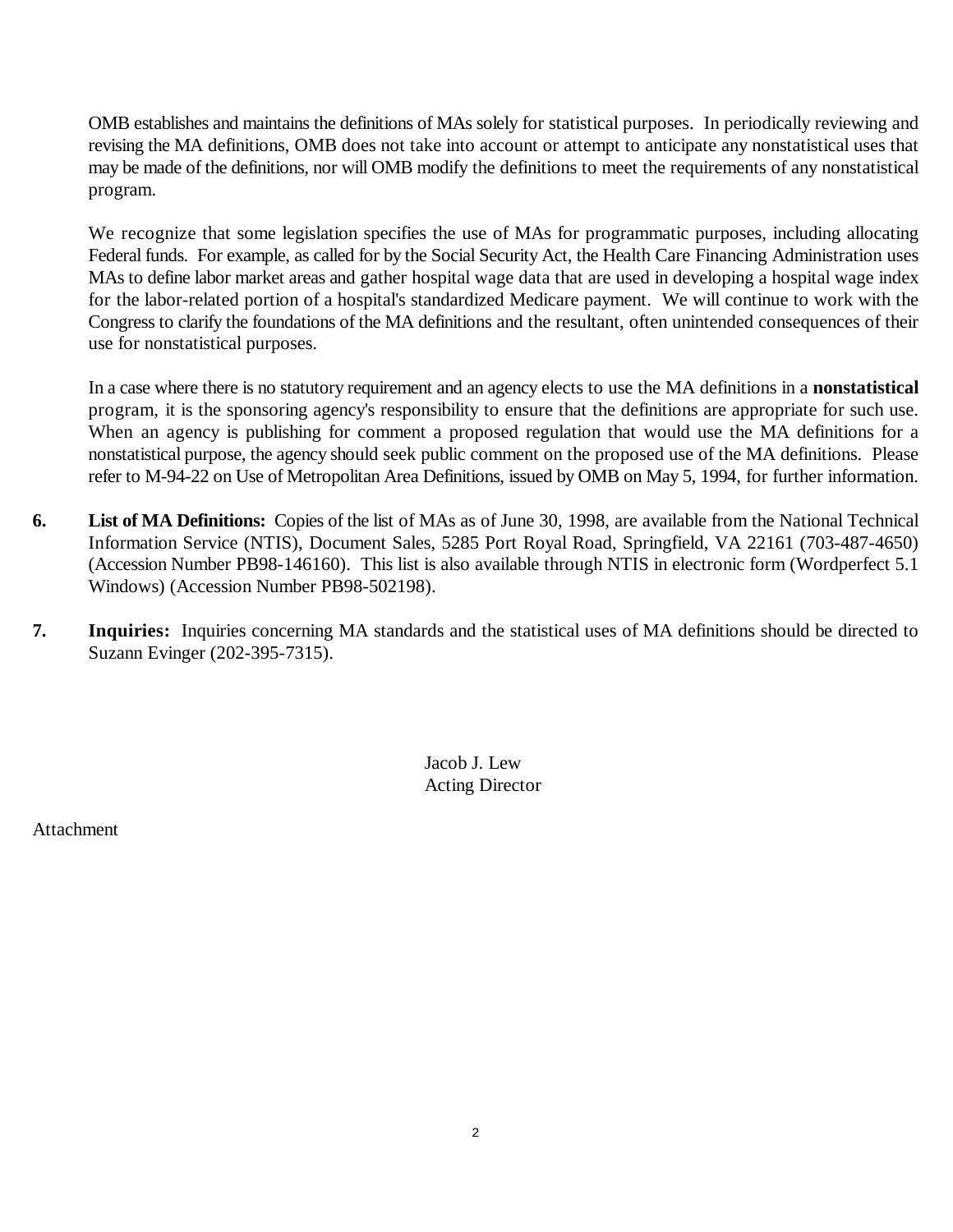OMB establishes and maintains the definitions of MAs solely for statistical purposes. In periodically reviewing and revising the MA definitions, OMB does not take into account or attempt to anticipate any nonstatistical uses that may be made of the definitions, nor will OMB modify the definitions to meet the requirements of any nonstatistical program.

We recognize that some legislation specifies the use of MAs for programmatic purposes, including allocating Federal funds. For example, as called for by the Social Security Act, the Health Care Financing Administration uses MAs to define labor market areas and gather hospital wage data that are used in developing a hospital wage index for the labor-related portion of a hospital's standardized Medicare payment. We will continue to work with the Congress to clarify the foundations of the MA definitions and the resultant, often unintended consequences of their use for nonstatistical purposes.

In a case where there is no statutory requirement and an agency elects to use the MA definitions in a **nonstatistical** program, it is the sponsoring agency's responsibility to ensure that the definitions are appropriate for such use. When an agency is publishing for comment a proposed regulation that would use the MA definitions for a nonstatistical purpose, the agency should seek public comment on the proposed use of the MA definitions. Please refer to M-94-22 on Use of Metropolitan Area Definitions, issued by OMB on May 5, 1994, for further information.

**6.** **List of MA Definitions:** Copies of the list of MAs as of June 30, 1998, are available from the National Technical Information Service (NTIS), Document Sales, 5285 Port Royal Road, Springfield, VA 22161 (703-487-4650) (Accession Number PB98-146160). This list is also available through NTIS in electronic form (Wordperfect 5.1 Windows) (Accession Number PB98-502198).

**7.** **Inquiries:** Inquiries concerning MA standards and the statistical uses of MA definitions should be directed to Suzann Evinger (202-395-7315).

Jacob J. Lew
Acting Director

Attachment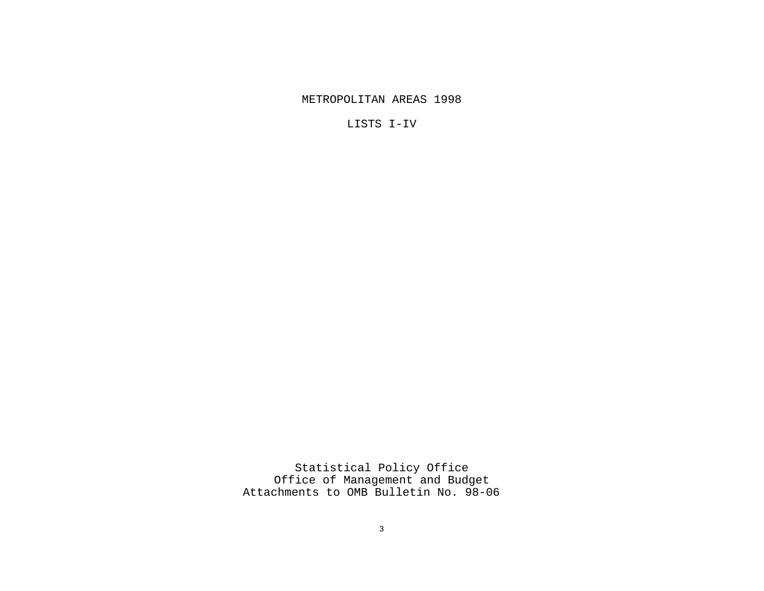# METROPOLITAN AREAS 1998

## LISTS I-IV

Statistical Policy Office
Office of Management and Budget
Attachments to OMB Bulletin No. 98-06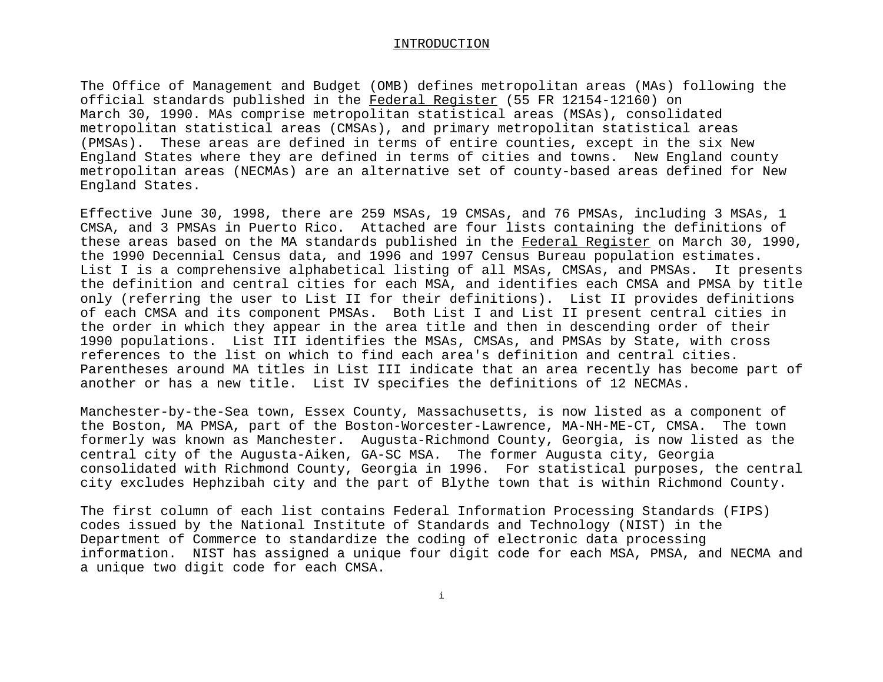# INTRODUCTION

The Office of Management and Budget (OMB) defines metropolitan areas (MAs) following the official standards published in the Federal Register (55 FR 12154-12160) on March 30, 1990. MAs comprise metropolitan statistical areas (MSAs), consolidated metropolitan statistical areas (CMSAs), and primary metropolitan statistical areas (PMSAs). These areas are defined in terms of entire counties, except in the six New England States where they are defined in terms of cities and towns. New England county metropolitan areas (NECMAs) are an alternative set of county-based areas defined for New England States.

Effective June 30, 1998, there are 259 MSAs, 19 CMSAs, and 76 PMSAs, including 3 MSAs, 1 CMSA, and 3 PMSAs in Puerto Rico. Attached are four lists containing the definitions of these areas based on the MA standards published in the Federal Register on March 30, 1990, the 1990 Decennial Census data, and 1996 and 1997 Census Bureau population estimates. List I is a comprehensive alphabetical listing of all MSAs, CMSAs, and PMSAs. It presents the definition and central cities for each MSA, and identifies each CMSA and PMSA by title only (referring the user to List II for their definitions). List II provides definitions of each CMSA and its component PMSAs. Both List I and List II present central cities in the order in which they appear in the area title and then in descending order of their 1990 populations. List III identifies the MSAs, CMSAs, and PMSAs by State, with cross references to the list on which to find each area's definition and central cities. Parentheses around MA titles in List III indicate that an area recently has become part of another or has a new title. List IV specifies the definitions of 12 NECMAs.

Manchester-by-the-Sea town, Essex County, Massachusetts, is now listed as a component of the Boston, MA PMSA, part of the Boston-Worcester-Lawrence, MA-NH-ME-CT, CMSA. The town formerly was known as Manchester. Augusta-Richmond County, Georgia, is now listed as the central city of the Augusta-Aiken, GA-SC MSA. The former Augusta city, Georgia consolidated with Richmond County, Georgia in 1996. For statistical purposes, the central city excludes Hephzibah city and the part of Blythe town that is within Richmond County.

The first column of each list contains Federal Information Processing Standards (FIPS) codes issued by the National Institute of Standards and Technology (NIST) in the Department of Commerce to standardize the coding of electronic data processing information. NIST has assigned a unique four digit code for each MSA, PMSA, and NECMA and a unique two digit code for each CMSA.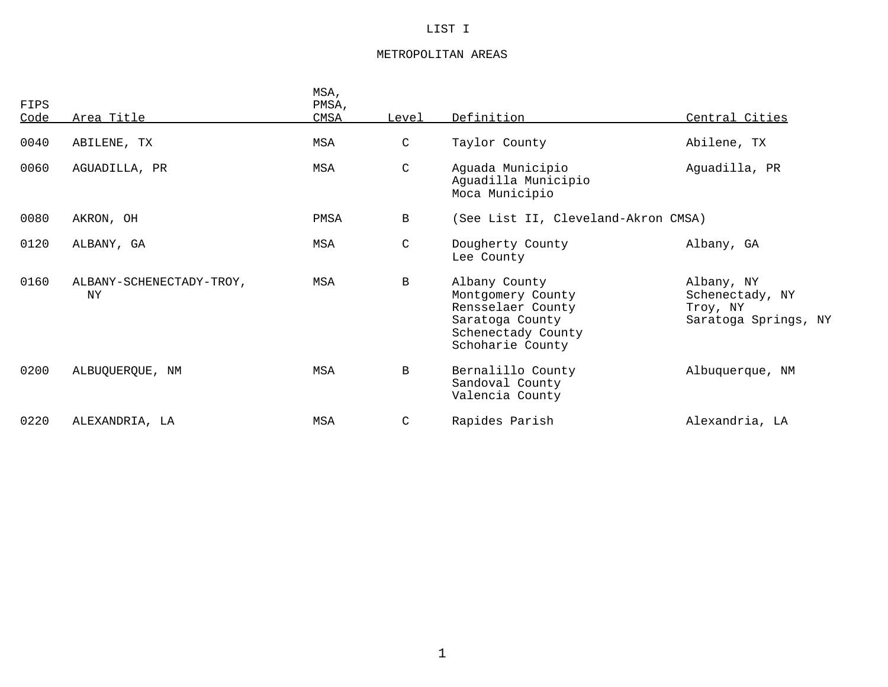# LIST I

## METROPOLITAN AREAS

| FIPS Code | Area Title | MSA, PMSA, CMSA | Level | Definition | Central Cities |
|---|---|---|---|---|---|
| 0040 | ABILENE, TX | MSA | C | Taylor County | Abilene, TX |
| 0060 | AGUADILLA, PR | MSA | C | Aguada Municipio<br>Aguadilla Municipio<br>Moca Municipio | Aguadilla, PR |
| 0080 | AKRON, OH | PMSA | B | (See List II, Cleveland-Akron CMSA) | |
| 0120 | ALBANY, GA | MSA | C | Dougherty County<br>Lee County | Albany, GA |
| 0160 | ALBANY-SCHENECTADY-TROY, NY | MSA | B | Albany County<br>Montgomery County<br>Rensselaer County<br>Saratoga County<br>Schenectady County<br>Schoharie County | Albany, NY<br>Schenectady, NY<br>Troy, NY<br>Saratoga Springs, NY |
| 0200 | ALBUQUERQUE, NM | MSA | B | Bernalillo County<br>Sandoval County<br>Valencia County | Albuquerque, NM |
| 0220 | ALEXANDRIA, LA | MSA | C | Rapides Parish | Alexandria, LA |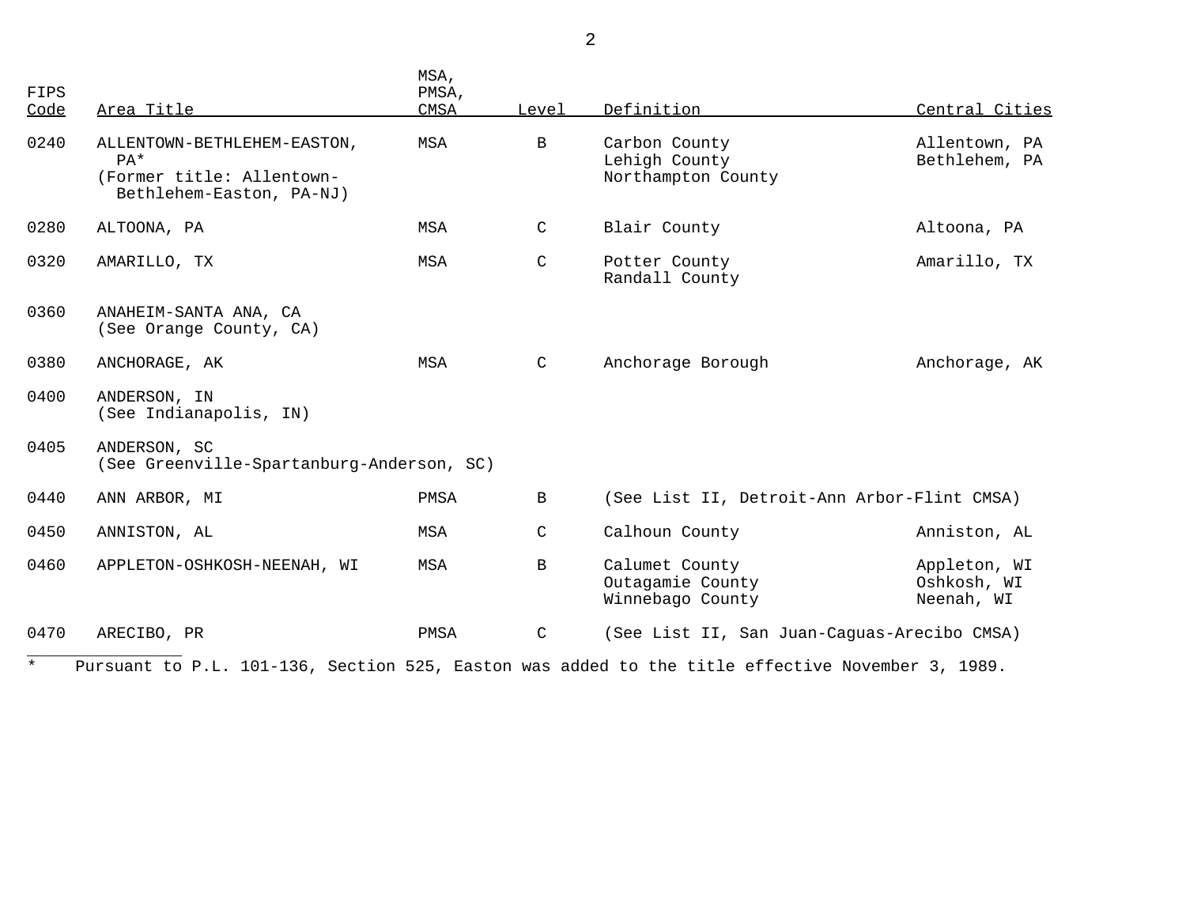| FIPS Code | Area Title | MSA, PMSA, CMSA | Level | Definition | Central Cities |
|---|---|---|---|---|---|
| 0240 | ALLENTOWN-BETHLEHEM-EASTON, PA* (Former title: Allentown-Bethlehem-Easton, PA-NJ) | MSA | B | Carbon County<br>Lehigh County<br>Northampton County | Allentown, PA<br>Bethlehem, PA |
| 0280 | ALTOONA, PA | MSA | C | Blair County | Altoona, PA |
| 0320 | AMARILLO, TX | MSA | C | Potter County<br>Randall County | Amarillo, TX |
| 0360 | ANAHEIM-SANTA ANA, CA (See Orange County, CA) | | | | |
| 0380 | ANCHORAGE, AK | MSA | C | Anchorage Borough | Anchorage, AK |
| 0400 | ANDERSON, IN (See Indianapolis, IN) | | | | |
| 0405 | ANDERSON, SC (See Greenville-Spartanburg-Anderson, SC) | | | | |
| 0440 | ANN ARBOR, MI | PMSA | B | (See List II, Detroit-Ann Arbor-Flint CMSA) | |
| 0450 | ANNISTON, AL | MSA | C | Calhoun County | Anniston, AL |
| 0460 | APPLETON-OSHKOSH-NEENAH, WI | MSA | B | Calumet County<br>Outagamie County<br>Winnebago County | Appleton, WI<br>Oshkosh, WI<br>Neenah, WI |
| 0470 | ARECIBO, PR | PMSA | C | (See List II, San Juan-Caguas-Arecibo CMSA) | |

\* Pursuant to P.L. 101-136, Section 525, Easton was added to the title effective November 3, 1989.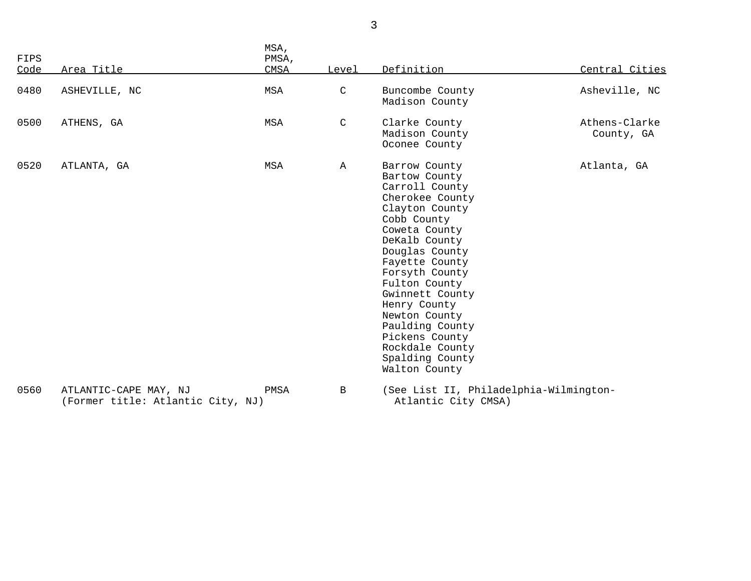| FIPS Code | Area Title | MSA, PMSA, CMSA | Level | Definition | Central Cities |
|---|---|---|---|---|---|
| 0480 | ASHEVILLE, NC | MSA | C | Buncombe County<br>Madison County | Asheville, NC |
| 0500 | ATHENS, GA | MSA | C | Clarke County<br>Madison County<br>Oconee County | Athens-Clarke County, GA |
| 0520 | ATLANTA, GA | MSA | A | Barrow County<br>Bartow County<br>Carroll County<br>Cherokee County<br>Clayton County<br>Cobb County<br>Coweta County<br>DeKalb County<br>Douglas County<br>Fayette County<br>Forsyth County<br>Fulton County<br>Gwinnett County<br>Henry County<br>Newton County<br>Paulding County<br>Pickens County<br>Rockdale County<br>Spalding County<br>Walton County | Atlanta, GA |
| 0560 | ATLANTIC-CAPE MAY, NJ<br>(Former title: Atlantic City, NJ) | PMSA | B | (See List II, Philadelphia-Wilmington-Atlantic City CMSA) | |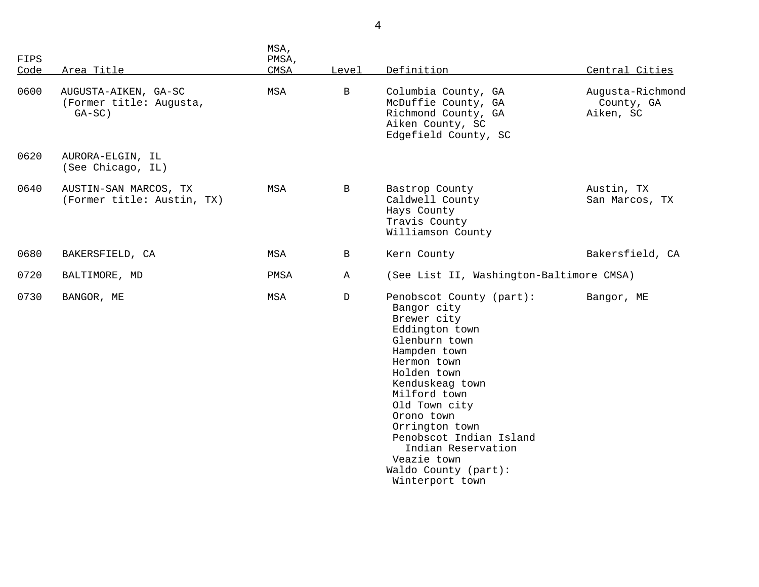| FIPS Code | Area Title | MSA, PMSA, CMSA | Level | Definition | Central Cities |
|---|---|---|---|---|---|
| 0600 | AUGUSTA-AIKEN, GA-SC (Former title: Augusta, GA-SC) | MSA | B | Columbia County, GA<br>McDuffie County, GA<br>Richmond County, GA<br>Aiken County, SC<br>Edgefield County, SC | Augusta-Richmond County, GA<br>Aiken, SC |
| 0620 | AURORA-ELGIN, IL (See Chicago, IL) | | | | |
| 0640 | AUSTIN-SAN MARCOS, TX (Former title: Austin, TX) | MSA | B | Bastrop County<br>Caldwell County<br>Hays County<br>Travis County<br>Williamson County | Austin, TX<br>San Marcos, TX |
| 0680 | BAKERSFIELD, CA | MSA | B | Kern County | Bakersfield, CA |
| 0720 | BALTIMORE, MD | PMSA | A | (See List II, Washington-Baltimore CMSA) | |
| 0730 | BANGOR, ME | MSA | D | Penobscot County (part):<br>Bangor city<br>Brewer city<br>Eddington town<br>Glenburn town<br>Hampden town<br>Hermon town<br>Holden town<br>Kenduskeag town<br>Milford town<br>Old Town city<br>Orono town<br>Orrington town<br>Penobscot Indian Island Indian Reservation<br>Veazie town<br>Waldo County (part):<br>Winterport town | Bangor, ME |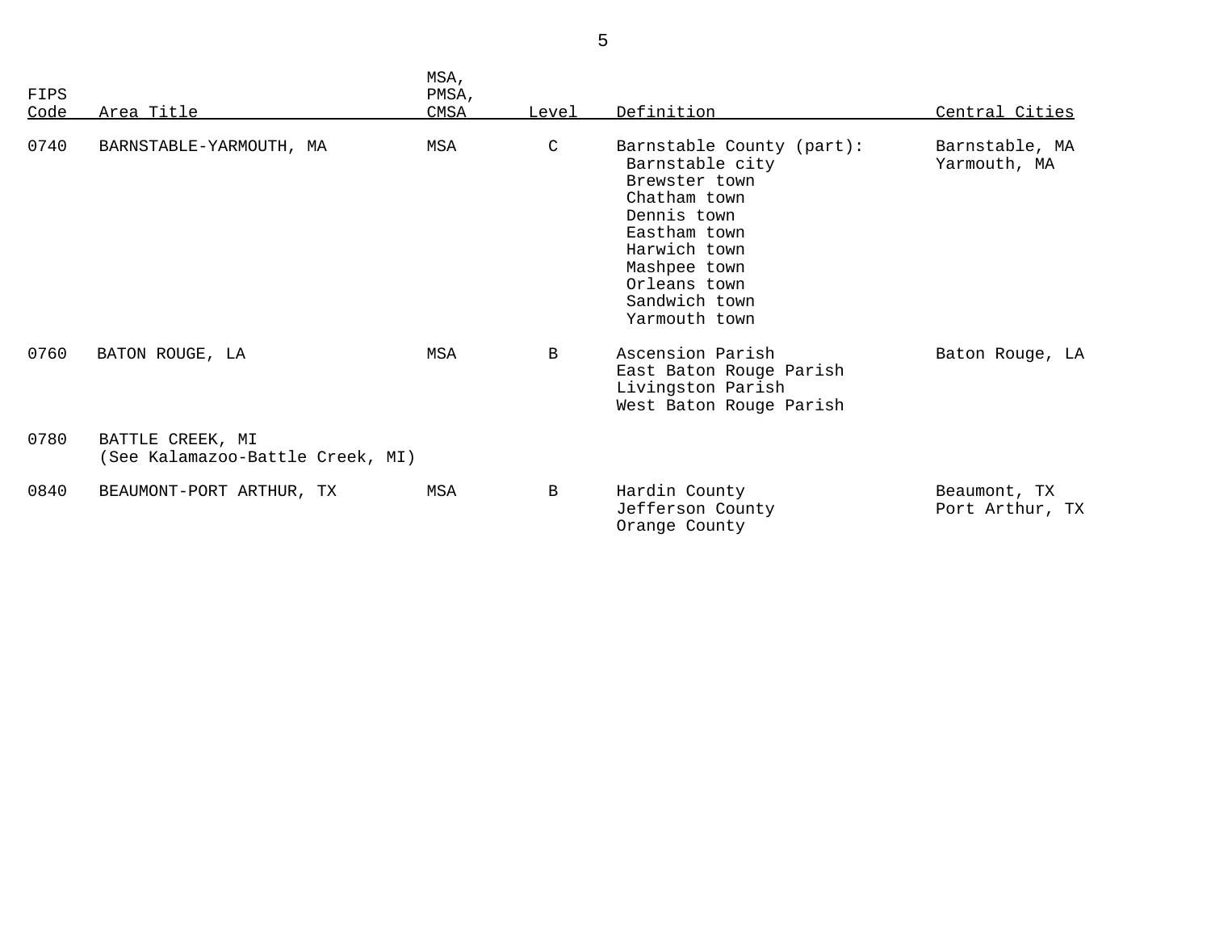| FIPS Code | Area Title | MSA, PMSA, CMSA | Level | Definition | Central Cities |
|---|---|---|---|---|---|
| 0740 | BARNSTABLE-YARMOUTH, MA | MSA | C | Barnstable County (part):<br>Barnstable city<br>Brewster town<br>Chatham town<br>Dennis town<br>Eastham town<br>Harwich town<br>Mashpee town<br>Orleans town<br>Sandwich town<br>Yarmouth town | Barnstable, MA<br>Yarmouth, MA |
| 0760 | BATON ROUGE, LA | MSA | B | Ascension Parish<br>East Baton Rouge Parish<br>Livingston Parish<br>West Baton Rouge Parish | Baton Rouge, LA |
| 0780 | BATTLE CREEK, MI<br>(See Kalamazoo-Battle Creek, MI) | | | | |
| 0840 | BEAUMONT-PORT ARTHUR, TX | MSA | B | Hardin County<br>Jefferson County<br>Orange County | Beaumont, TX<br>Port Arthur, TX |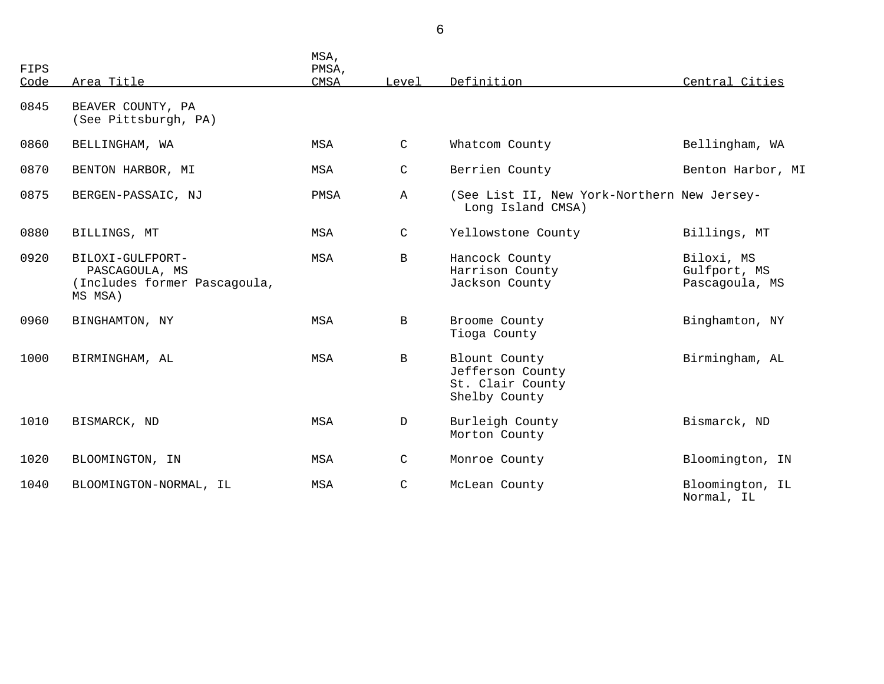| FIPS Code | Area Title | MSA, PMSA, CMSA | Level | Definition | Central Cities |
|---|---|---|---|---|---|
| 0845 | BEAVER COUNTY, PA (See Pittsburgh, PA) | | | | |
| 0860 | BELLINGHAM, WA | MSA | C | Whatcom County | Bellingham, WA |
| 0870 | BENTON HARBOR, MI | MSA | C | Berrien County | Benton Harbor, MI |
| 0875 | BERGEN-PASSAIC, NJ | PMSA | A | (See List II, New York-Northern New Jersey-Long Island CMSA) | |
| 0880 | BILLINGS, MT | MSA | C | Yellowstone County | Billings, MT |
| 0920 | BILOXI-GULFPORT-PASCAGOULA, MS (Includes former Pascagoula, MS MSA) | MSA | B | Hancock County<br>Harrison County<br>Jackson County | Biloxi, MS<br>Gulfport, MS<br>Pascagoula, MS |
| 0960 | BINGHAMTON, NY | MSA | B | Broome County<br>Tioga County | Binghamton, NY |
| 1000 | BIRMINGHAM, AL | MSA | B | Blount County<br>Jefferson County<br>St. Clair County<br>Shelby County | Birmingham, AL |
| 1010 | BISMARCK, ND | MSA | D | Burleigh County<br>Morton County | Bismarck, ND |
| 1020 | BLOOMINGTON, IN | MSA | C | Monroe County | Bloomington, IN |
| 1040 | BLOOMINGTON-NORMAL, IL | MSA | C | McLean County | Bloomington, IL<br>Normal, IL |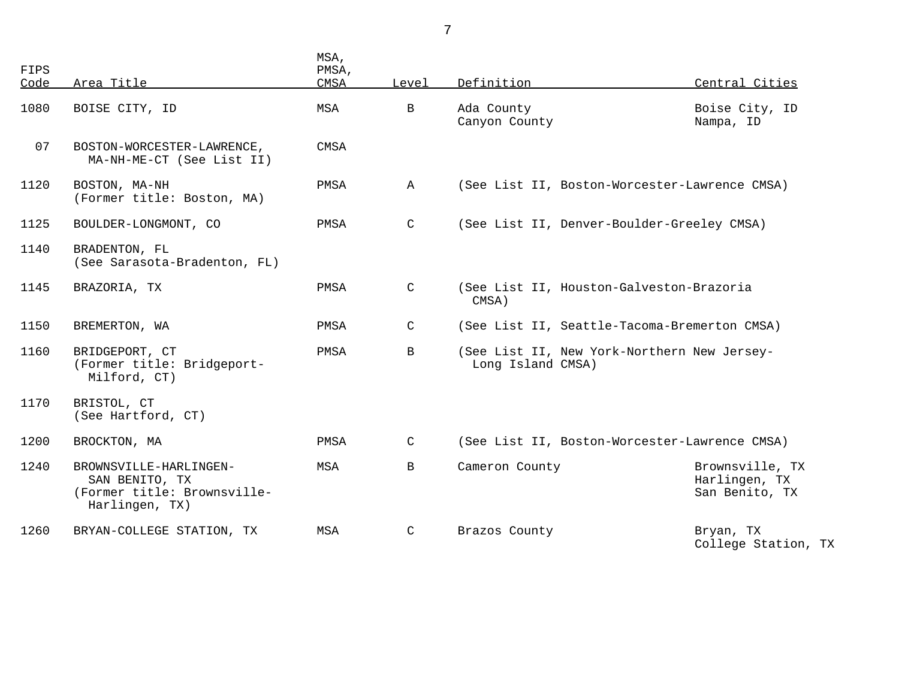| FIPS Code | Area Title | MSA, PMSA, CMSA | Level | Definition | Central Cities |
|---|---|---|---|---|---|
| 1080 | BOISE CITY, ID | MSA | B | Ada County<br>Canyon County | Boise City, ID<br>Nampa, ID |
| 07 | BOSTON-WORCESTER-LAWRENCE, MA-NH-ME-CT (See List II) | CMSA | | | |
| 1120 | BOSTON, MA-NH<br>(Former title: Boston, MA) | PMSA | A | (See List II, Boston-Worcester-Lawrence CMSA) | |
| 1125 | BOULDER-LONGMONT, CO | PMSA | C | (See List II, Denver-Boulder-Greeley CMSA) | |
| 1140 | BRADENTON, FL<br>(See Sarasota-Bradenton, FL) | | | | |
| 1145 | BRAZORIA, TX | PMSA | C | (See List II, Houston-Galveston-Brazoria CMSA) | |
| 1150 | BREMERTON, WA | PMSA | C | (See List II, Seattle-Tacoma-Bremerton CMSA) | |
| 1160 | BRIDGEPORT, CT<br>(Former title: Bridgeport-Milford, CT) | PMSA | B | (See List II, New York-Northern New Jersey-Long Island CMSA) | |
| 1170 | BRISTOL, CT<br>(See Hartford, CT) | | | | |
| 1200 | BROCKTON, MA | PMSA | C | (See List II, Boston-Worcester-Lawrence CMSA) | |
| 1240 | BROWNSVILLE-HARLINGEN-SAN BENITO, TX<br>(Former title: Brownsville-Harlingen, TX) | MSA | B | Cameron County | Brownsville, TX<br>Harlingen, TX<br>San Benito, TX |
| 1260 | BRYAN-COLLEGE STATION, TX | MSA | C | Brazos County | Bryan, TX<br>College Station, TX |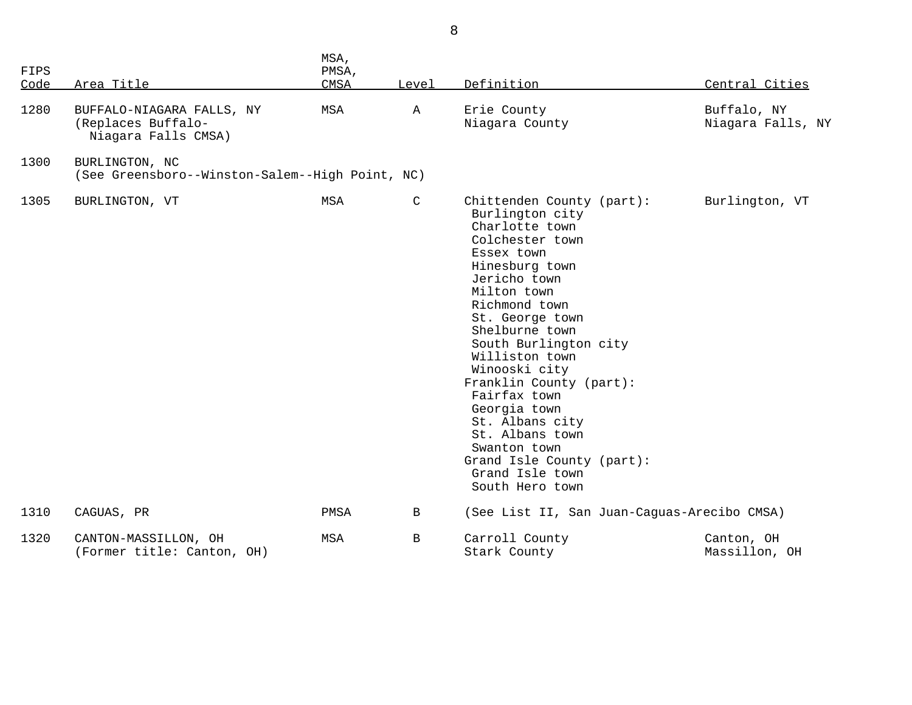| FIPS Code | Area Title | MSA, PMSA, CMSA | Level | Definition | Central Cities |
|---|---|---|---|---|---|
| 1280 | BUFFALO-NIAGARA FALLS, NY (Replaces Buffalo-Niagara Falls CMSA) | MSA | A | Erie County<br>Niagara County | Buffalo, NY<br>Niagara Falls, NY |
| 1300 | BURLINGTON, NC (See Greensboro--Winston-Salem--High Point, NC) | | | | |
| 1305 | BURLINGTON, VT | MSA | C | Chittenden County (part):<br>Burlington city<br>Charlotte town<br>Colchester town<br>Essex town<br>Hinesburg town<br>Jericho town<br>Milton town<br>Richmond town<br>St. George town<br>Shelburne town<br>South Burlington city<br>Williston town<br>Winooski city<br>Franklin County (part):<br>Fairfax town<br>Georgia town<br>St. Albans city<br>St. Albans town<br>Swanton town<br>Grand Isle County (part):<br>Grand Isle town<br>South Hero town | Burlington, VT |
| 1310 | CAGUAS, PR | PMSA | B | (See List II, San Juan-Caguas-Arecibo CMSA) | |
| 1320 | CANTON-MASSILLON, OH (Former title: Canton, OH) | MSA | B | Carroll County<br>Stark County | Canton, OH<br>Massillon, OH |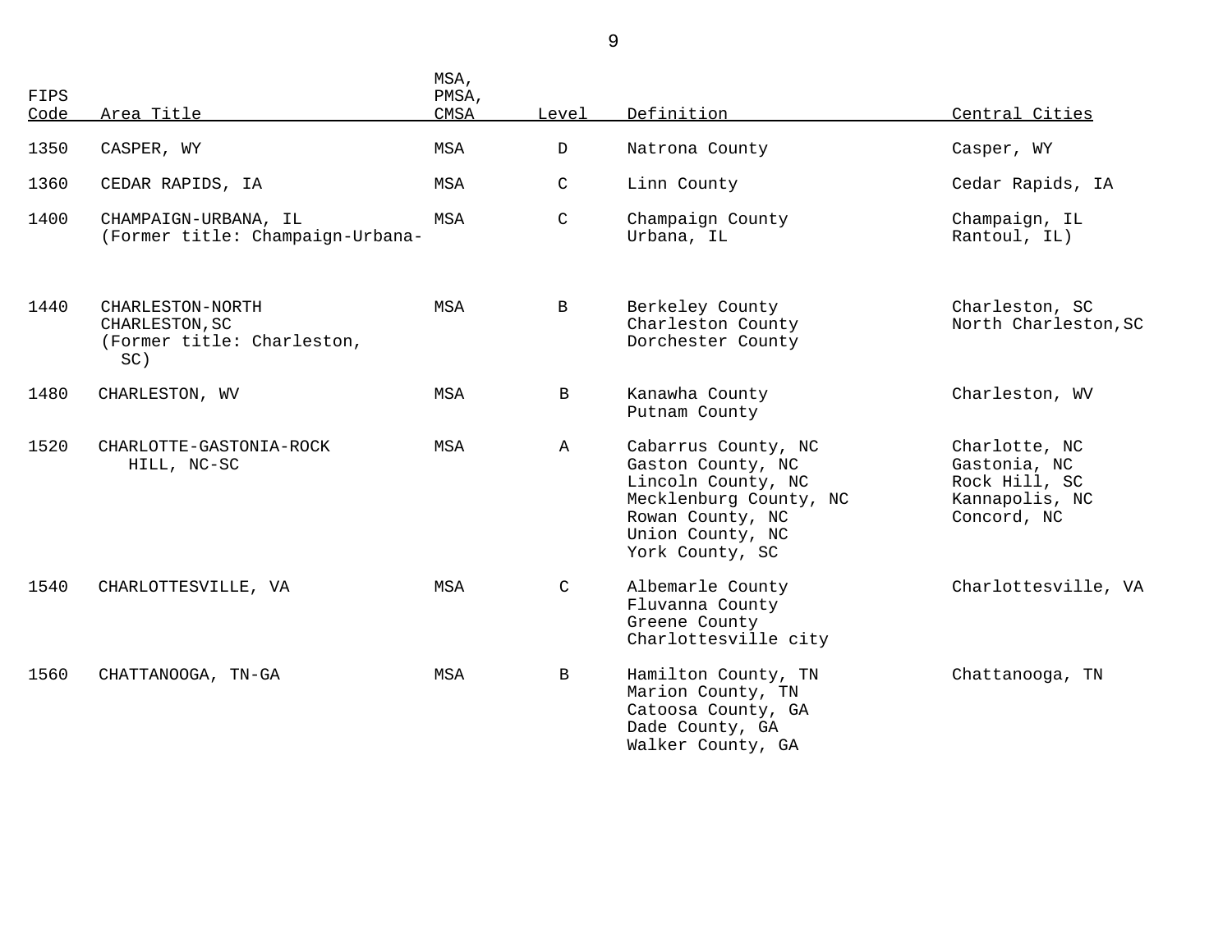| FIPS Code | Area Title | MSA, PMSA, CMSA | Level | Definition | Central Cities |
|---|---|---|---|---|---|
| 1350 | CASPER, WY | MSA | D | Natrona County | Casper, WY |
| 1360 | CEDAR RAPIDS, IA | MSA | C | Linn County | Cedar Rapids, IA |
| 1400 | CHAMPAIGN-URBANA, IL (Former title: Champaign-Urbana- | MSA | C | Champaign County Urbana, IL | Champaign, IL Rantoul, IL) |
| 1440 | CHARLESTON-NORTH CHARLESTON,SC (Former title: Charleston, SC) | MSA | B | Berkeley County Charleston County Dorchester County | Charleston, SC North Charleston,SC |
| 1480 | CHARLESTON, WV | MSA | B | Kanawha County Putnam County | Charleston, WV |
| 1520 | CHARLOTTE-GASTONIA-ROCK HILL, NC-SC | MSA | A | Cabarrus County, NC Gaston County, NC Lincoln County, NC Mecklenburg County, NC Rowan County, NC Union County, NC York County, SC | Charlotte, NC Gastonia, NC Rock Hill, SC Kannapolis, NC Concord, NC |
| 1540 | CHARLOTTESVILLE, VA | MSA | C | Albemarle County Fluvanna County Greene County Charlottesville city | Charlottesville, VA |
| 1560 | CHATTANOOGA, TN-GA | MSA | B | Hamilton County, TN Marion County, TN Catoosa County, GA Dade County, GA Walker County, GA | Chattanooga, TN |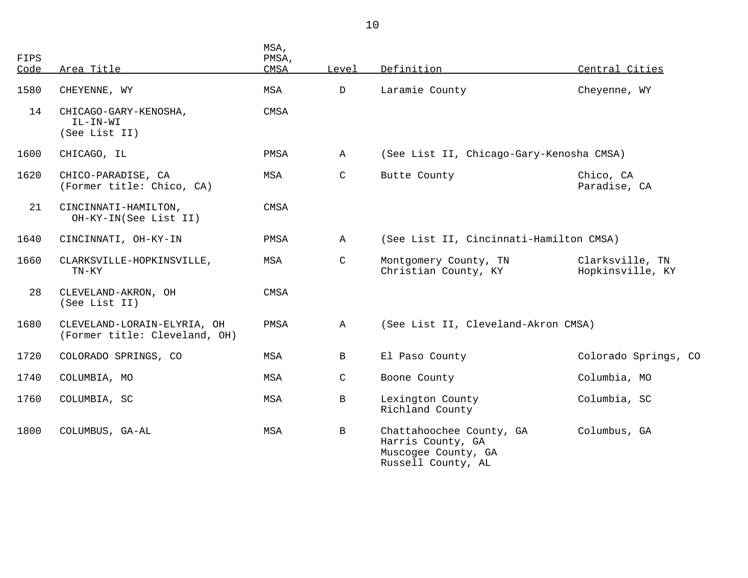| FIPS Code | Area Title | MSA, PMSA, CMSA | Level | Definition | Central Cities |
|---|---|---|---|---|---|
| 1580 | CHEYENNE, WY | MSA | D | Laramie County | Cheyenne, WY |
| 14 | CHICAGO-GARY-KENOSHA, IL-IN-WI (See List II) | CMSA | | | |
| 1600 | CHICAGO, IL | PMSA | A | (See List II, Chicago-Gary-Kenosha CMSA) | |
| 1620 | CHICO-PARADISE, CA (Former title: Chico, CA) | MSA | C | Butte County | Chico, CA<br>Paradise, CA |
| 21 | CINCINNATI-HAMILTON, OH-KY-IN(See List II) | CMSA | | | |
| 1640 | CINCINNATI, OH-KY-IN | PMSA | A | (See List II, Cincinnati-Hamilton CMSA) | |
| 1660 | CLARKSVILLE-HOPKINSVILLE, TN-KY | MSA | C | Montgomery County, TN<br>Christian County, KY | Clarksville, TN<br>Hopkinsville, KY |
| 28 | CLEVELAND-AKRON, OH (See List II) | CMSA | | | |
| 1680 | CLEVELAND-LORAIN-ELYRIA, OH (Former title: Cleveland, OH) | PMSA | A | (See List II, Cleveland-Akron CMSA) | |
| 1720 | COLORADO SPRINGS, CO | MSA | B | El Paso County | Colorado Springs, CO |
| 1740 | COLUMBIA, MO | MSA | C | Boone County | Columbia, MO |
| 1760 | COLUMBIA, SC | MSA | B | Lexington County<br>Richland County | Columbia, SC |
| 1800 | COLUMBUS, GA-AL | MSA | B | Chattahoochee County, GA<br>Harris County, GA<br>Muscogee County, GA<br>Russell County, AL | Columbus, GA |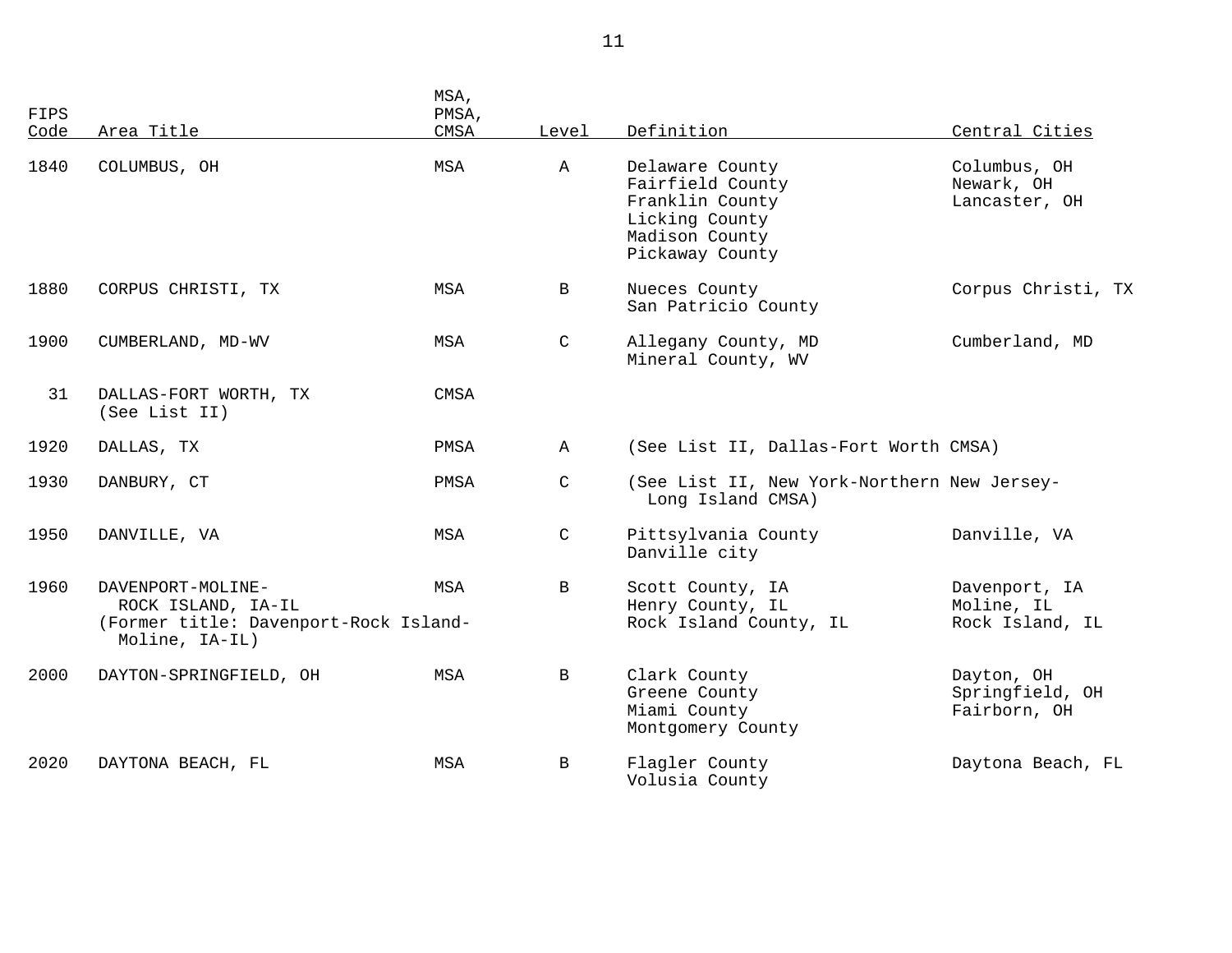| FIPS Code | Area Title | MSA, PMSA, CMSA | Level | Definition | Central Cities |
|---|---|---|---|---|---|
| 1840 | COLUMBUS, OH | MSA | A | Delaware County<br>Fairfield County<br>Franklin County<br>Licking County<br>Madison County<br>Pickaway County | Columbus, OH<br>Newark, OH<br>Lancaster, OH |
| 1880 | CORPUS CHRISTI, TX | MSA | B | Nueces County<br>San Patricio County | Corpus Christi, TX |
| 1900 | CUMBERLAND, MD-WV | MSA | C | Allegany County, MD<br>Mineral County, WV | Cumberland, MD |
| 31 | DALLAS-FORT WORTH, TX<br>(See List II) | CMSA | | | |
| 1920 | DALLAS, TX | PMSA | A | (See List II, Dallas-Fort Worth CMSA) | |
| 1930 | DANBURY, CT | PMSA | C | (See List II, New York-Northern New Jersey-Long Island CMSA) | |
| 1950 | DANVILLE, VA | MSA | C | Pittsylvania County<br>Danville city | Danville, VA |
| 1960 | DAVENPORT-MOLINE-ROCK ISLAND, IA-IL<br>(Former title: Davenport-Rock Island-Moline, IA-IL) | MSA | B | Scott County, IA<br>Henry County, IL<br>Rock Island County, IL | Davenport, IA<br>Moline, IL<br>Rock Island, IL |
| 2000 | DAYTON-SPRINGFIELD, OH | MSA | B | Clark County<br>Greene County<br>Miami County<br>Montgomery County | Dayton, OH<br>Springfield, OH<br>Fairborn, OH |
| 2020 | DAYTONA BEACH, FL | MSA | B | Flagler County<br>Volusia County | Daytona Beach, FL |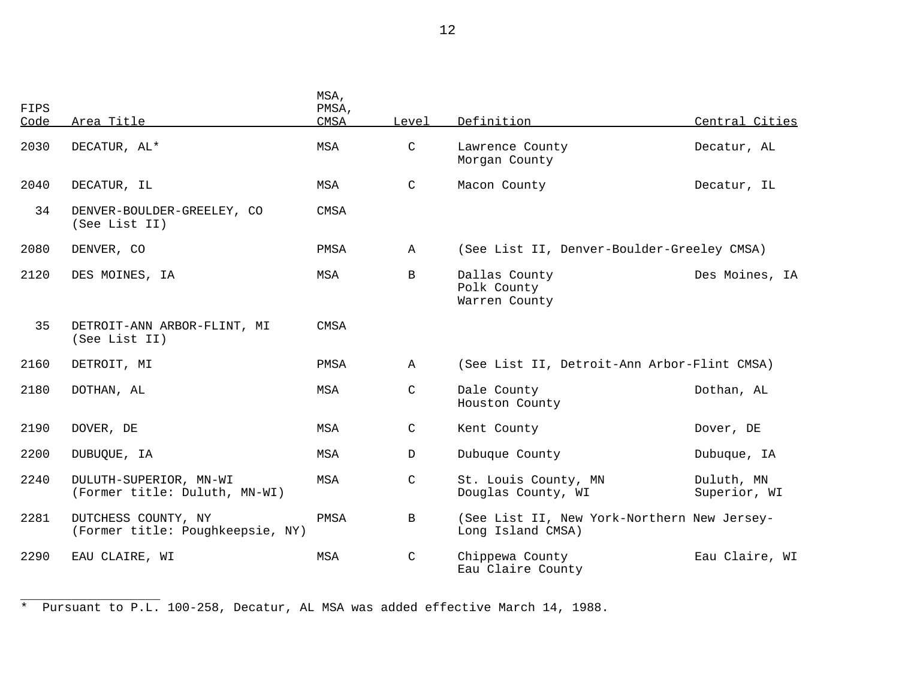| FIPS Code | Area Title | MSA, PMSA, CMSA | Level | Definition | Central Cities |
|---|---|---|---|---|---|
| 2030 | DECATUR, AL* | MSA | C | Lawrence County<br>Morgan County | Decatur, AL |
| 2040 | DECATUR, IL | MSA | C | Macon County | Decatur, IL |
| 34 | DENVER-BOULDER-GREELEY, CO<br>(See List II) | CMSA | | | |
| 2080 | DENVER, CO | PMSA | A | (See List II, Denver-Boulder-Greeley CMSA) | |
| 2120 | DES MOINES, IA | MSA | B | Dallas County<br>Polk County<br>Warren County | Des Moines, IA |
| 35 | DETROIT-ANN ARBOR-FLINT, MI<br>(See List II) | CMSA | | | |
| 2160 | DETROIT, MI | PMSA | A | (See List II, Detroit-Ann Arbor-Flint CMSA) | |
| 2180 | DOTHAN, AL | MSA | C | Dale County<br>Houston County | Dothan, AL |
| 2190 | DOVER, DE | MSA | C | Kent County | Dover, DE |
| 2200 | DUBUQUE, IA | MSA | D | Dubuque County | Dubuque, IA |
| 2240 | DULUTH-SUPERIOR, MN-WI<br>(Former title: Duluth, MN-WI) | MSA | C | St. Louis County, MN<br>Douglas County, WI | Duluth, MN<br>Superior, WI |
| 2281 | DUTCHESS COUNTY, NY<br>(Former title: Poughkeepsie, NY) | PMSA | B | (See List II, New York-Northern New Jersey-Long Island CMSA) | |
| 2290 | EAU CLAIRE, WI | MSA | C | Chippewa County<br>Eau Claire County | Eau Claire, WI |

___________________

* Pursuant to P.L. 100-258, Decatur, AL MSA was added effective March 14, 1988.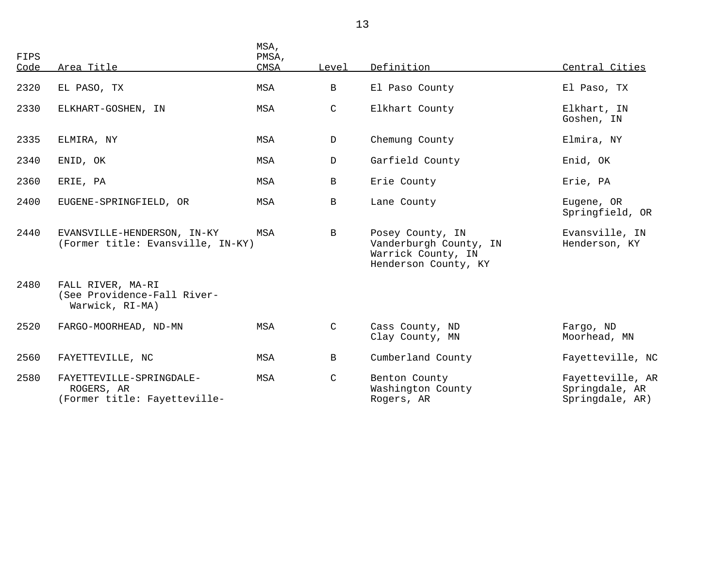| FIPS Code | Area Title | MSA, PMSA, CMSA | Level | Definition | Central Cities |
|---|---|---|---|---|---|
| 2320 | EL PASO, TX | MSA | B | El Paso County | El Paso, TX |
| 2330 | ELKHART-GOSHEN, IN | MSA | C | Elkhart County | Elkhart, IN<br>Goshen, IN |
| 2335 | ELMIRA, NY | MSA | D | Chemung County | Elmira, NY |
| 2340 | ENID, OK | MSA | D | Garfield County | Enid, OK |
| 2360 | ERIE, PA | MSA | B | Erie County | Erie, PA |
| 2400 | EUGENE-SPRINGFIELD, OR | MSA | B | Lane County | Eugene, OR<br>Springfield, OR |
| 2440 | EVANSVILLE-HENDERSON, IN-KY<br>(Former title: Evansville, IN-KY) | MSA | B | Posey County, IN<br>Vanderburgh County, IN<br>Warrick County, IN<br>Henderson County, KY | Evansville, IN<br>Henderson, KY |
| 2480 | FALL RIVER, MA-RI<br>(See Providence-Fall River-Warwick, RI-MA) | | | | |
| 2520 | FARGO-MOORHEAD, ND-MN | MSA | C | Cass County, ND<br>Clay County, MN | Fargo, ND<br>Moorhead, MN |
| 2560 | FAYETTEVILLE, NC | MSA | B | Cumberland County | Fayetteville, NC |
| 2580 | FAYETTEVILLE-SPRINGDALE-ROGERS, AR<br>(Former title: Fayetteville- | MSA | C | Benton County<br>Washington County<br>Rogers, AR | Fayetteville, AR<br>Springdale, AR<br>Springdale, AR) |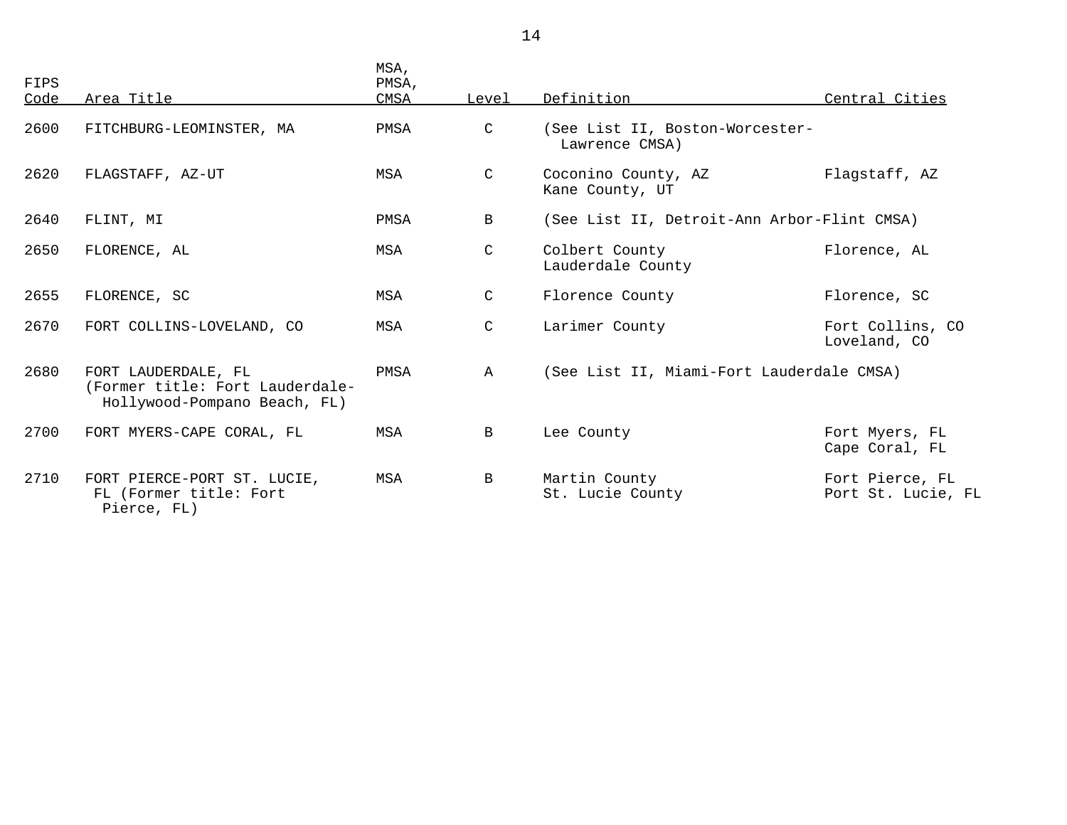| FIPS Code | Area Title | MSA, PMSA, CMSA | Level | Definition | Central Cities |
|---|---|---|---|---|---|
| 2600 | FITCHBURG-LEOMINSTER, MA | PMSA | C | (See List II, Boston-Worcester-Lawrence CMSA) | |
| 2620 | FLAGSTAFF, AZ-UT | MSA | C | Coconino County, AZ<br>Kane County, UT | Flagstaff, AZ |
| 2640 | FLINT, MI | PMSA | B | (See List II, Detroit-Ann Arbor-Flint CMSA) | |
| 2650 | FLORENCE, AL | MSA | C | Colbert County<br>Lauderdale County | Florence, AL |
| 2655 | FLORENCE, SC | MSA | C | Florence County | Florence, SC |
| 2670 | FORT COLLINS-LOVELAND, CO | MSA | C | Larimer County | Fort Collins, CO<br>Loveland, CO |
| 2680 | FORT LAUDERDALE, FL (Former title: Fort Lauderdale-Hollywood-Pompano Beach, FL) | PMSA | A | (See List II, Miami-Fort Lauderdale CMSA) | |
| 2700 | FORT MYERS-CAPE CORAL, FL | MSA | B | Lee County | Fort Myers, FL<br>Cape Coral, FL |
| 2710 | FORT PIERCE-PORT ST. LUCIE, FL (Former title: Fort Pierce, FL) | MSA | B | Martin County<br>St. Lucie County | Fort Pierce, FL<br>Port St. Lucie, FL |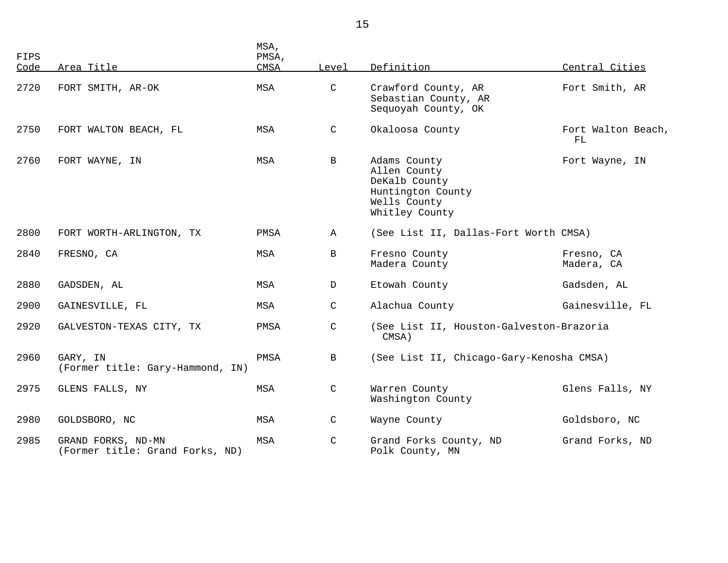| FIPS Code | Area Title | MSA, PMSA, CMSA | Level | Definition | Central Cities |
|---|---|---|---|---|---|
| 2720 | FORT SMITH, AR-OK | MSA | C | Crawford County, AR<br>Sebastian County, AR<br>Sequoyah County, OK | Fort Smith, AR |
| 2750 | FORT WALTON BEACH, FL | MSA | C | Okaloosa County | Fort Walton Beach, FL |
| 2760 | FORT WAYNE, IN | MSA | B | Adams County<br>Allen County<br>DeKalb County<br>Huntington County<br>Wells County<br>Whitley County | Fort Wayne, IN |
| 2800 | FORT WORTH-ARLINGTON, TX | PMSA | A | (See List II, Dallas-Fort Worth CMSA) | |
| 2840 | FRESNO, CA | MSA | B | Fresno County<br>Madera County | Fresno, CA<br>Madera, CA |
| 2880 | GADSDEN, AL | MSA | D | Etowah County | Gadsden, AL |
| 2900 | GAINESVILLE, FL | MSA | C | Alachua County | Gainesville, FL |
| 2920 | GALVESTON-TEXAS CITY, TX | PMSA | C | (See List II, Houston-Galveston-Brazoria CMSA) | |
| 2960 | GARY, IN<br>(Former title: Gary-Hammond, IN) | PMSA | B | (See List II, Chicago-Gary-Kenosha CMSA) | |
| 2975 | GLENS FALLS, NY | MSA | C | Warren County<br>Washington County | Glens Falls, NY |
| 2980 | GOLDSBORO, NC | MSA | C | Wayne County | Goldsboro, NC |
| 2985 | GRAND FORKS, ND-MN<br>(Former title: Grand Forks, ND) | MSA | C | Grand Forks County, ND<br>Polk County, MN | Grand Forks, ND |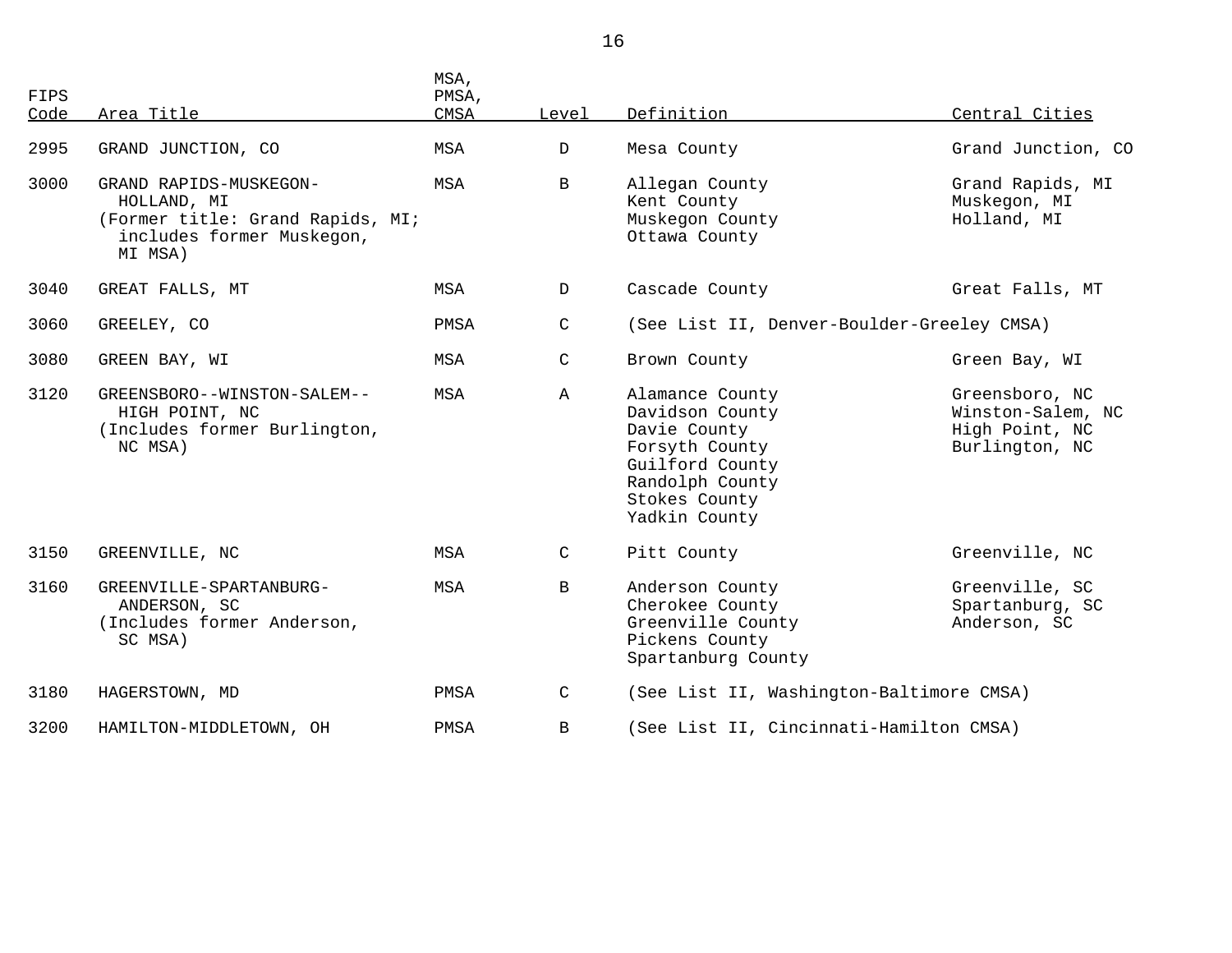| FIPS Code | Area Title | MSA, PMSA, CMSA | Level | Definition | Central Cities |
|---|---|---|---|---|---|
| 2995 | GRAND JUNCTION, CO | MSA | D | Mesa County | Grand Junction, CO |
| 3000 | GRAND RAPIDS-MUSKEGON-HOLLAND, MI (Former title: Grand Rapids, MI; includes former Muskegon, MI MSA) | MSA | B | Allegan County<br>Kent County<br>Muskegon County<br>Ottawa County | Grand Rapids, MI<br>Muskegon, MI<br>Holland, MI |
| 3040 | GREAT FALLS, MT | MSA | D | Cascade County | Great Falls, MT |
| 3060 | GREELEY, CO | PMSA | C | (See List II, Denver-Boulder-Greeley CMSA) | |
| 3080 | GREEN BAY, WI | MSA | C | Brown County | Green Bay, WI |
| 3120 | GREENSBORO--WINSTON-SALEM--HIGH POINT, NC (Includes former Burlington, NC MSA) | MSA | A | Alamance County<br>Davidson County<br>Davie County<br>Forsyth County<br>Guilford County<br>Randolph County<br>Stokes County<br>Yadkin County | Greensboro, NC<br>Winston-Salem, NC<br>High Point, NC<br>Burlington, NC |
| 3150 | GREENVILLE, NC | MSA | C | Pitt County | Greenville, NC |
| 3160 | GREENVILLE-SPARTANBURG-ANDERSON, SC (Includes former Anderson, SC MSA) | MSA | B | Anderson County<br>Cherokee County<br>Greenville County<br>Pickens County<br>Spartanburg County | Greenville, SC<br>Spartanburg, SC<br>Anderson, SC |
| 3180 | HAGERSTOWN, MD | PMSA | C | (See List II, Washington-Baltimore CMSA) | |
| 3200 | HAMILTON-MIDDLETOWN, OH | PMSA | B | (See List II, Cincinnati-Hamilton CMSA) | |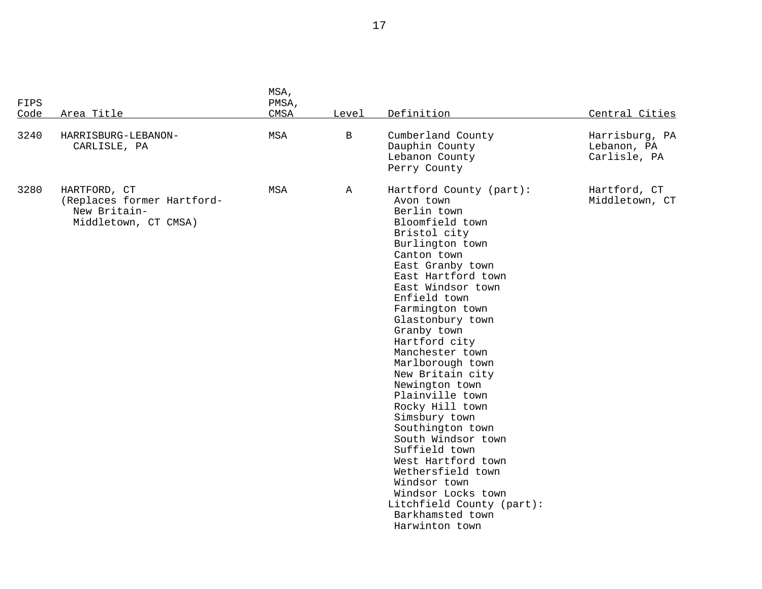| FIPS Code | Area Title | MSA, PMSA, CMSA | Level | Definition | Central Cities |
|---|---|---|---|---|---|
| 3240 | HARRISBURG-LEBANON-CARLISLE, PA | MSA | B | Cumberland County<br>Dauphin County<br>Lebanon County<br>Perry County | Harrisburg, PA<br>Lebanon, PA<br>Carlisle, PA |
| 3280 | HARTFORD, CT<br>(Replaces former Hartford-New Britain-Middletown, CT CMSA) | MSA | A | Hartford County (part):<br>Avon town<br>Berlin town<br>Bloomfield town<br>Bristol city<br>Burlington town<br>Canton town<br>East Granby town<br>East Hartford town<br>East Windsor town<br>Enfield town<br>Farmington town<br>Glastonbury town<br>Granby town<br>Hartford city<br>Manchester town<br>Marlborough town<br>New Britain city<br>Newington town<br>Plainville town<br>Rocky Hill town<br>Simsbury town<br>Southington town<br>South Windsor town<br>Suffield town<br>West Hartford town<br>Wethersfield town<br>Windsor town<br>Windsor Locks town<br>Litchfield County (part):<br>Barkhamsted town<br>Harwinton town | Hartford, CT<br>Middletown, CT |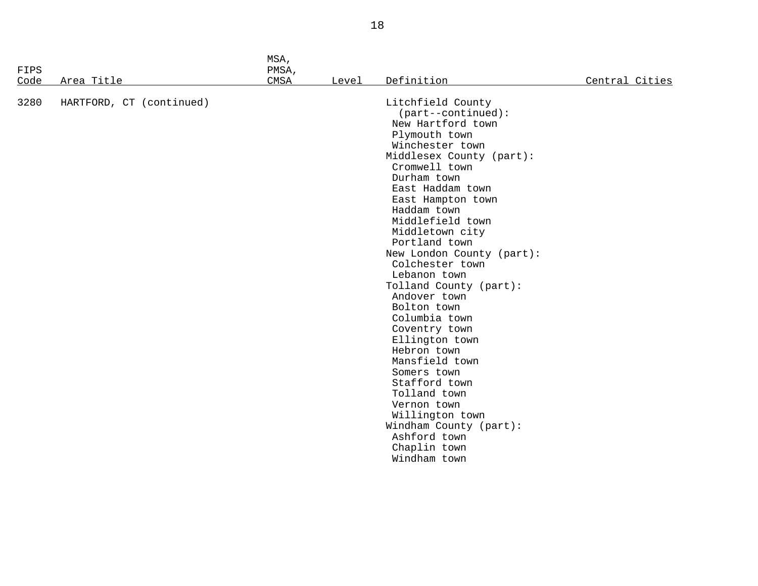| FIPS Code | Area Title | MSA, PMSA, CMSA | Level | Definition | Central Cities |
|---|---|---|---|---|---|
| 3280 | HARTFORD, CT (continued) | | | Litchfield County (part--continued): | |
| | | | | New Hartford town | |
| | | | | Plymouth town | |
| | | | | Winchester town | |
| | | | | Middlesex County (part): | |
| | | | | Cromwell town | |
| | | | | Durham town | |
| | | | | East Haddam town | |
| | | | | East Hampton town | |
| | | | | Haddam town | |
| | | | | Middlefield town | |
| | | | | Middletown city | |
| | | | | Portland town | |
| | | | | New London County (part): | |
| | | | | Colchester town | |
| | | | | Lebanon town | |
| | | | | Tolland County (part): | |
| | | | | Andover town | |
| | | | | Bolton town | |
| | | | | Columbia town | |
| | | | | Coventry town | |
| | | | | Ellington town | |
| | | | | Hebron town | |
| | | | | Mansfield town | |
| | | | | Somers town | |
| | | | | Stafford town | |
| | | | | Tolland town | |
| | | | | Vernon town | |
| | | | | Willington town | |
| | | | | Windham County (part): | |
| | | | | Ashford town | |
| | | | | Chaplin town | |
| | | | | Windham town | |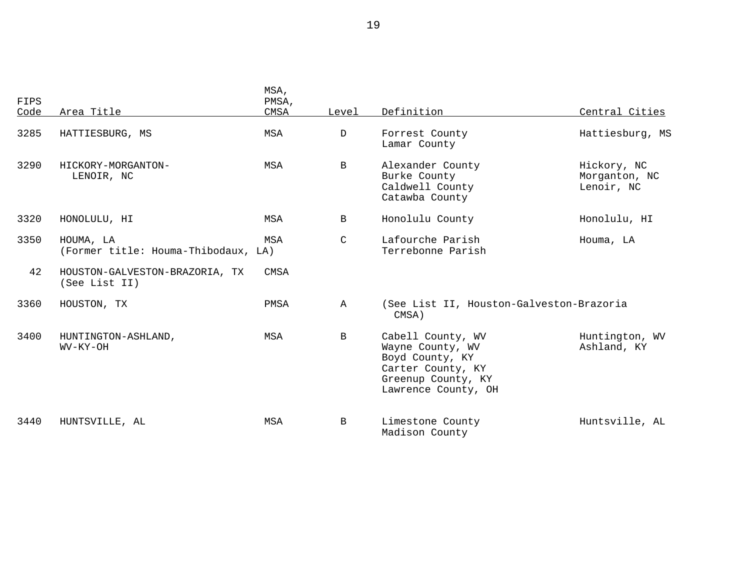| FIPS Code | Area Title | MSA, PMSA, CMSA | Level | Definition | Central Cities |
|---|---|---|---|---|---|
| 3285 | HATTIESBURG, MS | MSA | D | Forrest County<br>Lamar County | Hattiesburg, MS |
| 3290 | HICKORY-MORGANTON-LENOIR, NC | MSA | B | Alexander County<br>Burke County<br>Caldwell County<br>Catawba County | Hickory, NC<br>Morganton, NC<br>Lenoir, NC |
| 3320 | HONOLULU, HI | MSA | B | Honolulu County | Honolulu, HI |
| 3350 | HOUMA, LA<br>(Former title: Houma-Thibodaux, LA) | MSA | C | Lafourche Parish<br>Terrebonne Parish | Houma, LA |
| 42 | HOUSTON-GALVESTON-BRAZORIA, TX<br>(See List II) | CMSA | | | |
| 3360 | HOUSTON, TX | PMSA | A | (See List II, Houston-Galveston-Brazoria CMSA) | |
| 3400 | HUNTINGTON-ASHLAND, WV-KY-OH | MSA | B | Cabell County, WV<br>Wayne County, WV<br>Boyd County, KY<br>Carter County, KY<br>Greenup County, KY<br>Lawrence County, OH | Huntington, WV<br>Ashland, KY |
| 3440 | HUNTSVILLE, AL | MSA | B | Limestone County<br>Madison County | Huntsville, AL |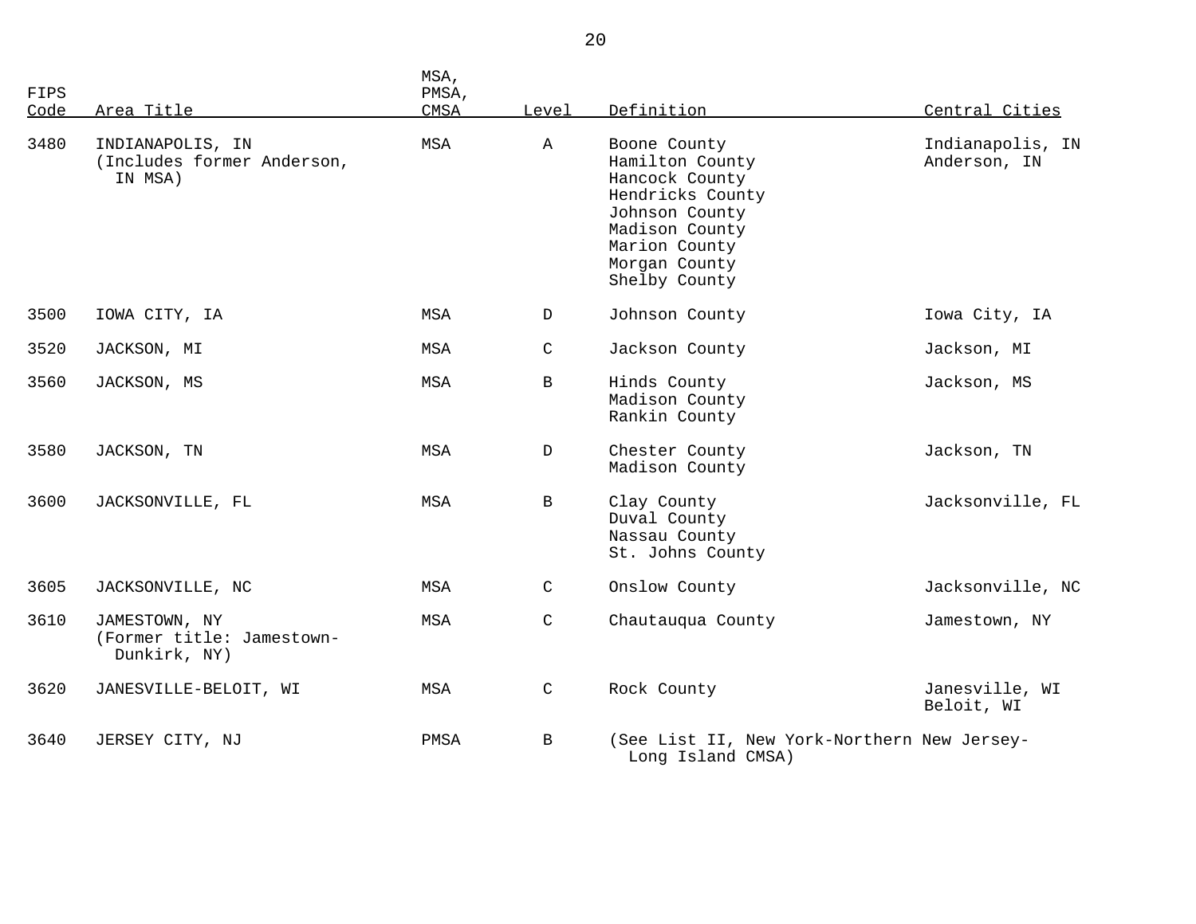| FIPS Code | Area Title | MSA, PMSA, CMSA | Level | Definition | Central Cities |
|---|---|---|---|---|---|
| 3480 | INDIANAPOLIS, IN (Includes former Anderson, IN MSA) | MSA | A | Boone County<br>Hamilton County<br>Hancock County<br>Hendricks County<br>Johnson County<br>Madison County<br>Marion County<br>Morgan County<br>Shelby County | Indianapolis, IN<br>Anderson, IN |
| 3500 | IOWA CITY, IA | MSA | D | Johnson County | Iowa City, IA |
| 3520 | JACKSON, MI | MSA | C | Jackson County | Jackson, MI |
| 3560 | JACKSON, MS | MSA | B | Hinds County<br>Madison County<br>Rankin County | Jackson, MS |
| 3580 | JACKSON, TN | MSA | D | Chester County<br>Madison County | Jackson, TN |
| 3600 | JACKSONVILLE, FL | MSA | B | Clay County<br>Duval County<br>Nassau County<br>St. Johns County | Jacksonville, FL |
| 3605 | JACKSONVILLE, NC | MSA | C | Onslow County | Jacksonville, NC |
| 3610 | JAMESTOWN, NY (Former title: Jamestown-Dunkirk, NY) | MSA | C | Chautauqua County | Jamestown, NY |
| 3620 | JANESVILLE-BELOIT, WI | MSA | C | Rock County | Janesville, WI<br>Beloit, WI |
| 3640 | JERSEY CITY, NJ | PMSA | B | (See List II, New York-Northern New Jersey-Long Island CMSA) | |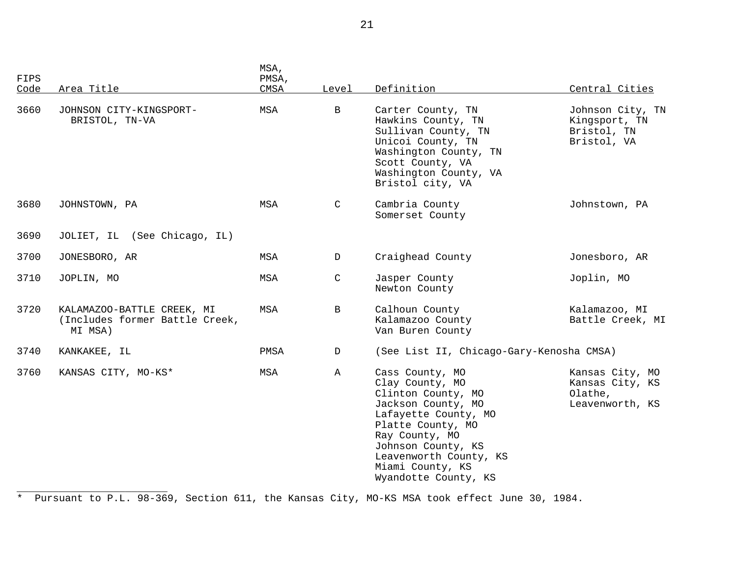| FIPS Code | Area Title | MSA, PMSA, CMSA | Level | Definition | Central Cities |
|---|---|---|---|---|---|
| 3660 | JOHNSON CITY-KINGSPORT-BRISTOL, TN-VA | MSA | B | Carter County, TN<br>Hawkins County, TN<br>Sullivan County, TN<br>Unicoi County, TN<br>Washington County, TN<br>Scott County, VA<br>Washington County, VA<br>Bristol city, VA | Johnson City, TN<br>Kingsport, TN<br>Bristol, TN<br>Bristol, VA |
| 3680 | JOHNSTOWN, PA | MSA | C | Cambria County<br>Somerset County | Johnstown, PA |
| 3690 | JOLIET, IL (See Chicago, IL) | | | | |
| 3700 | JONESBORO, AR | MSA | D | Craighead County | Jonesboro, AR |
| 3710 | JOPLIN, MO | MSA | C | Jasper County<br>Newton County | Joplin, MO |
| 3720 | KALAMAZOO-BATTLE CREEK, MI (Includes former Battle Creek, MI MSA) | MSA | B | Calhoun County<br>Kalamazoo County<br>Van Buren County | Kalamazoo, MI<br>Battle Creek, MI |
| 3740 | KANKAKEE, IL | PMSA | D | (See List II, Chicago-Gary-Kenosha CMSA) | |
| 3760 | KANSAS CITY, MO-KS* | MSA | A | Cass County, MO<br>Clay County, MO<br>Clinton County, MO<br>Jackson County, MO<br>Lafayette County, MO<br>Platte County, MO<br>Ray County, MO<br>Johnson County, KS<br>Leavenworth County, KS<br>Miami County, KS<br>Wyandotte County, KS | Kansas City, MO<br>Kansas City, KS<br>Olathe,<br>Leavenworth, KS |

___

* Pursuant to P.L. 98-369, Section 611, the Kansas City, MO-KS MSA took effect June 30, 1984.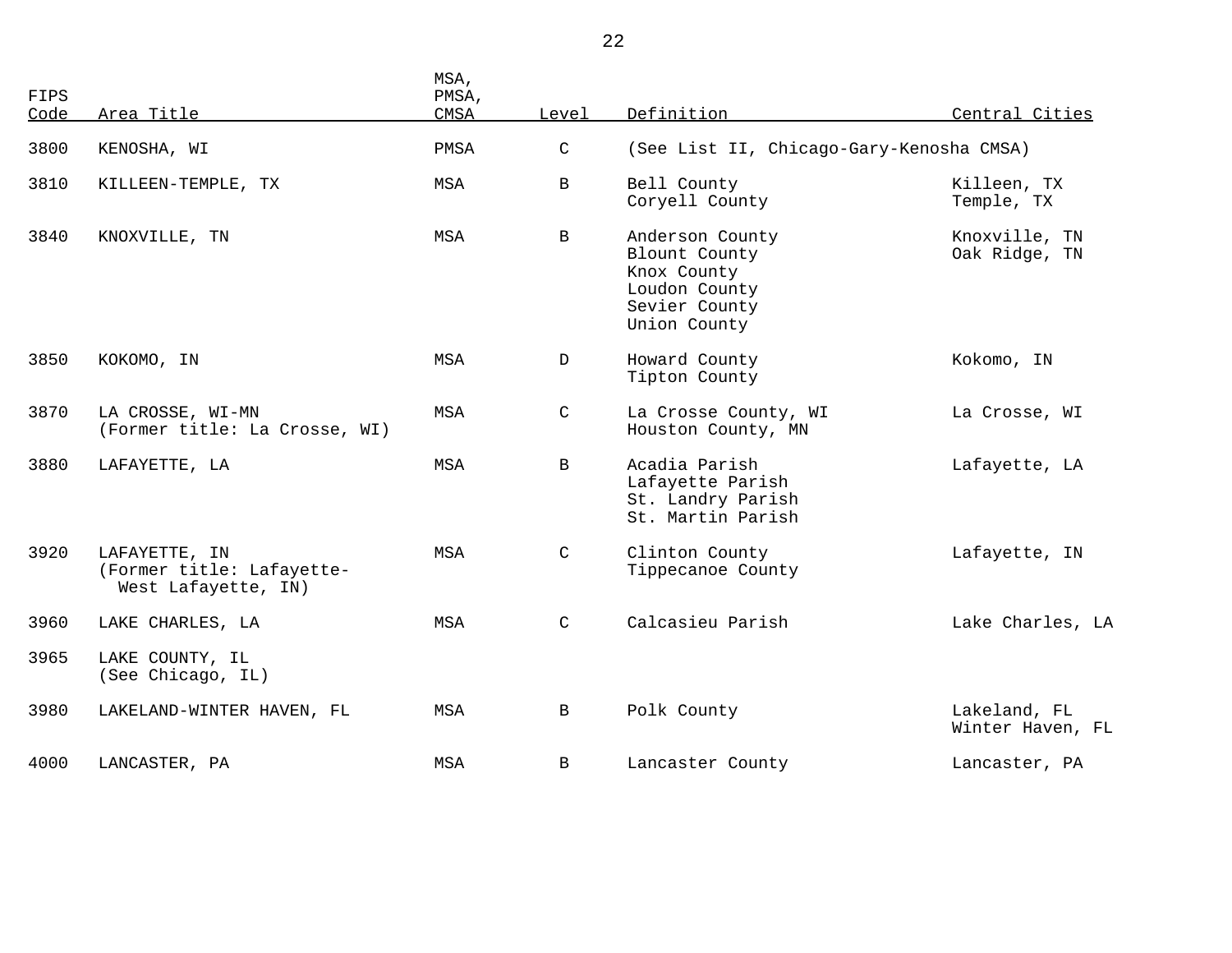| FIPS Code | Area Title | MSA, PMSA, CMSA | Level | Definition | Central Cities |
|---|---|---|---|---|---|
| 3800 | KENOSHA, WI | PMSA | C | (See List II, Chicago-Gary-Kenosha CMSA) | |
| 3810 | KILLEEN-TEMPLE, TX | MSA | B | Bell County<br>Coryell County | Killeen, TX<br>Temple, TX |
| 3840 | KNOXVILLE, TN | MSA | B | Anderson County<br>Blount County<br>Knox County<br>Loudon County<br>Sevier County<br>Union County | Knoxville, TN<br>Oak Ridge, TN |
| 3850 | KOKOMO, IN | MSA | D | Howard County<br>Tipton County | Kokomo, IN |
| 3870 | LA CROSSE, WI-MN<br>(Former title: La Crosse, WI) | MSA | C | La Crosse County, WI<br>Houston County, MN | La Crosse, WI |
| 3880 | LAFAYETTE, LA | MSA | B | Acadia Parish<br>Lafayette Parish<br>St. Landry Parish<br>St. Martin Parish | Lafayette, LA |
| 3920 | LAFAYETTE, IN<br>(Former title: Lafayette-West Lafayette, IN) | MSA | C | Clinton County<br>Tippecanoe County | Lafayette, IN |
| 3960 | LAKE CHARLES, LA | MSA | C | Calcasieu Parish | Lake Charles, LA |
| 3965 | LAKE COUNTY, IL<br>(See Chicago, IL) | | | | |
| 3980 | LAKELAND-WINTER HAVEN, FL | MSA | B | Polk County | Lakeland, FL<br>Winter Haven, FL |
| 4000 | LANCASTER, PA | MSA | B | Lancaster County | Lancaster, PA |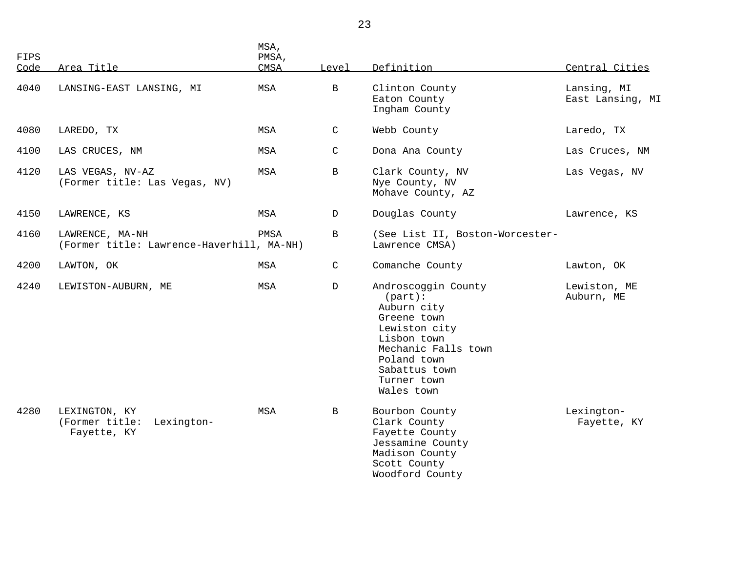| FIPS Code | Area Title | MSA, PMSA, CMSA | Level | Definition | Central Cities |
|---|---|---|---|---|---|
| 4040 | LANSING-EAST LANSING, MI | MSA | B | Clinton County<br>Eaton County<br>Ingham County | Lansing, MI<br>East Lansing, MI |
| 4080 | LAREDO, TX | MSA | C | Webb County | Laredo, TX |
| 4100 | LAS CRUCES, NM | MSA | C | Dona Ana County | Las Cruces, NM |
| 4120 | LAS VEGAS, NV-AZ<br>(Former title: Las Vegas, NV) | MSA | B | Clark County, NV<br>Nye County, NV<br>Mohave County, AZ | Las Vegas, NV |
| 4150 | LAWRENCE, KS | MSA | D | Douglas County | Lawrence, KS |
| 4160 | LAWRENCE, MA-NH<br>(Former title: Lawrence-Haverhill, MA-NH) | PMSA | B | (See List II, Boston-Worcester-Lawrence CMSA) | |
| 4200 | LAWTON, OK | MSA | C | Comanche County | Lawton, OK |
| 4240 | LEWISTON-AUBURN, ME | MSA | D | Androscoggin County (part):<br>Auburn city<br>Greene town<br>Lewiston city<br>Lisbon town<br>Mechanic Falls town<br>Poland town<br>Sabattus town<br>Turner town<br>Wales town | Lewiston, ME<br>Auburn, ME |
| 4280 | LEXINGTON, KY<br>(Former title: Lexington-Fayette, KY | MSA | B | Bourbon County<br>Clark County<br>Fayette County<br>Jessamine County<br>Madison County<br>Scott County<br>Woodford County | Lexington-Fayette, KY |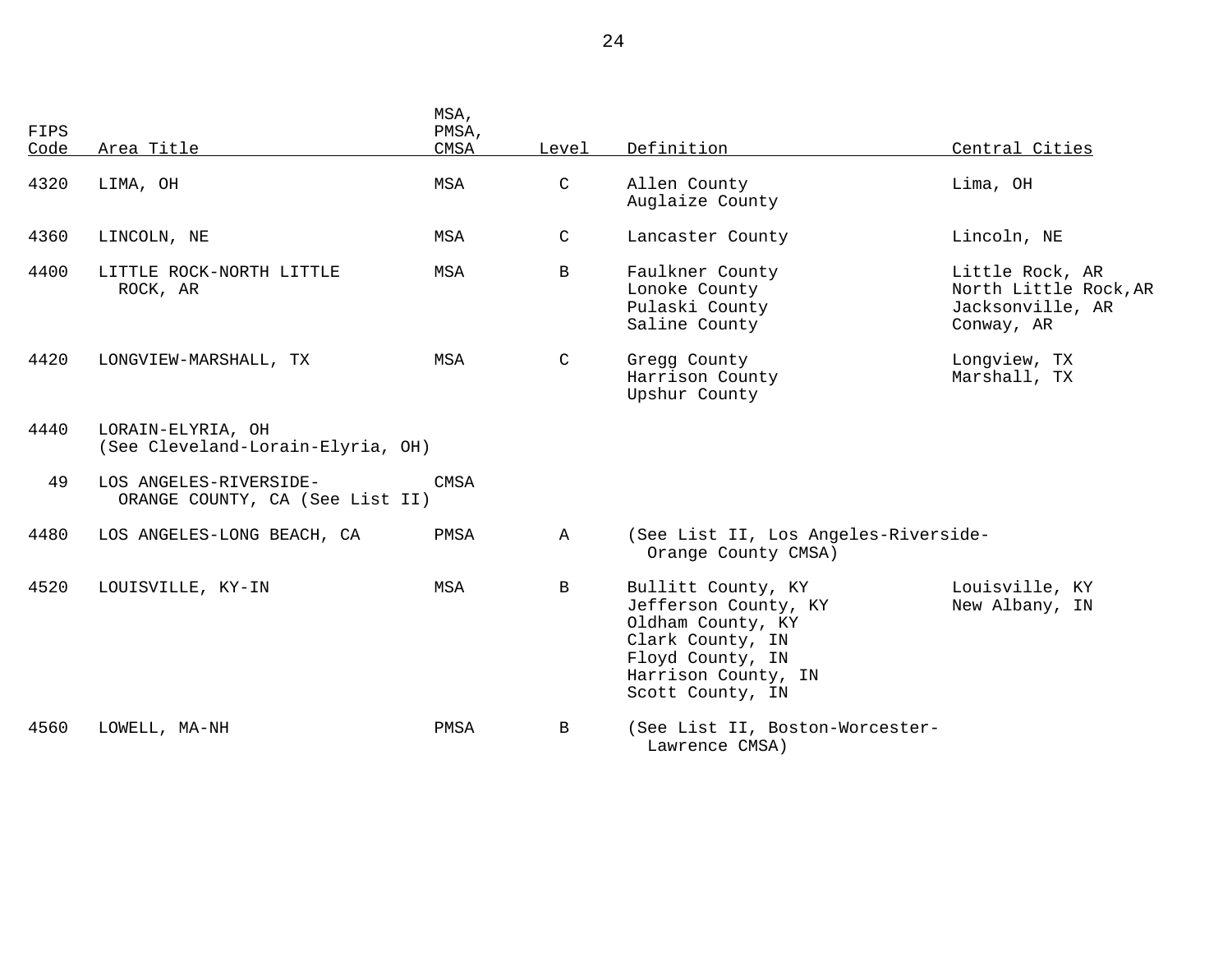| FIPS Code | Area Title | MSA, PMSA, CMSA | Level | Definition | Central Cities |
|---|---|---|---|---|---|
| 4320 | LIMA, OH | MSA | C | Allen County<br>Auglaize County | Lima, OH |
| 4360 | LINCOLN, NE | MSA | C | Lancaster County | Lincoln, NE |
| 4400 | LITTLE ROCK-NORTH LITTLE ROCK, AR | MSA | B | Faulkner County<br>Lonoke County<br>Pulaski County<br>Saline County | Little Rock, AR<br>North Little Rock,AR<br>Jacksonville, AR<br>Conway, AR |
| 4420 | LONGVIEW-MARSHALL, TX | MSA | C | Gregg County<br>Harrison County<br>Upshur County | Longview, TX<br>Marshall, TX |
| 4440 | LORAIN-ELYRIA, OH (See Cleveland-Lorain-Elyria, OH) | | | | |
| 49 | LOS ANGELES-RIVERSIDE-ORANGE COUNTY, CA (See List II) | CMSA | | | |
| 4480 | LOS ANGELES-LONG BEACH, CA | PMSA | A | (See List II, Los Angeles-Riverside-Orange County CMSA) | |
| 4520 | LOUISVILLE, KY-IN | MSA | B | Bullitt County, KY<br>Jefferson County, KY<br>Oldham County, KY<br>Clark County, IN<br>Floyd County, IN<br>Harrison County, IN<br>Scott County, IN | Louisville, KY<br>New Albany, IN |
| 4560 | LOWELL, MA-NH | PMSA | B | (See List II, Boston-Worcester-Lawrence CMSA) | |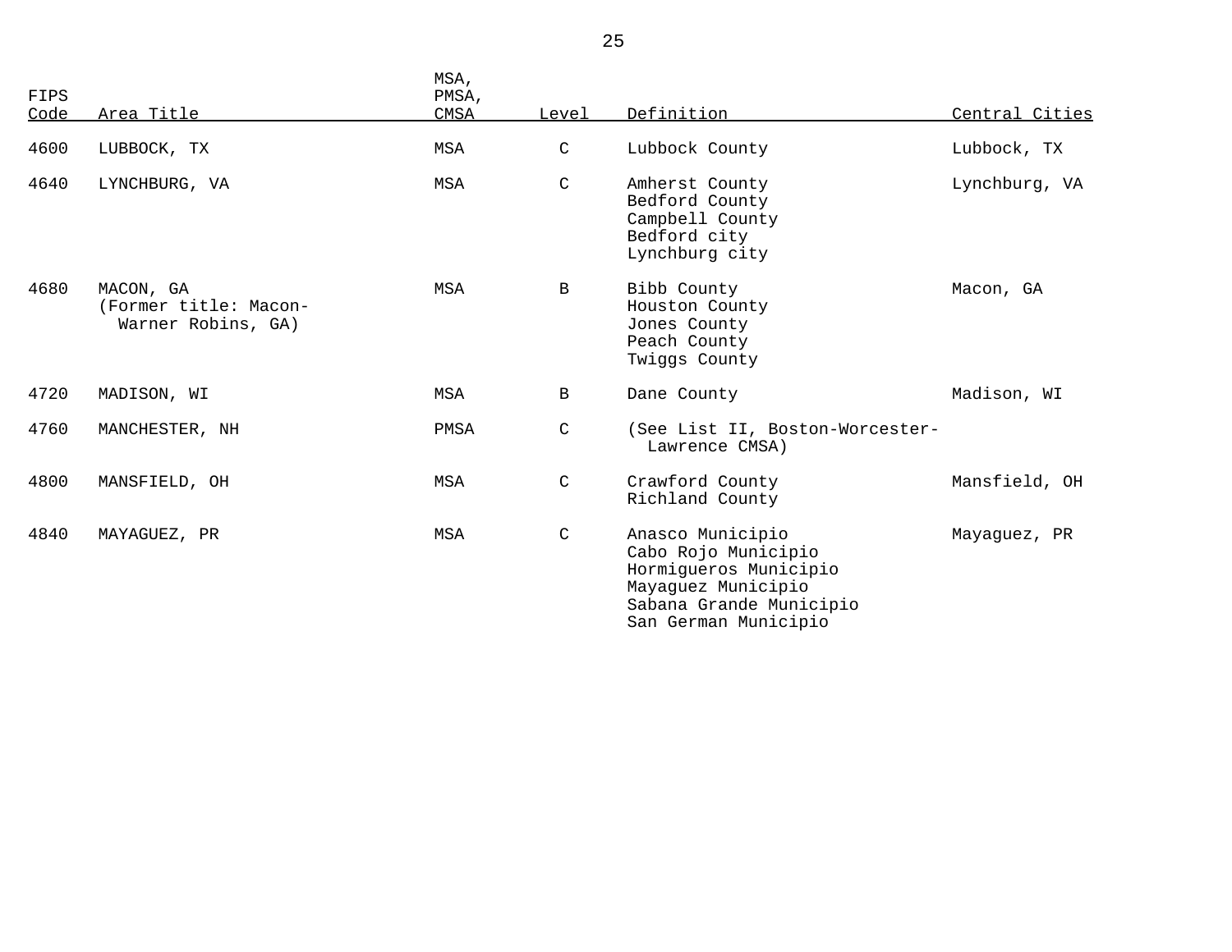| FIPS Code | Area Title | MSA, PMSA, CMSA | Level | Definition | Central Cities |
|---|---|---|---|---|---|
| 4600 | LUBBOCK, TX | MSA | C | Lubbock County | Lubbock, TX |
| 4640 | LYNCHBURG, VA | MSA | C | Amherst County<br>Bedford County<br>Campbell County<br>Bedford city<br>Lynchburg city | Lynchburg, VA |
| 4680 | MACON, GA<br>(Former title: Macon-Warner Robins, GA) | MSA | B | Bibb County<br>Houston County<br>Jones County<br>Peach County<br>Twiggs County | Macon, GA |
| 4720 | MADISON, WI | MSA | B | Dane County | Madison, WI |
| 4760 | MANCHESTER, NH | PMSA | C | (See List II, Boston-Worcester-Lawrence CMSA) | |
| 4800 | MANSFIELD, OH | MSA | C | Crawford County<br>Richland County | Mansfield, OH |
| 4840 | MAYAGUEZ, PR | MSA | C | Anasco Municipio<br>Cabo Rojo Municipio<br>Hormigueros Municipio<br>Mayaguez Municipio<br>Sabana Grande Municipio<br>San German Municipio | Mayaguez, PR |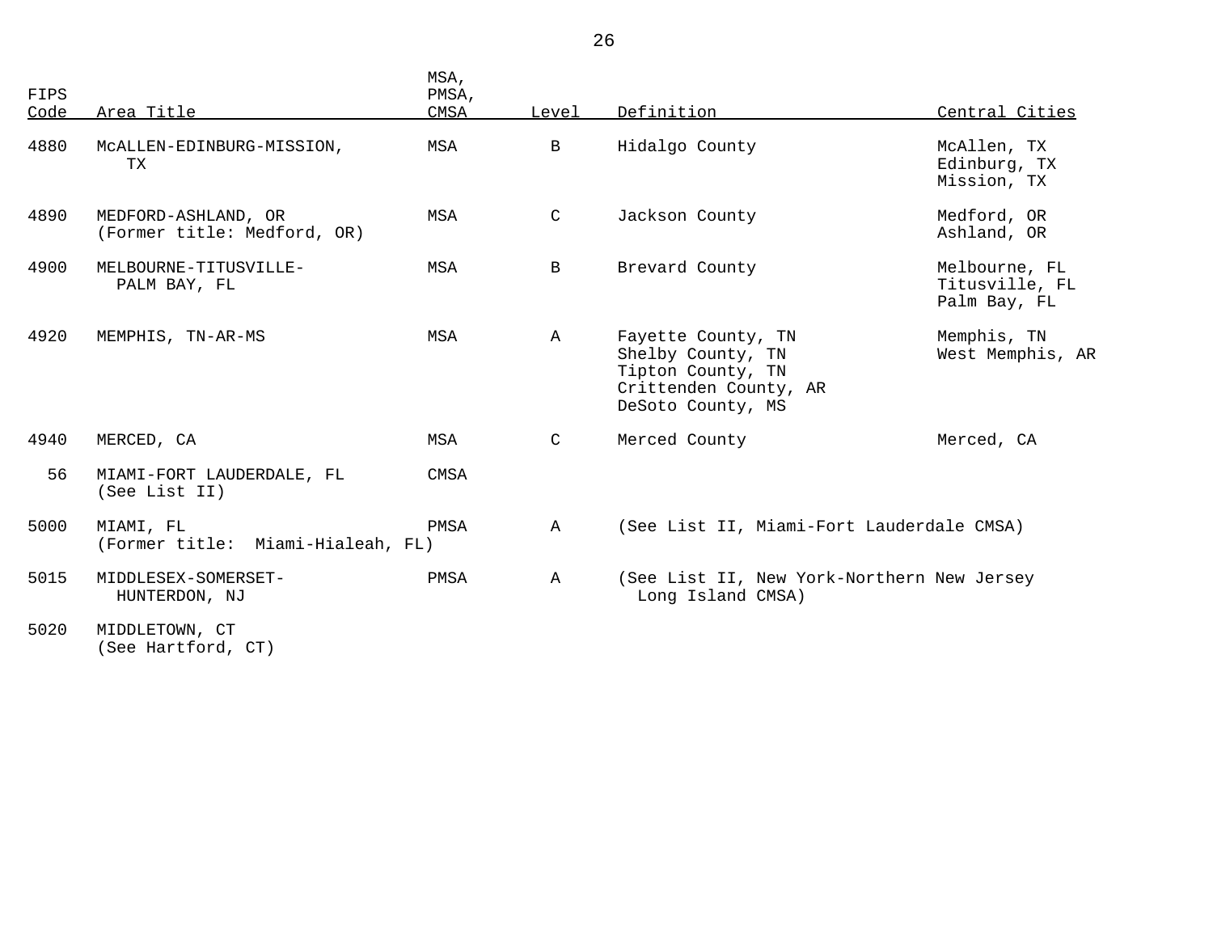| FIPS Code | Area Title | MSA, PMSA, CMSA | Level | Definition | Central Cities |
|---|---|---|---|---|---|
| 4880 | McALLEN-EDINBURG-MISSION, TX | MSA | B | Hidalgo County | McAllen, TX<br>Edinburg, TX<br>Mission, TX |
| 4890 | MEDFORD-ASHLAND, OR<br>(Former title: Medford, OR) | MSA | C | Jackson County | Medford, OR<br>Ashland, OR |
| 4900 | MELBOURNE-TITUSVILLE-PALM BAY, FL | MSA | B | Brevard County | Melbourne, FL<br>Titusville, FL<br>Palm Bay, FL |
| 4920 | MEMPHIS, TN-AR-MS | MSA | A | Fayette County, TN<br>Shelby County, TN<br>Tipton County, TN<br>Crittenden County, AR<br>DeSoto County, MS | Memphis, TN<br>West Memphis, AR |
| 4940 | MERCED, CA | MSA | C | Merced County | Merced, CA |
| 56 | MIAMI-FORT LAUDERDALE, FL<br>(See List II) | CMSA | | | |
| 5000 | MIAMI, FL<br>(Former title: Miami-Hialeah, FL) | PMSA | A | (See List II, Miami-Fort Lauderdale CMSA) | |
| 5015 | MIDDLESEX-SOMERSET-HUNTERDON, NJ | PMSA | A | (See List II, New York-Northern New Jersey Long Island CMSA) | |
| 5020 | MIDDLETOWN, CT<br>(See Hartford, CT) | | | | |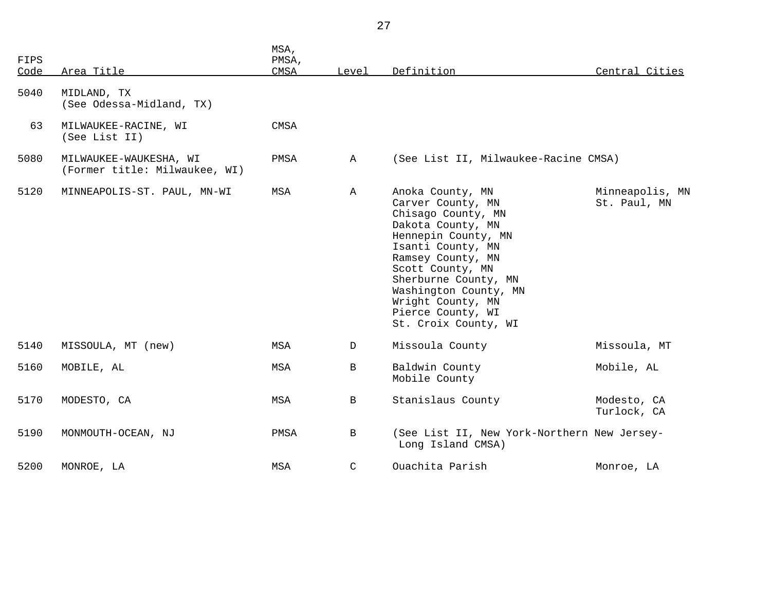| FIPS Code | Area Title | MSA, PMSA, CMSA | Level | Definition | Central Cities |
|---|---|---|---|---|---|
| 5040 | MIDLAND, TX (See Odessa-Midland, TX) | | | | |
| 63 | MILWAUKEE-RACINE, WI (See List II) | CMSA | | | |
| 5080 | MILWAUKEE-WAUKESHA, WI (Former title: Milwaukee, WI) | PMSA | A | (See List II, Milwaukee-Racine CMSA) | |
| 5120 | MINNEAPOLIS-ST. PAUL, MN-WI | MSA | A | Anoka County, MN<br>Carver County, MN<br>Chisago County, MN<br>Dakota County, MN<br>Hennepin County, MN<br>Isanti County, MN<br>Ramsey County, MN<br>Scott County, MN<br>Sherburne County, MN<br>Washington County, MN<br>Wright County, MN<br>Pierce County, WI<br>St. Croix County, WI | Minneapolis, MN<br>St. Paul, MN |
| 5140 | MISSOULA, MT (new) | MSA | D | Missoula County | Missoula, MT |
| 5160 | MOBILE, AL | MSA | B | Baldwin County<br>Mobile County | Mobile, AL |
| 5170 | MODESTO, CA | MSA | B | Stanislaus County | Modesto, CA<br>Turlock, CA |
| 5190 | MONMOUTH-OCEAN, NJ | PMSA | B | (See List II, New York-Northern New Jersey-Long Island CMSA) | |
| 5200 | MONROE, LA | MSA | C | Ouachita Parish | Monroe, LA |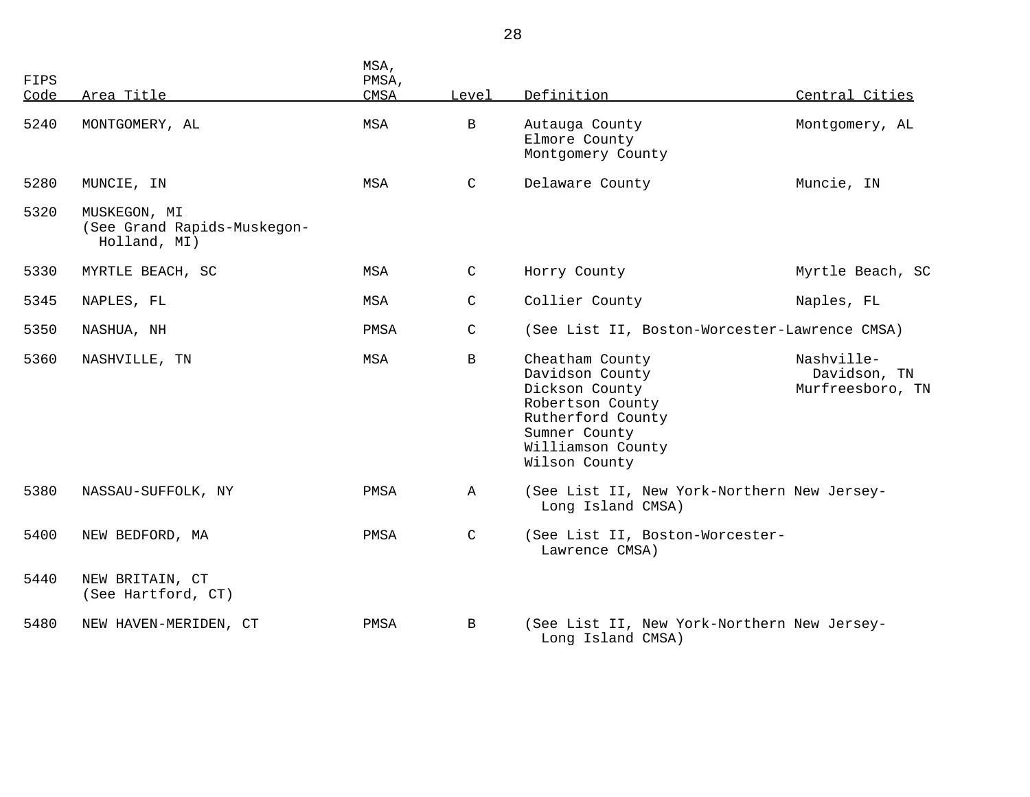| FIPS Code | Area Title | MSA, PMSA, CMSA | Level | Definition | Central Cities |
|---|---|---|---|---|---|
| 5240 | MONTGOMERY, AL | MSA | B | Autauga County<br>Elmore County<br>Montgomery County | Montgomery, AL |
| 5280 | MUNCIE, IN | MSA | C | Delaware County | Muncie, IN |
| 5320 | MUSKEGON, MI<br>(See Grand Rapids-Muskegon-Holland, MI) | | | | |
| 5330 | MYRTLE BEACH, SC | MSA | C | Horry County | Myrtle Beach, SC |
| 5345 | NAPLES, FL | MSA | C | Collier County | Naples, FL |
| 5350 | NASHUA, NH | PMSA | C | (See List II, Boston-Worcester-Lawrence CMSA) | |
| 5360 | NASHVILLE, TN | MSA | B | Cheatham County<br>Davidson County<br>Dickson County<br>Robertson County<br>Rutherford County<br>Sumner County<br>Williamson County<br>Wilson County | Nashville-Davidson, TN<br>Murfreesboro, TN |
| 5380 | NASSAU-SUFFOLK, NY | PMSA | A | (See List II, New York-Northern New Jersey-Long Island CMSA) | |
| 5400 | NEW BEDFORD, MA | PMSA | C | (See List II, Boston-Worcester-Lawrence CMSA) | |
| 5440 | NEW BRITAIN, CT<br>(See Hartford, CT) | | | | |
| 5480 | NEW HAVEN-MERIDEN, CT | PMSA | B | (See List II, New York-Northern New Jersey-Long Island CMSA) | |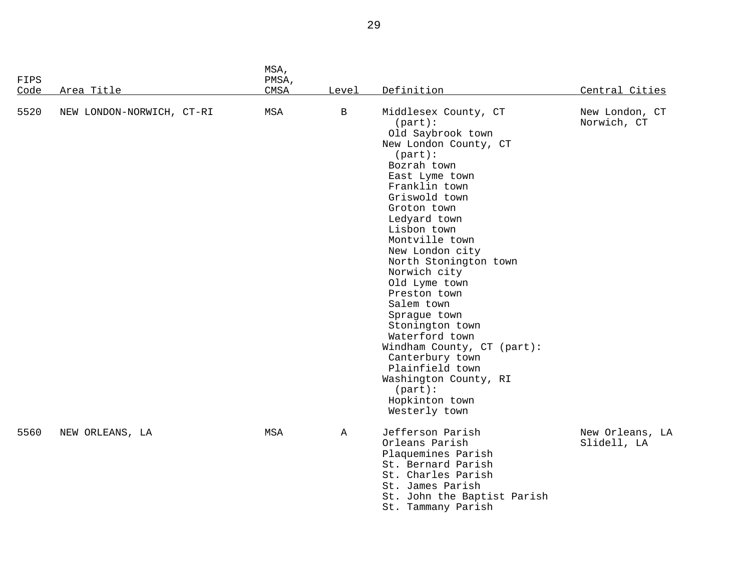| FIPS Code | Area Title | MSA, PMSA, CMSA | Level | Definition | Central Cities |
|---|---|---|---|---|---|
| 5520 | NEW LONDON-NORWICH, CT-RI | MSA | B | Middlesex County, CT (part):<br>Old Saybrook town<br>New London County, CT (part):<br>Bozrah town<br>East Lyme town<br>Franklin town<br>Griswold town<br>Groton town<br>Ledyard town<br>Lisbon town<br>Montville town<br>New London city<br>North Stonington town<br>Norwich city<br>Old Lyme town<br>Preston town<br>Salem town<br>Sprague town<br>Stonington town<br>Waterford town<br>Windham County, CT (part):<br>Canterbury town<br>Plainfield town<br>Washington County, RI (part):<br>Hopkinton town<br>Westerly town | New London, CT<br>Norwich, CT |
| 5560 | NEW ORLEANS, LA | MSA | A | Jefferson Parish<br>Orleans Parish<br>Plaquemines Parish<br>St. Bernard Parish<br>St. Charles Parish<br>St. James Parish<br>St. John the Baptist Parish<br>St. Tammany Parish | New Orleans, LA<br>Slidell, LA |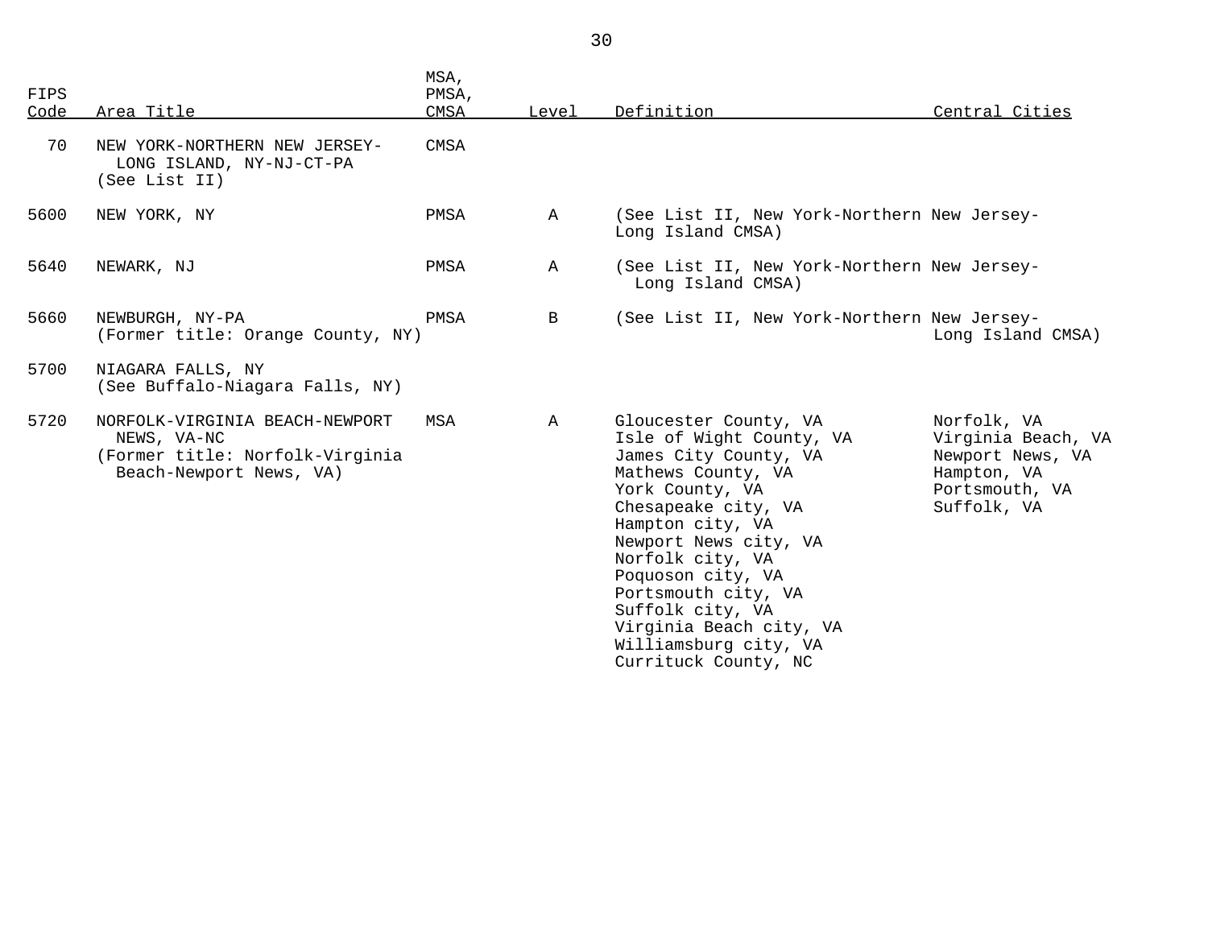| FIPS Code | Area Title | MSA, PMSA, CMSA | Level | Definition | Central Cities |
|---|---|---|---|---|---|
| 70 | NEW YORK-NORTHERN NEW JERSEY-LONG ISLAND, NY-NJ-CT-PA (See List II) | CMSA | | | |
| 5600 | NEW YORK, NY | PMSA | A | (See List II, New York-Northern New Jersey-Long Island CMSA) | |
| 5640 | NEWARK, NJ | PMSA | A | (See List II, New York-Northern New Jersey-Long Island CMSA) | |
| 5660 | NEWBURGH, NY-PA (Former title: Orange County, NY) | PMSA | B | (See List II, New York-Northern New Jersey-Long Island CMSA) | |
| 5700 | NIAGARA FALLS, NY (See Buffalo-Niagara Falls, NY) | | | | |
| 5720 | NORFOLK-VIRGINIA BEACH-NEWPORT NEWS, VA-NC (Former title: Norfolk-Virginia Beach-Newport News, VA) | MSA | A | Gloucester County, VA<br>Isle of Wight County, VA<br>James City County, VA<br>Mathews County, VA<br>York County, VA<br>Chesapeake city, VA<br>Hampton city, VA<br>Newport News city, VA<br>Norfolk city, VA<br>Poquoson city, VA<br>Portsmouth city, VA<br>Suffolk city, VA<br>Virginia Beach city, VA<br>Williamsburg city, VA<br>Currituck County, NC | Norfolk, VA<br>Virginia Beach, VA<br>Newport News, VA<br>Hampton, VA<br>Portsmouth, VA<br>Suffolk, VA |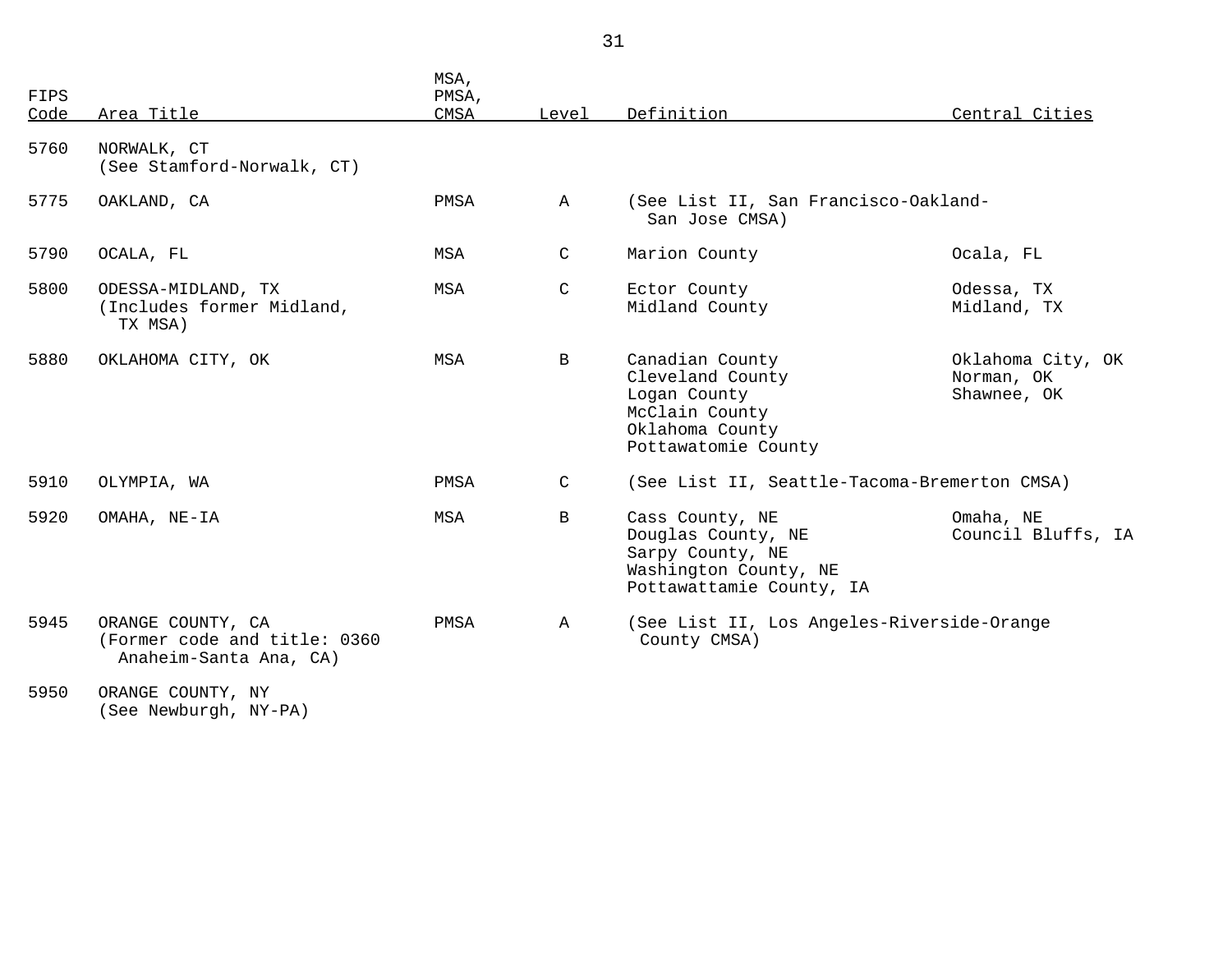| FIPS Code | Area Title | MSA, PMSA, CMSA | Level | Definition | Central Cities |
|---|---|---|---|---|---|
| 5760 | NORWALK, CT (See Stamford-Norwalk, CT) | | | | |
| 5775 | OAKLAND, CA | PMSA | A | (See List II, San Francisco-Oakland-San Jose CMSA) | |
| 5790 | OCALA, FL | MSA | C | Marion County | Ocala, FL |
| 5800 | ODESSA-MIDLAND, TX (Includes former Midland, TX MSA) | MSA | C | Ector County<br>Midland County | Odessa, TX<br>Midland, TX |
| 5880 | OKLAHOMA CITY, OK | MSA | B | Canadian County<br>Cleveland County<br>Logan County<br>McClain County<br>Oklahoma County<br>Pottawatomie County | Oklahoma City, OK<br>Norman, OK<br>Shawnee, OK |
| 5910 | OLYMPIA, WA | PMSA | C | (See List II, Seattle-Tacoma-Bremerton CMSA) | |
| 5920 | OMAHA, NE-IA | MSA | B | Cass County, NE<br>Douglas County, NE<br>Sarpy County, NE<br>Washington County, NE<br>Pottawattamie County, IA | Omaha, NE<br>Council Bluffs, IA |
| 5945 | ORANGE COUNTY, CA (Former code and title: 0360 Anaheim-Santa Ana, CA) | PMSA | A | (See List II, Los Angeles-Riverside-Orange County CMSA) | |
| 5950 | ORANGE COUNTY, NY (See Newburgh, NY-PA) | | | | |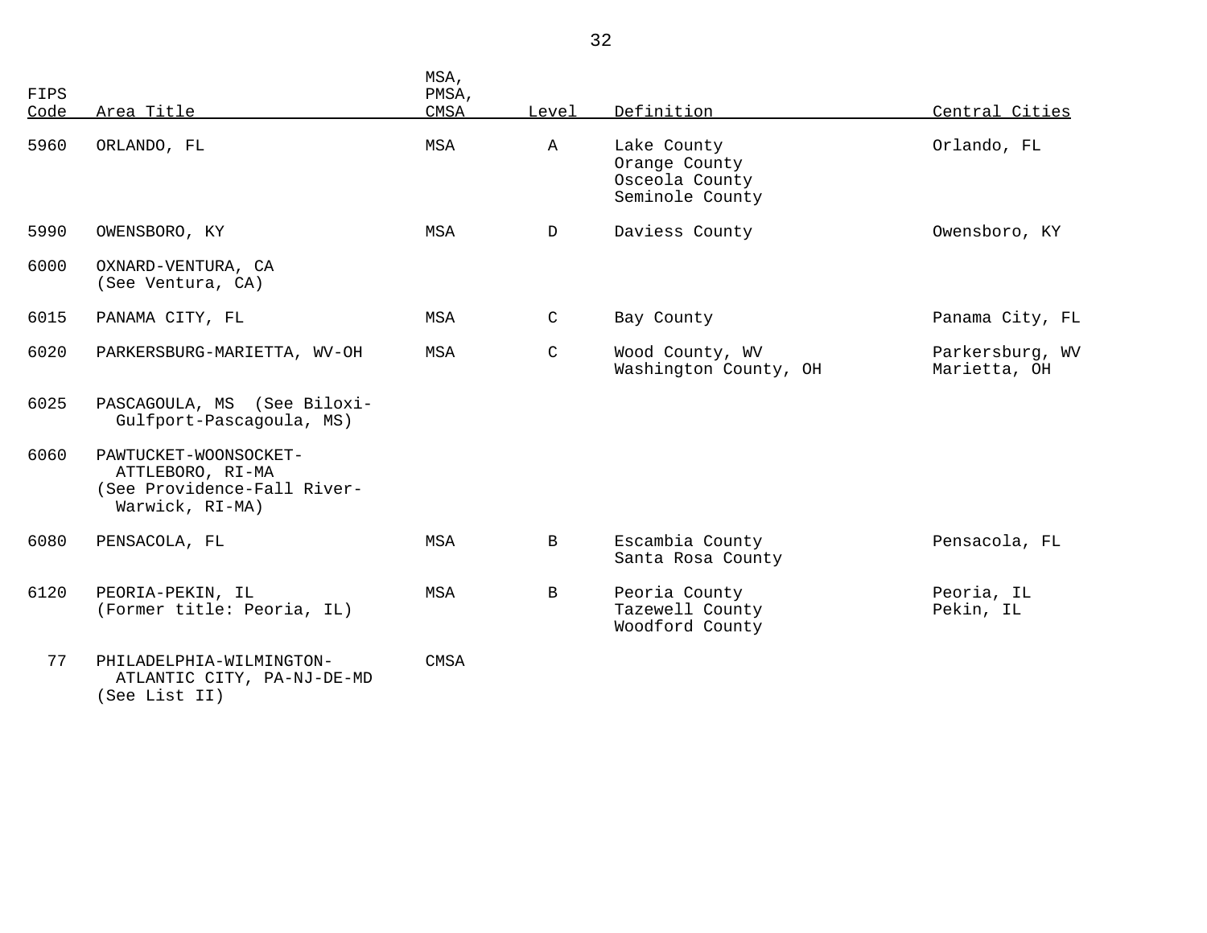| FIPS Code | Area Title | MSA, PMSA, CMSA | Level | Definition | Central Cities |
|---|---|---|---|---|---|
| 5960 | ORLANDO, FL | MSA | A | Lake County<br>Orange County<br>Osceola County<br>Seminole County | Orlando, FL |
| 5990 | OWENSBORO, KY | MSA | D | Daviess County | Owensboro, KY |
| 6000 | OXNARD-VENTURA, CA<br>(See Ventura, CA) | | | | |
| 6015 | PANAMA CITY, FL | MSA | C | Bay County | Panama City, FL |
| 6020 | PARKERSBURG-MARIETTA, WV-OH | MSA | C | Wood County, WV<br>Washington County, OH | Parkersburg, WV<br>Marietta, OH |
| 6025 | PASCAGOULA, MS (See Biloxi-Gulfport-Pascagoula, MS) | | | | |
| 6060 | PAWTUCKET-WOONSOCKET-ATTLEBORO, RI-MA<br>(See Providence-Fall River-Warwick, RI-MA) | | | | |
| 6080 | PENSACOLA, FL | MSA | B | Escambia County<br>Santa Rosa County | Pensacola, FL |
| 6120 | PEORIA-PEKIN, IL<br>(Former title: Peoria, IL) | MSA | B | Peoria County<br>Tazewell County<br>Woodford County | Peoria, IL<br>Pekin, IL |
| 77 | PHILADELPHIA-WILMINGTON-ATLANTIC CITY, PA-NJ-DE-MD<br>(See List II) | CMSA | | | |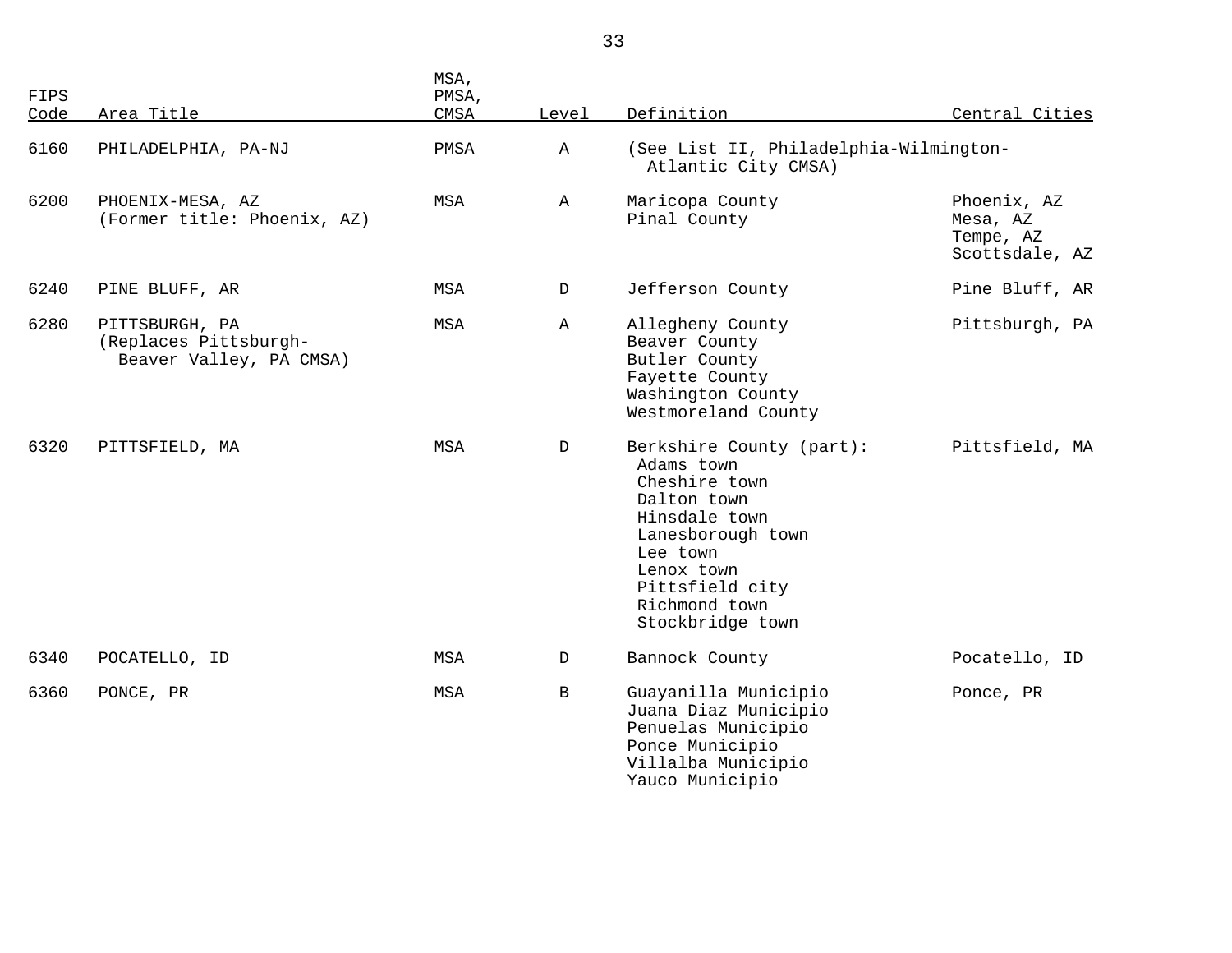| FIPS Code | Area Title | MSA, PMSA, CMSA | Level | Definition | Central Cities |
|---|---|---|---|---|---|
| 6160 | PHILADELPHIA, PA-NJ | PMSA | A | (See List II, Philadelphia-Wilmington-Atlantic City CMSA) | |
| 6200 | PHOENIX-MESA, AZ<br>(Former title: Phoenix, AZ) | MSA | A | Maricopa County<br>Pinal County | Phoenix, AZ<br>Mesa, AZ<br>Tempe, AZ<br>Scottsdale, AZ |
| 6240 | PINE BLUFF, AR | MSA | D | Jefferson County | Pine Bluff, AR |
| 6280 | PITTSBURGH, PA<br>(Replaces Pittsburgh-Beaver Valley, PA CMSA) | MSA | A | Allegheny County<br>Beaver County<br>Butler County<br>Fayette County<br>Washington County<br>Westmoreland County | Pittsburgh, PA |
| 6320 | PITTSFIELD, MA | MSA | D | Berkshire County (part):<br>Adams town<br>Cheshire town<br>Dalton town<br>Hinsdale town<br>Lanesborough town<br>Lee town<br>Lenox town<br>Pittsfield city<br>Richmond town<br>Stockbridge town | Pittsfield, MA |
| 6340 | POCATELLO, ID | MSA | D | Bannock County | Pocatello, ID |
| 6360 | PONCE, PR | MSA | B | Guayanilla Municipio<br>Juana Diaz Municipio<br>Penuelas Municipio<br>Ponce Municipio<br>Villalba Municipio<br>Yauco Municipio | Ponce, PR |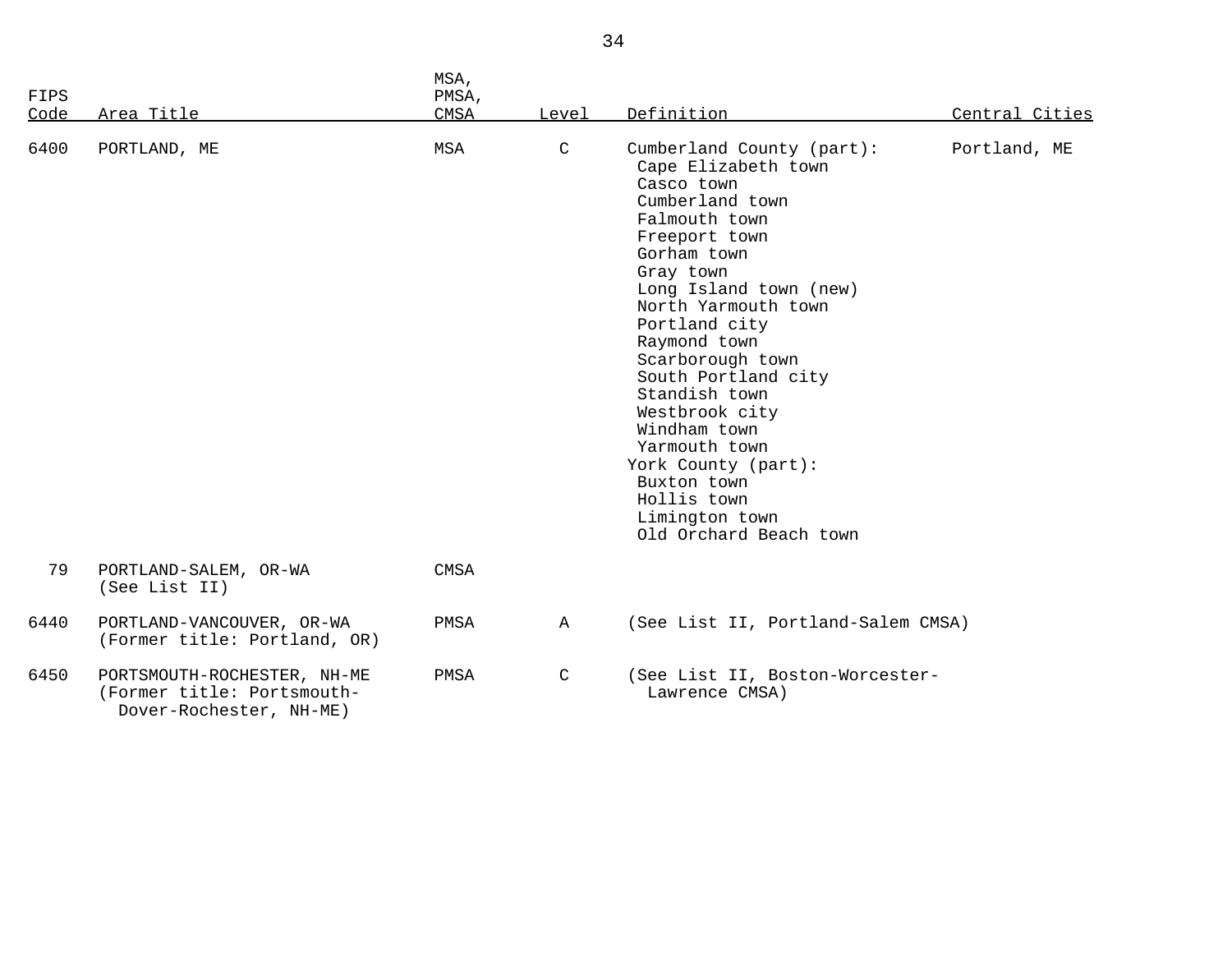| FIPS Code | Area Title | MSA, PMSA, CMSA | Level | Definition | Central Cities |
|---|---|---|---|---|---|
| 6400 | PORTLAND, ME | MSA | C | Cumberland County (part):<br>Cape Elizabeth town<br>Casco town<br>Cumberland town<br>Falmouth town<br>Freeport town<br>Gorham town<br>Gray town<br>Long Island town (new)<br>North Yarmouth town<br>Portland city<br>Raymond town<br>Scarborough town<br>South Portland city<br>Standish town<br>Westbrook city<br>Windham town<br>Yarmouth town<br>York County (part):<br>Buxton town<br>Hollis town<br>Limington town<br>Old Orchard Beach town | Portland, ME |
| 79 | PORTLAND-SALEM, OR-WA<br>(See List II) | CMSA | | | |
| 6440 | PORTLAND-VANCOUVER, OR-WA<br>(Former title: Portland, OR) | PMSA | A | (See List II, Portland-Salem CMSA) | |
| 6450 | PORTSMOUTH-ROCHESTER, NH-ME<br>(Former title: Portsmouth-Dover-Rochester, NH-ME) | PMSA | C | (See List II, Boston-Worcester-Lawrence CMSA) | |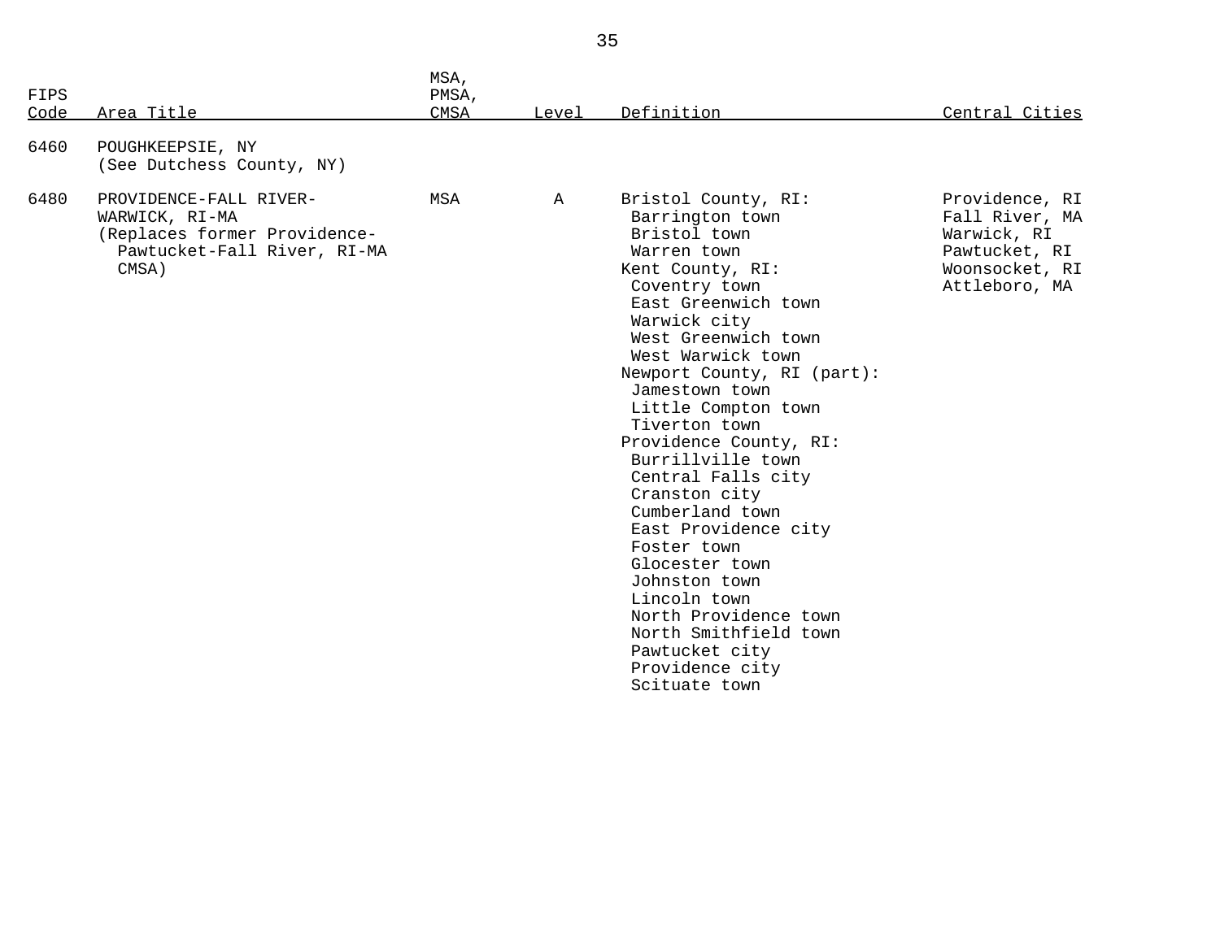| FIPS Code | Area Title | MSA, PMSA, CMSA | Level | Definition | Central Cities |
|---|---|---|---|---|---|
| 6460 | POUGHKEEPSIE, NY (See Dutchess County, NY) | | | | |
| 6480 | PROVIDENCE-FALL RIVER-WARWICK, RI-MA (Replaces former Providence-Pawtucket-Fall River, RI-MA CMSA) | MSA | A | Bristol County, RI:<br>Barrington town<br>Bristol town<br>Warren town<br>Kent County, RI:<br>Coventry town<br>East Greenwich town<br>Warwick city<br>West Greenwich town<br>West Warwick town<br>Newport County, RI (part):<br>Jamestown town<br>Little Compton town<br>Tiverton town<br>Providence County, RI:<br>Burrillville town<br>Central Falls city<br>Cranston city<br>Cumberland town<br>East Providence city<br>Foster town<br>Glocester town<br>Johnston town<br>Lincoln town<br>North Providence town<br>North Smithfield town<br>Pawtucket city<br>Providence city<br>Scituate town | Providence, RI<br>Fall River, MA<br>Warwick, RI<br>Pawtucket, RI<br>Woonsocket, RI<br>Attleboro, MA |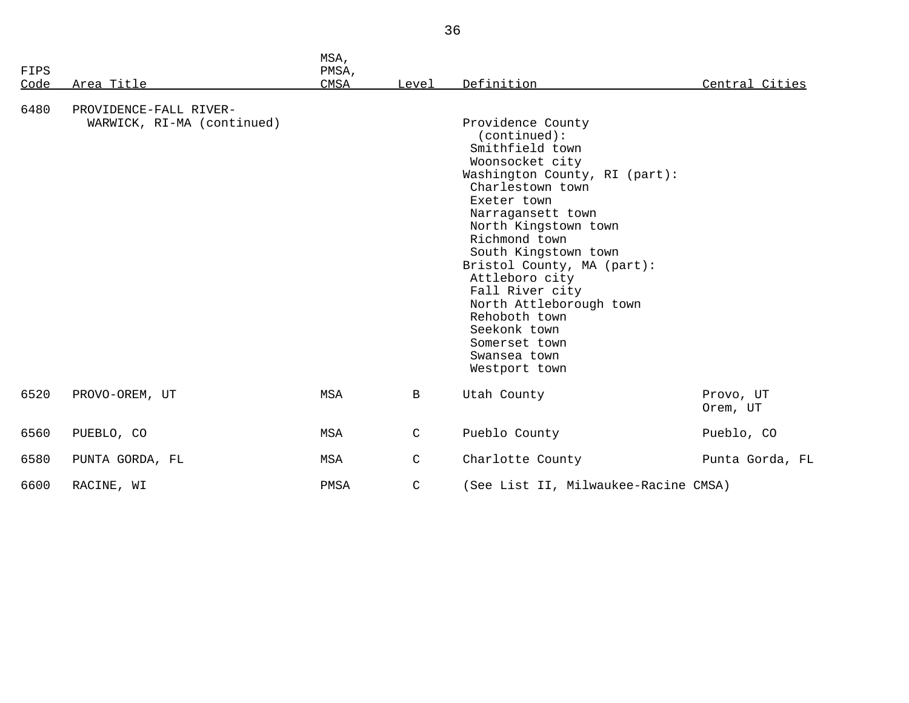| FIPS Code | Area Title | MSA, PMSA, CMSA | Level | Definition | Central Cities |
|---|---|---|---|---|---|
| 6480 | PROVIDENCE-FALL RIVER-WARWICK, RI-MA (continued) | | | Providence County (continued): | |
| | | | | Smithfield town | |
| | | | | Woonsocket city | |
| | | | | Washington County, RI (part): | |
| | | | | Charlestown town | |
| | | | | Exeter town | |
| | | | | Narragansett town | |
| | | | | North Kingstown town | |
| | | | | Richmond town | |
| | | | | South Kingstown town | |
| | | | | Bristol County, MA (part): | |
| | | | | Attleboro city | |
| | | | | Fall River city | |
| | | | | North Attleborough town | |
| | | | | Rehoboth town | |
| | | | | Seekonk town | |
| | | | | Somerset town | |
| | | | | Swansea town | |
| | | | | Westport town | |
| 6520 | PROVO-OREM, UT | MSA | B | Utah County | Provo, UT<br>Orem, UT |
| 6560 | PUEBLO, CO | MSA | C | Pueblo County | Pueblo, CO |
| 6580 | PUNTA GORDA, FL | MSA | C | Charlotte County | Punta Gorda, FL |
| 6600 | RACINE, WI | PMSA | C | (See List II, Milwaukee-Racine CMSA) | |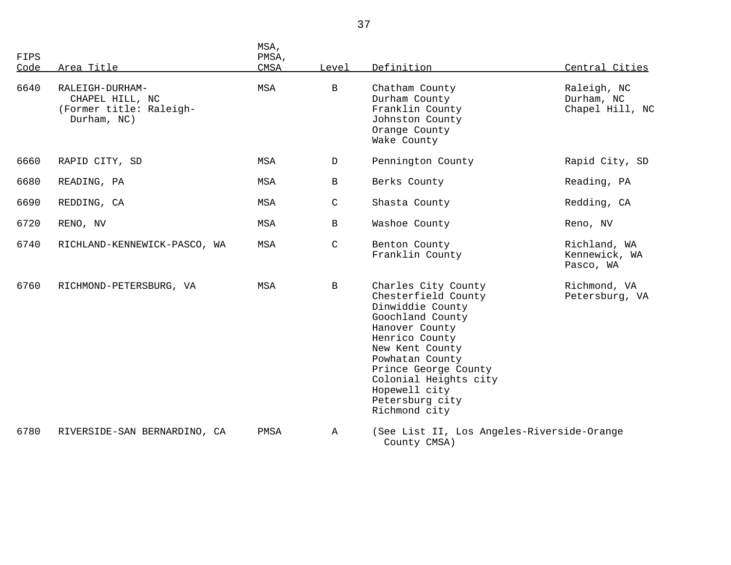| FIPS Code | Area Title | MSA, PMSA, CMSA | Level | Definition | Central Cities |
|---|---|---|---|---|---|
| 6640 | RALEIGH-DURHAM-CHAPEL HILL, NC (Former title: Raleigh-Durham, NC) | MSA | B | Chatham County<br>Durham County<br>Franklin County<br>Johnston County<br>Orange County<br>Wake County | Raleigh, NC<br>Durham, NC<br>Chapel Hill, NC |
| 6660 | RAPID CITY, SD | MSA | D | Pennington County | Rapid City, SD |
| 6680 | READING, PA | MSA | B | Berks County | Reading, PA |
| 6690 | REDDING, CA | MSA | C | Shasta County | Redding, CA |
| 6720 | RENO, NV | MSA | B | Washoe County | Reno, NV |
| 6740 | RICHLAND-KENNEWICK-PASCO, WA | MSA | C | Benton County<br>Franklin County | Richland, WA<br>Kennewick, WA<br>Pasco, WA |
| 6760 | RICHMOND-PETERSBURG, VA | MSA | B | Charles City County<br>Chesterfield County<br>Dinwiddie County<br>Goochland County<br>Hanover County<br>Henrico County<br>New Kent County<br>Powhatan County<br>Prince George County<br>Colonial Heights city<br>Hopewell city<br>Petersburg city<br>Richmond city | Richmond, VA<br>Petersburg, VA |
| 6780 | RIVERSIDE-SAN BERNARDINO, CA | PMSA | A | (See List II, Los Angeles-Riverside-Orange County CMSA) | |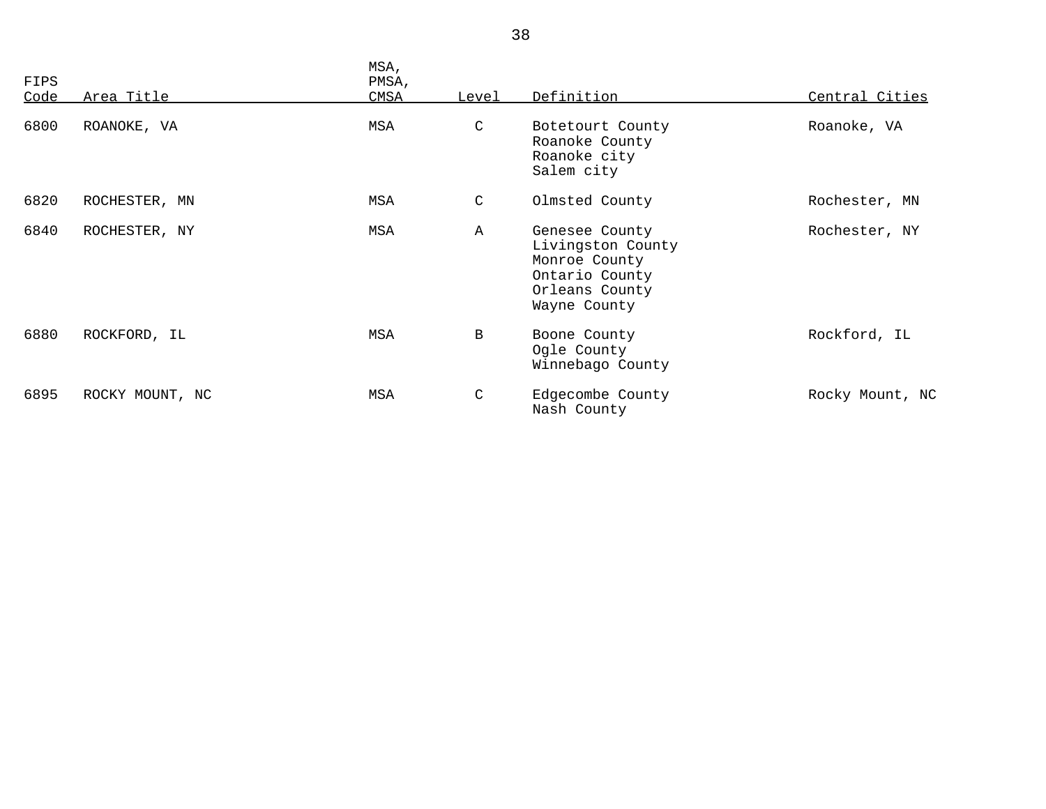| FIPS Code | Area Title | MSA, PMSA, CMSA | Level | Definition | Central Cities |
|---|---|---|---|---|---|
| 6800 | ROANOKE, VA | MSA | C | Botetourt County<br>Roanoke County<br>Roanoke city<br>Salem city | Roanoke, VA |
| 6820 | ROCHESTER, MN | MSA | C | Olmsted County | Rochester, MN |
| 6840 | ROCHESTER, NY | MSA | A | Genesee County<br>Livingston County<br>Monroe County<br>Ontario County<br>Orleans County<br>Wayne County | Rochester, NY |
| 6880 | ROCKFORD, IL | MSA | B | Boone County<br>Ogle County<br>Winnebago County | Rockford, IL |
| 6895 | ROCKY MOUNT, NC | MSA | C | Edgecombe County<br>Nash County | Rocky Mount, NC |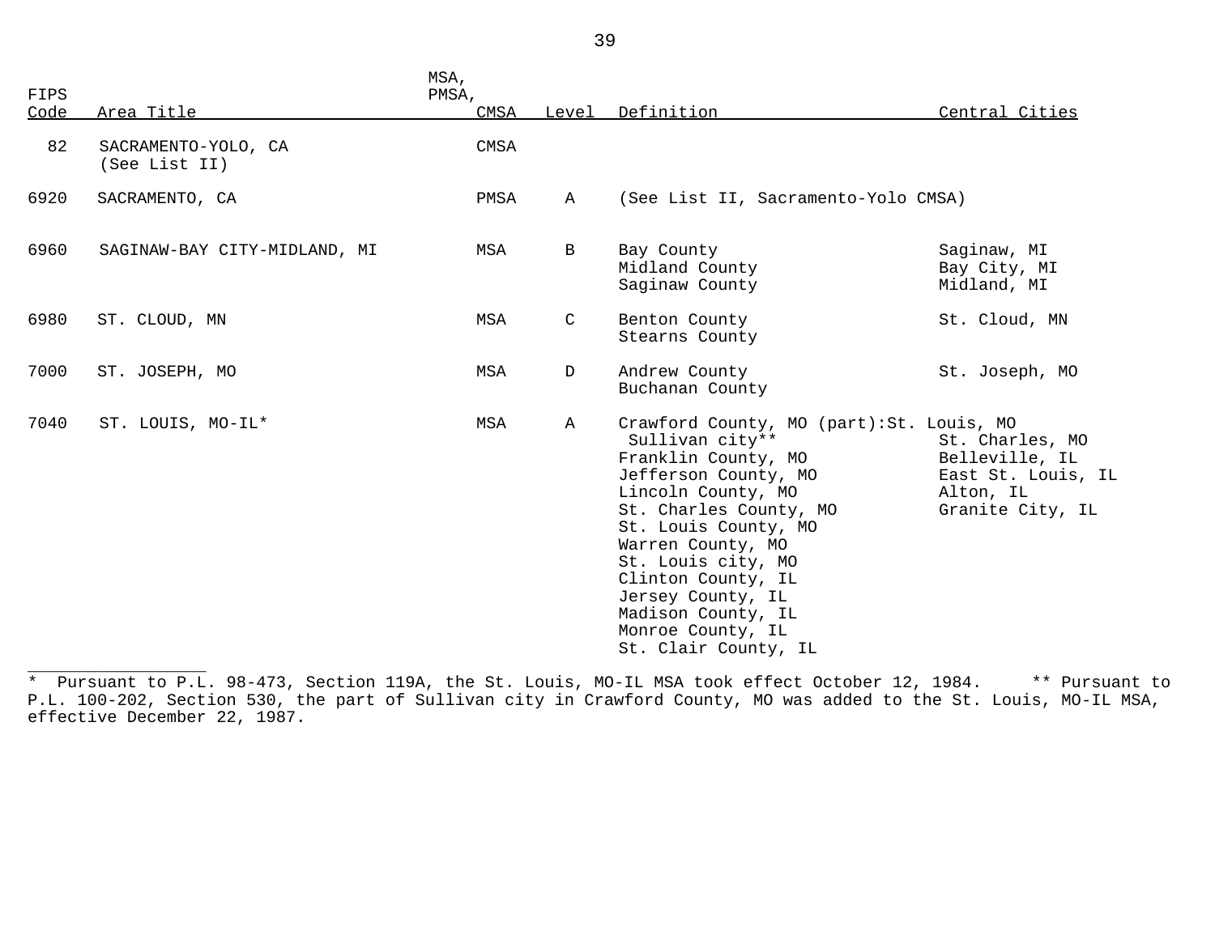| FIPS Code | Area Title | MSA, PMSA, CMSA | Level | Definition | Central Cities |
|---|---|---|---|---|---|
| 82 | SACRAMENTO-YOLO, CA (See List II) | CMSA | | | |
| 6920 | SACRAMENTO, CA | PMSA | A | (See List II, Sacramento-Yolo CMSA) | |
| 6960 | SAGINAW-BAY CITY-MIDLAND, MI | MSA | B | Bay County<br>Midland County<br>Saginaw County | Saginaw, MI<br>Bay City, MI<br>Midland, MI |
| 6980 | ST. CLOUD, MN | MSA | C | Benton County<br>Stearns County | St. Cloud, MN |
| 7000 | ST. JOSEPH, MO | MSA | D | Andrew County<br>Buchanan County | St. Joseph, MO |
| 7040 | ST. LOUIS, MO-IL* | MSA | A | Crawford County, MO (part):<br>Sullivan city**<br>Franklin County, MO<br>Jefferson County, MO<br>Lincoln County, MO<br>St. Charles County, MO<br>St. Louis County, MO<br>Warren County, MO<br>St. Louis city, MO<br>Clinton County, IL<br>Jersey County, IL<br>Madison County, IL<br>Monroe County, IL<br>St. Clair County, IL | St. Louis, MO<br>St. Charles, MO<br>Belleville, IL<br>East St. Louis, IL<br>Alton, IL<br>Granite City, IL |

___

* Pursuant to P.L. 98-473, Section 119A, the St. Louis, MO-IL MSA took effect October 12, 1984. ** Pursuant to P.L. 100-202, Section 530, the part of Sullivan city in Crawford County, MO was added to the St. Louis, MO-IL MSA, effective December 22, 1987.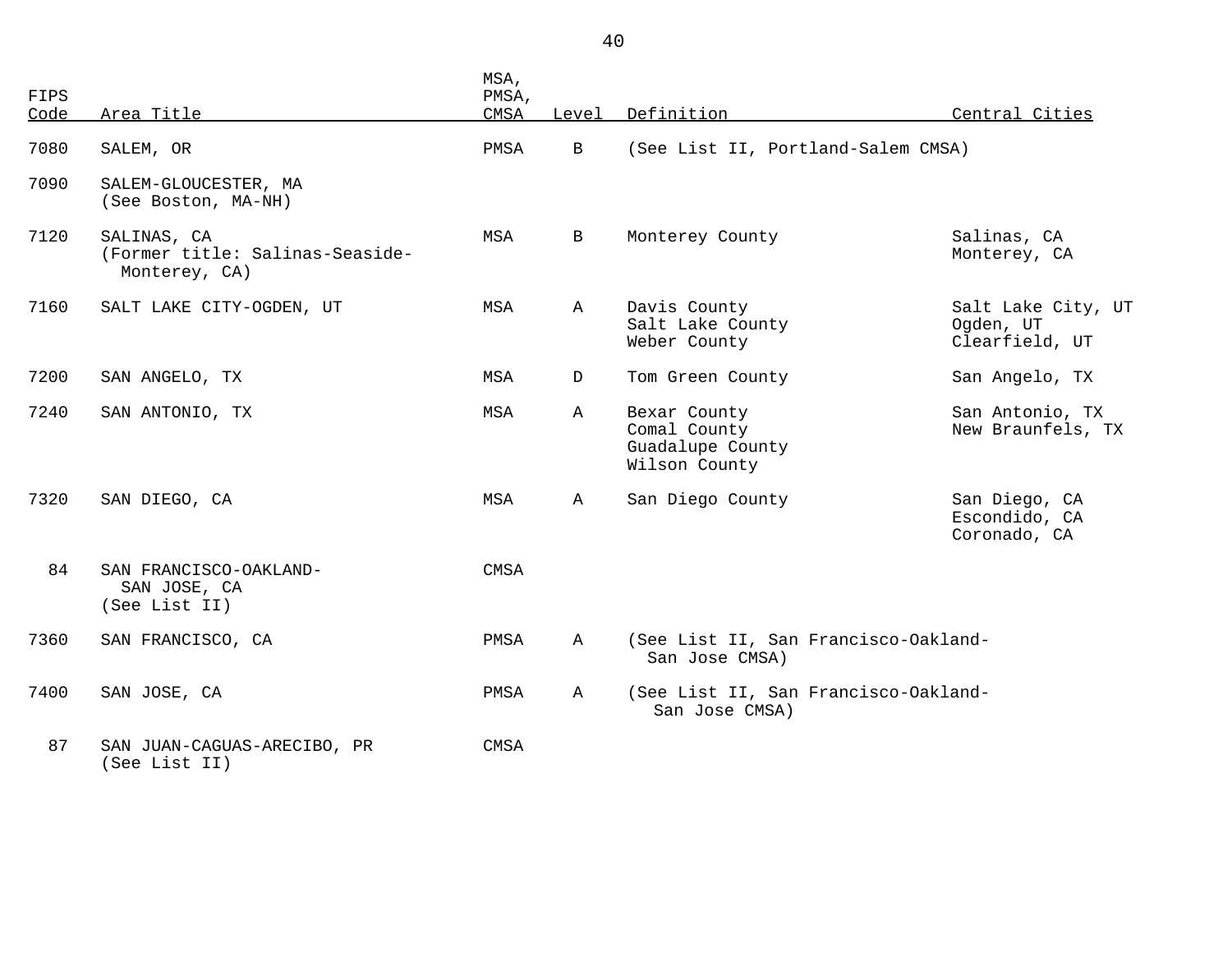| FIPS Code | Area Title | MSA, PMSA, CMSA | Level | Definition | Central Cities |
|---|---|---|---|---|---|
| 7080 | SALEM, OR | PMSA | B | (See List II, Portland-Salem CMSA) | |
| 7090 | SALEM-GLOUCESTER, MA (See Boston, MA-NH) | | | | |
| 7120 | SALINAS, CA (Former title: Salinas-Seaside-Monterey, CA) | MSA | B | Monterey County | Salinas, CA<br>Monterey, CA |
| 7160 | SALT LAKE CITY-OGDEN, UT | MSA | A | Davis County<br>Salt Lake County<br>Weber County | Salt Lake City, UT<br>Ogden, UT<br>Clearfield, UT |
| 7200 | SAN ANGELO, TX | MSA | D | Tom Green County | San Angelo, TX |
| 7240 | SAN ANTONIO, TX | MSA | A | Bexar County<br>Comal County<br>Guadalupe County<br>Wilson County | San Antonio, TX<br>New Braunfels, TX |
| 7320 | SAN DIEGO, CA | MSA | A | San Diego County | San Diego, CA<br>Escondido, CA<br>Coronado, CA |
| 84 | SAN FRANCISCO-OAKLAND-SAN JOSE, CA (See List II) | CMSA | | | |
| 7360 | SAN FRANCISCO, CA | PMSA | A | (See List II, San Francisco-Oakland-San Jose CMSA) | |
| 7400 | SAN JOSE, CA | PMSA | A | (See List II, San Francisco-Oakland-San Jose CMSA) | |
| 87 | SAN JUAN-CAGUAS-ARECIBO, PR (See List II) | CMSA | | | |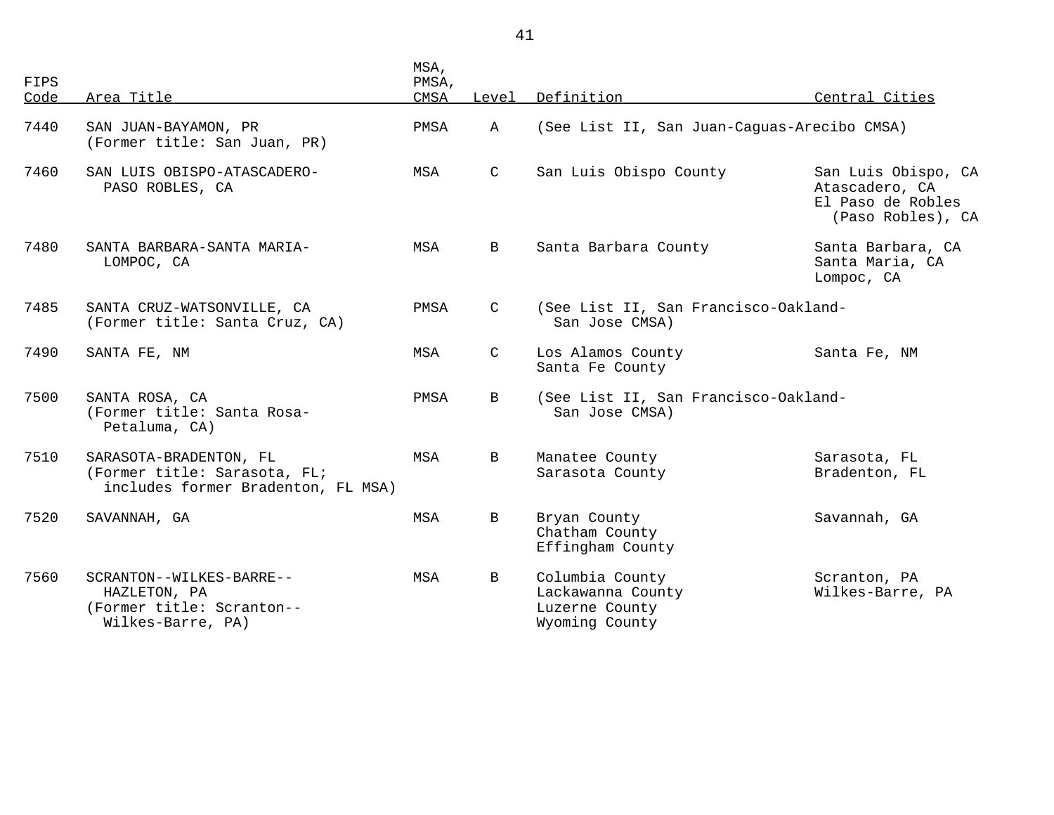| FIPS Code | Area Title | MSA, PMSA, CMSA | Level | Definition | Central Cities |
|---|---|---|---|---|---|
| 7440 | SAN JUAN-BAYAMON, PR (Former title: San Juan, PR) | PMSA | A | (See List II, San Juan-Caguas-Arecibo CMSA) | |
| 7460 | SAN LUIS OBISPO-ATASCADERO-PASO ROBLES, CA | MSA | C | San Luis Obispo County | San Luis Obispo, CA<br>Atascadero, CA<br>El Paso de Robles (Paso Robles), CA |
| 7480 | SANTA BARBARA-SANTA MARIA-LOMPOC, CA | MSA | B | Santa Barbara County | Santa Barbara, CA<br>Santa Maria, CA<br>Lompoc, CA |
| 7485 | SANTA CRUZ-WATSONVILLE, CA (Former title: Santa Cruz, CA) | PMSA | C | (See List II, San Francisco-Oakland-San Jose CMSA) | |
| 7490 | SANTA FE, NM | MSA | C | Los Alamos County<br>Santa Fe County | Santa Fe, NM |
| 7500 | SANTA ROSA, CA (Former title: Santa Rosa-Petaluma, CA) | PMSA | B | (See List II, San Francisco-Oakland-San Jose CMSA) | |
| 7510 | SARASOTA-BRADENTON, FL (Former title: Sarasota, FL; includes former Bradenton, FL MSA) | MSA | B | Manatee County<br>Sarasota County | Sarasota, FL<br>Bradenton, FL |
| 7520 | SAVANNAH, GA | MSA | B | Bryan County<br>Chatham County<br>Effingham County | Savannah, GA |
| 7560 | SCRANTON--WILKES-BARRE--HAZLETON, PA (Former title: Scranton--Wilkes-Barre, PA) | MSA | B | Columbia County<br>Lackawanna County<br>Luzerne County<br>Wyoming County | Scranton, PA<br>Wilkes-Barre, PA |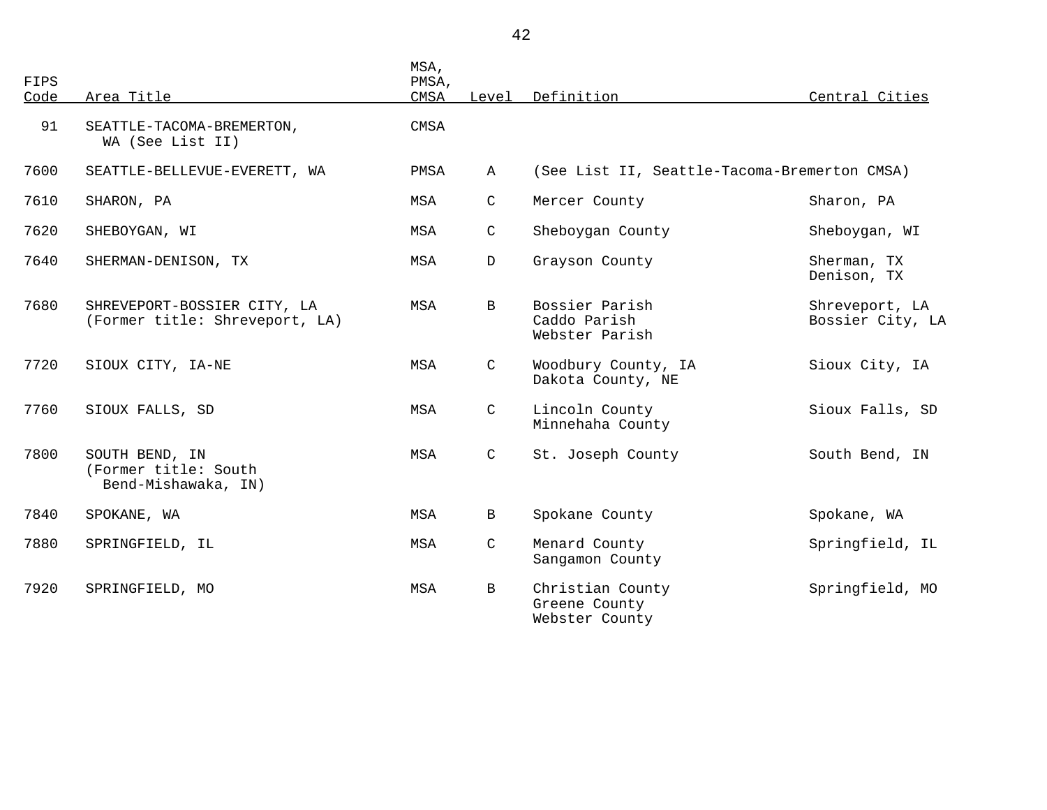| FIPS Code | Area Title | MSA, PMSA, CMSA | Level | Definition | Central Cities |
|---|---|---|---|---|---|
| 91 | SEATTLE-TACOMA-BREMERTON, WA (See List II) | CMSA | | | |
| 7600 | SEATTLE-BELLEVUE-EVERETT, WA | PMSA | A | (See List II, Seattle-Tacoma-Bremerton CMSA) | |
| 7610 | SHARON, PA | MSA | C | Mercer County | Sharon, PA |
| 7620 | SHEBOYGAN, WI | MSA | C | Sheboygan County | Sheboygan, WI |
| 7640 | SHERMAN-DENISON, TX | MSA | D | Grayson County | Sherman, TX<br>Denison, TX |
| 7680 | SHREVEPORT-BOSSIER CITY, LA<br>(Former title: Shreveport, LA) | MSA | B | Bossier Parish<br>Caddo Parish<br>Webster Parish | Shreveport, LA<br>Bossier City, LA |
| 7720 | SIOUX CITY, IA-NE | MSA | C | Woodbury County, IA<br>Dakota County, NE | Sioux City, IA |
| 7760 | SIOUX FALLS, SD | MSA | C | Lincoln County<br>Minnehaha County | Sioux Falls, SD |
| 7800 | SOUTH BEND, IN<br>(Former title: South Bend-Mishawaka, IN) | MSA | C | St. Joseph County | South Bend, IN |
| 7840 | SPOKANE, WA | MSA | B | Spokane County | Spokane, WA |
| 7880 | SPRINGFIELD, IL | MSA | C | Menard County<br>Sangamon County | Springfield, IL |
| 7920 | SPRINGFIELD, MO | MSA | B | Christian County<br>Greene County<br>Webster County | Springfield, MO |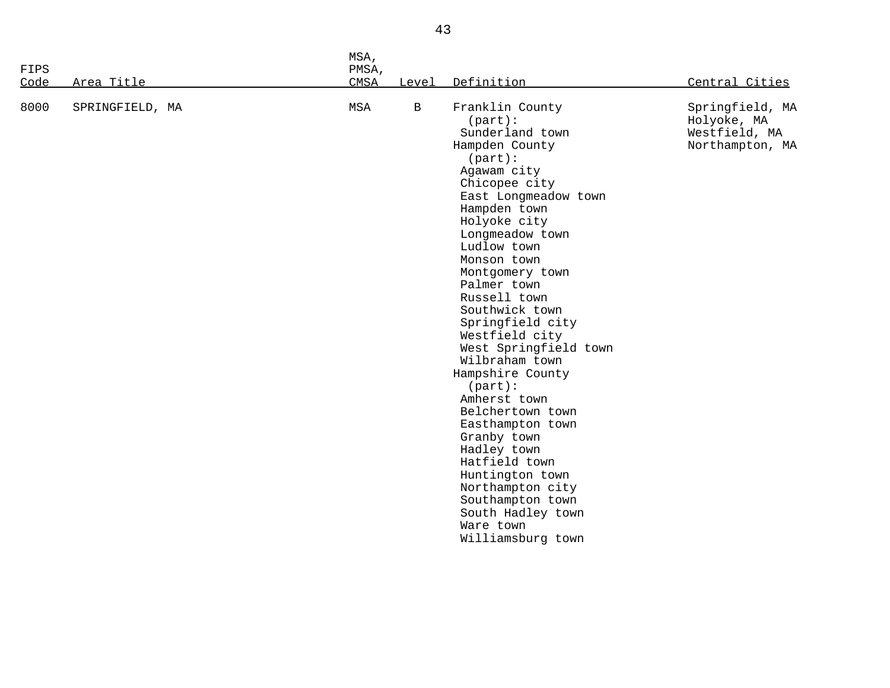| FIPS Code | Area Title | MSA, PMSA, CMSA | Level | Definition | Central Cities |
|---|---|---|---|---|---|
| 8000 | SPRINGFIELD, MA | MSA | B | Franklin County (part): | Springfield, MA |
| | | | | Sunderland town | Holyoke, MA |
| | | | | Hampden County (part): | Westfield, MA |
| | | | | Agawam city | Northampton, MA |
| | | | | Chicopee city | |
| | | | | East Longmeadow town | |
| | | | | Hampden town | |
| | | | | Holyoke city | |
| | | | | Longmeadow town | |
| | | | | Ludlow town | |
| | | | | Monson town | |
| | | | | Montgomery town | |
| | | | | Palmer town | |
| | | | | Russell town | |
| | | | | Southwick town | |
| | | | | Springfield city | |
| | | | | Westfield city | |
| | | | | West Springfield town | |
| | | | | Wilbraham town | |
| | | | | Hampshire County (part): | |
| | | | | Amherst town | |
| | | | | Belchertown town | |
| | | | | Easthampton town | |
| | | | | Granby town | |
| | | | | Hadley town | |
| | | | | Hatfield town | |
| | | | | Huntington town | |
| | | | | Northampton city | |
| | | | | Southampton town | |
| | | | | South Hadley town | |
| | | | | Ware town | |
| | | | | Williamsburg town | |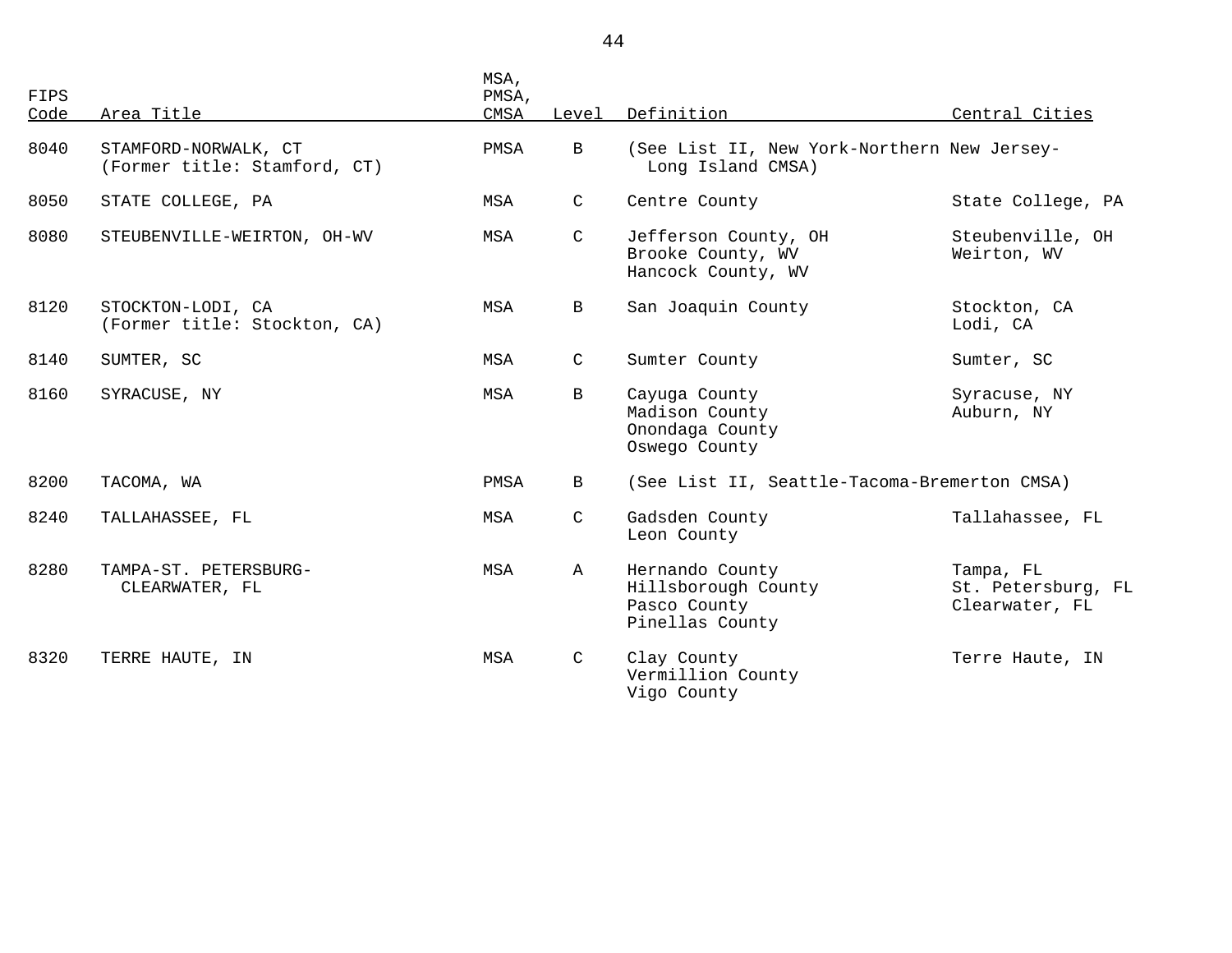| FIPS Code | Area Title | MSA, PMSA, CMSA | Level | Definition | Central Cities |
|---|---|---|---|---|---|
| 8040 | STAMFORD-NORWALK, CT (Former title: Stamford, CT) | PMSA | B | (See List II, New York-Northern New Jersey-Long Island CMSA) | |
| 8050 | STATE COLLEGE, PA | MSA | C | Centre County | State College, PA |
| 8080 | STEUBENVILLE-WEIRTON, OH-WV | MSA | C | Jefferson County, OH<br>Brooke County, WV<br>Hancock County, WV | Steubenville, OH<br>Weirton, WV |
| 8120 | STOCKTON-LODI, CA (Former title: Stockton, CA) | MSA | B | San Joaquin County | Stockton, CA<br>Lodi, CA |
| 8140 | SUMTER, SC | MSA | C | Sumter County | Sumter, SC |
| 8160 | SYRACUSE, NY | MSA | B | Cayuga County<br>Madison County<br>Onondaga County<br>Oswego County | Syracuse, NY<br>Auburn, NY |
| 8200 | TACOMA, WA | PMSA | B | (See List II, Seattle-Tacoma-Bremerton CMSA) | |
| 8240 | TALLAHASSEE, FL | MSA | C | Gadsden County<br>Leon County | Tallahassee, FL |
| 8280 | TAMPA-ST. PETERSBURG-CLEARWATER, FL | MSA | A | Hernando County<br>Hillsborough County<br>Pasco County<br>Pinellas County | Tampa, FL<br>St. Petersburg, FL<br>Clearwater, FL |
| 8320 | TERRE HAUTE, IN | MSA | C | Clay County<br>Vermillion County<br>Vigo County | Terre Haute, IN |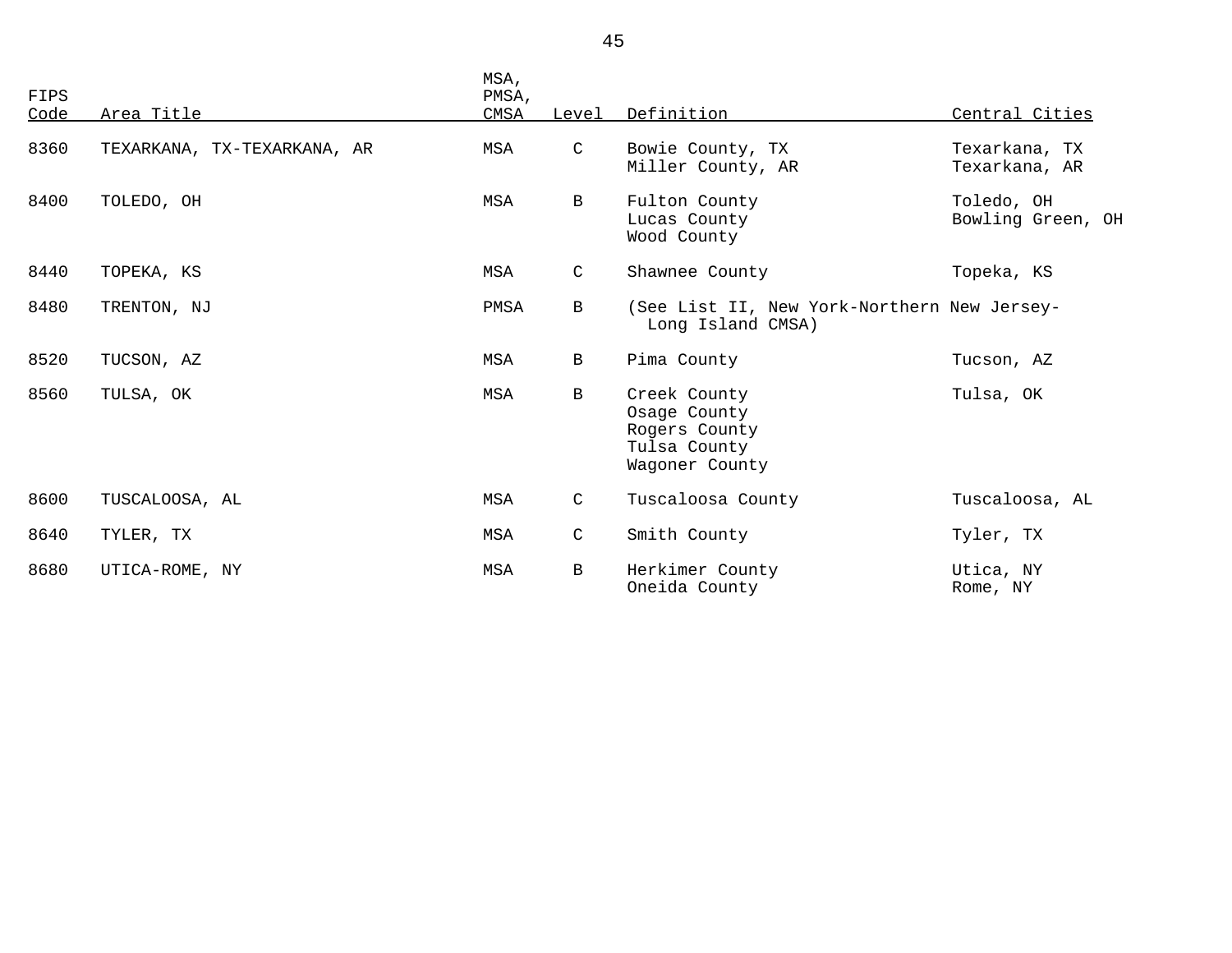| FIPS Code | Area Title | MSA, PMSA, CMSA | Level | Definition | Central Cities |
|---|---|---|---|---|---|
| 8360 | TEXARKANA, TX-TEXARKANA, AR | MSA | C | Bowie County, TX<br>Miller County, AR | Texarkana, TX<br>Texarkana, AR |
| 8400 | TOLEDO, OH | MSA | B | Fulton County<br>Lucas County<br>Wood County | Toledo, OH<br>Bowling Green, OH |
| 8440 | TOPEKA, KS | MSA | C | Shawnee County | Topeka, KS |
| 8480 | TRENTON, NJ | PMSA | B | (See List II, New York-Northern New Jersey-Long Island CMSA) | |
| 8520 | TUCSON, AZ | MSA | B | Pima County | Tucson, AZ |
| 8560 | TULSA, OK | MSA | B | Creek County<br>Osage County<br>Rogers County<br>Tulsa County<br>Wagoner County | Tulsa, OK |
| 8600 | TUSCALOOSA, AL | MSA | C | Tuscaloosa County | Tuscaloosa, AL |
| 8640 | TYLER, TX | MSA | C | Smith County | Tyler, TX |
| 8680 | UTICA-ROME, NY | MSA | B | Herkimer County<br>Oneida County | Utica, NY<br>Rome, NY |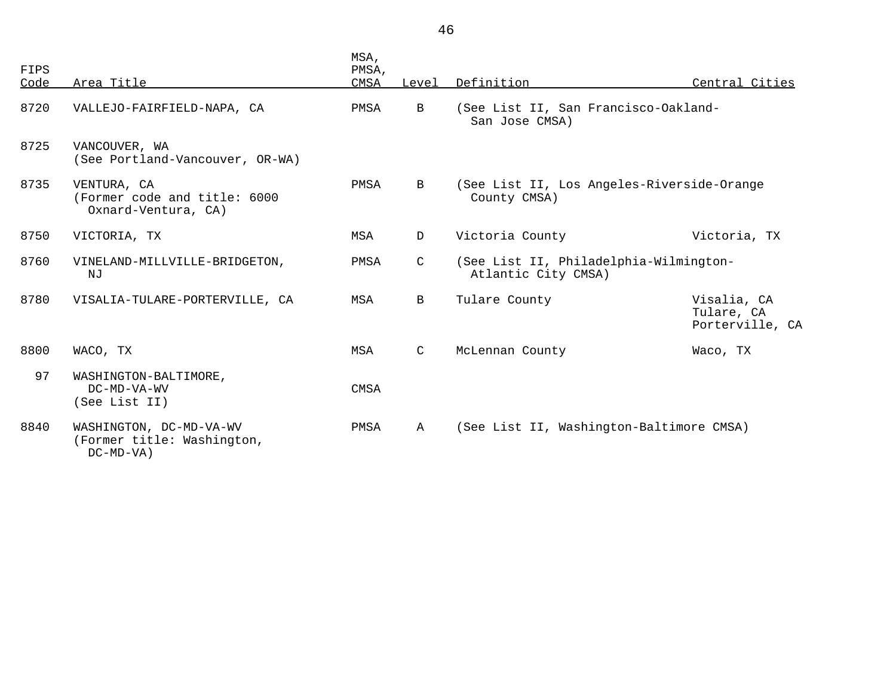| FIPS Code | Area Title | MSA, PMSA, CMSA | Level | Definition | Central Cities |
|---|---|---|---|---|---|
| 8720 | VALLEJO-FAIRFIELD-NAPA, CA | PMSA | B | (See List II, San Francisco-Oakland-San Jose CMSA) | |
| 8725 | VANCOUVER, WA (See Portland-Vancouver, OR-WA) | | | | |
| 8735 | VENTURA, CA (Former code and title: 6000 Oxnard-Ventura, CA) | PMSA | B | (See List II, Los Angeles-Riverside-Orange County CMSA) | |
| 8750 | VICTORIA, TX | MSA | D | Victoria County | Victoria, TX |
| 8760 | VINELAND-MILLVILLE-BRIDGETON, NJ | PMSA | C | (See List II, Philadelphia-Wilmington-Atlantic City CMSA) | |
| 8780 | VISALIA-TULARE-PORTERVILLE, CA | MSA | B | Tulare County | Visalia, CA<br>Tulare, CA<br>Porterville, CA |
| 8800 | WACO, TX | MSA | C | McLennan County | Waco, TX |
| 97 | WASHINGTON-BALTIMORE, DC-MD-VA-WV (See List II) | CMSA | | | |
| 8840 | WASHINGTON, DC-MD-VA-WV (Former title: Washington, DC-MD-VA) | PMSA | A | (See List II, Washington-Baltimore CMSA) | |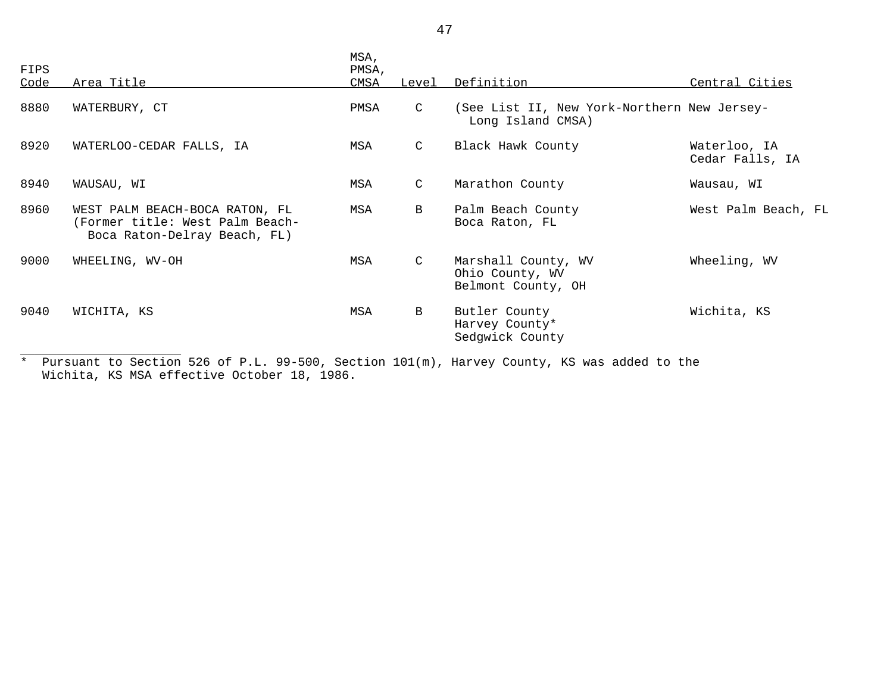| FIPS Code | Area Title | MSA, PMSA, CMSA | Level | Definition | Central Cities |
|---|---|---|---|---|---|
| 8880 | WATERBURY, CT | PMSA | C | (See List II, New York-Northern New Jersey-Long Island CMSA) | |
| 8920 | WATERLOO-CEDAR FALLS, IA | MSA | C | Black Hawk County | Waterloo, IA<br>Cedar Falls, IA |
| 8940 | WAUSAU, WI | MSA | C | Marathon County | Wausau, WI |
| 8960 | WEST PALM BEACH-BOCA RATON, FL<br>(Former title: West Palm Beach-Boca Raton-Delray Beach, FL) | MSA | B | Palm Beach County | West Palm Beach, FL<br>Boca Raton, FL |
| 9000 | WHEELING, WV-OH | MSA | C | Marshall County, WV<br>Ohio County, WV<br>Belmont County, OH | Wheeling, WV |
| 9040 | WICHITA, KS | MSA | B | Butler County<br>Harvey County*<br>Sedgwick County | Wichita, KS |

* Pursuant to Section 526 of P.L. 99-500, Section 101(m), Harvey County, KS was added to the Wichita, KS MSA effective October 18, 1986.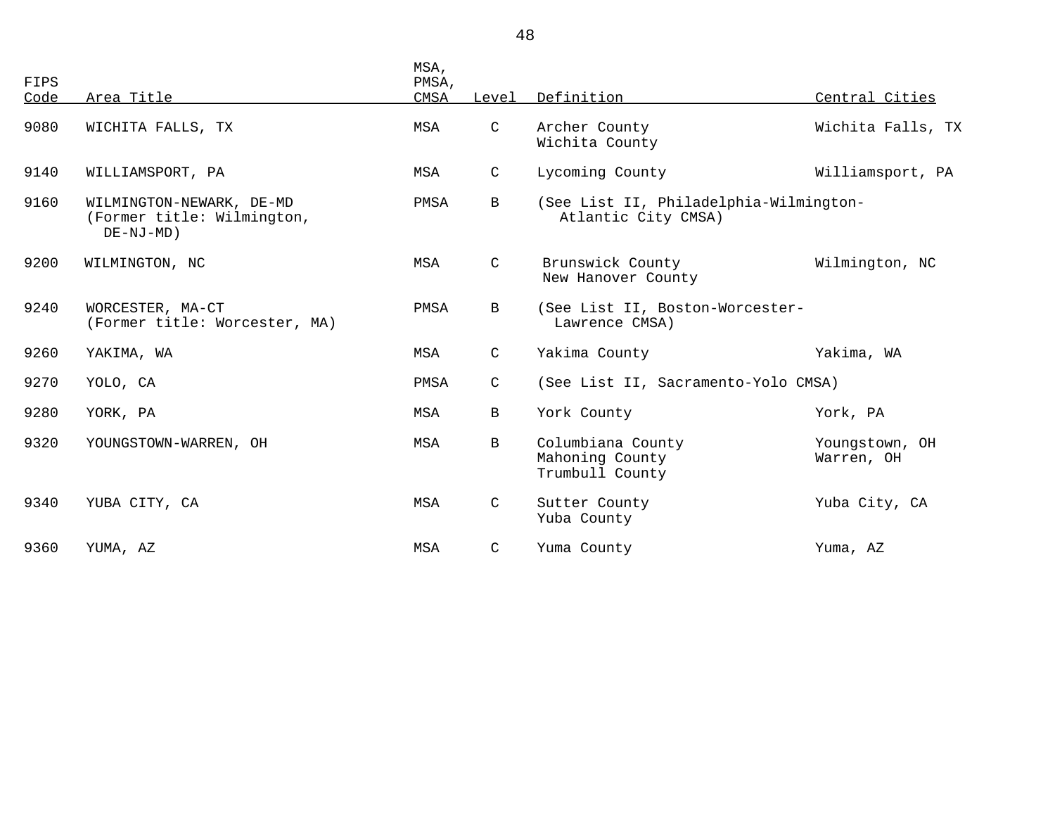| FIPS Code | Area Title | MSA, PMSA, CMSA | Level | Definition | Central Cities |
|---|---|---|---|---|---|
| 9080 | WICHITA FALLS, TX | MSA | C | Archer County<br>Wichita County | Wichita Falls, TX |
| 9140 | WILLIAMSPORT, PA | MSA | C | Lycoming County | Williamsport, PA |
| 9160 | WILMINGTON-NEWARK, DE-MD<br>(Former title: Wilmington, DE-NJ-MD) | PMSA | B | (See List II, Philadelphia-Wilmington-Atlantic City CMSA) | |
| 9200 | WILMINGTON, NC | MSA | C | Brunswick County<br>New Hanover County | Wilmington, NC |
| 9240 | WORCESTER, MA-CT<br>(Former title: Worcester, MA) | PMSA | B | (See List II, Boston-Worcester-Lawrence CMSA) | |
| 9260 | YAKIMA, WA | MSA | C | Yakima County | Yakima, WA |
| 9270 | YOLO, CA | PMSA | C | (See List II, Sacramento-Yolo CMSA) | |
| 9280 | YORK, PA | MSA | B | York County | York, PA |
| 9320 | YOUNGSTOWN-WARREN, OH | MSA | B | Columbiana County<br>Mahoning County<br>Trumbull County | Youngstown, OH<br>Warren, OH |
| 9340 | YUBA CITY, CA | MSA | C | Sutter County<br>Yuba County | Yuba City, CA |
| 9360 | YUMA, AZ | MSA | C | Yuma County | Yuma, AZ |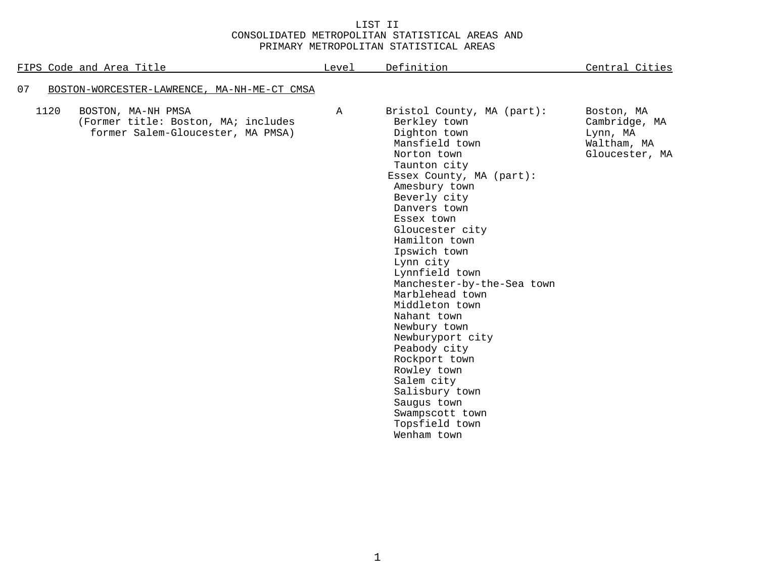# LIST II
## CONSOLIDATED METROPOLITAN STATISTICAL AREAS AND PRIMARY METROPOLITAN STATISTICAL AREAS

| FIPS Code and Area Title | Level | Definition | Central Cities |
|---|---|---|---|
| 07 BOSTON-WORCESTER-LAWRENCE, MA-NH-ME-CT CMSA | | | |
| 1120 BOSTON, MA-NH PMSA (Former title: Boston, MA; includes former Salem-Gloucester, MA PMSA) | A | Bristol County, MA (part): | Boston, MA |
| | | Berkley town | Cambridge, MA |
| | | Dighton town | Lynn, MA |
| | | Mansfield town | Waltham, MA |
| | | Norton town | Gloucester, MA |
| | | Taunton city | |
| | | Essex County, MA (part): | |
| | | Amesbury town | |
| | | Beverly city | |
| | | Danvers town | |
| | | Essex town | |
| | | Gloucester city | |
| | | Hamilton town | |
| | | Ipswich town | |
| | | Lynn city | |
| | | Lynnfield town | |
| | | Manchester-by-the-Sea town | |
| | | Marblehead town | |
| | | Middleton town | |
| | | Nahant town | |
| | | Newbury town | |
| | | Newburyport city | |
| | | Peabody city | |
| | | Rockport town | |
| | | Rowley town | |
| | | Salem city | |
| | | Salisbury town | |
| | | Saugus town | |
| | | Swampscott town | |
| | | Topsfield town | |
| | | Wenham town | |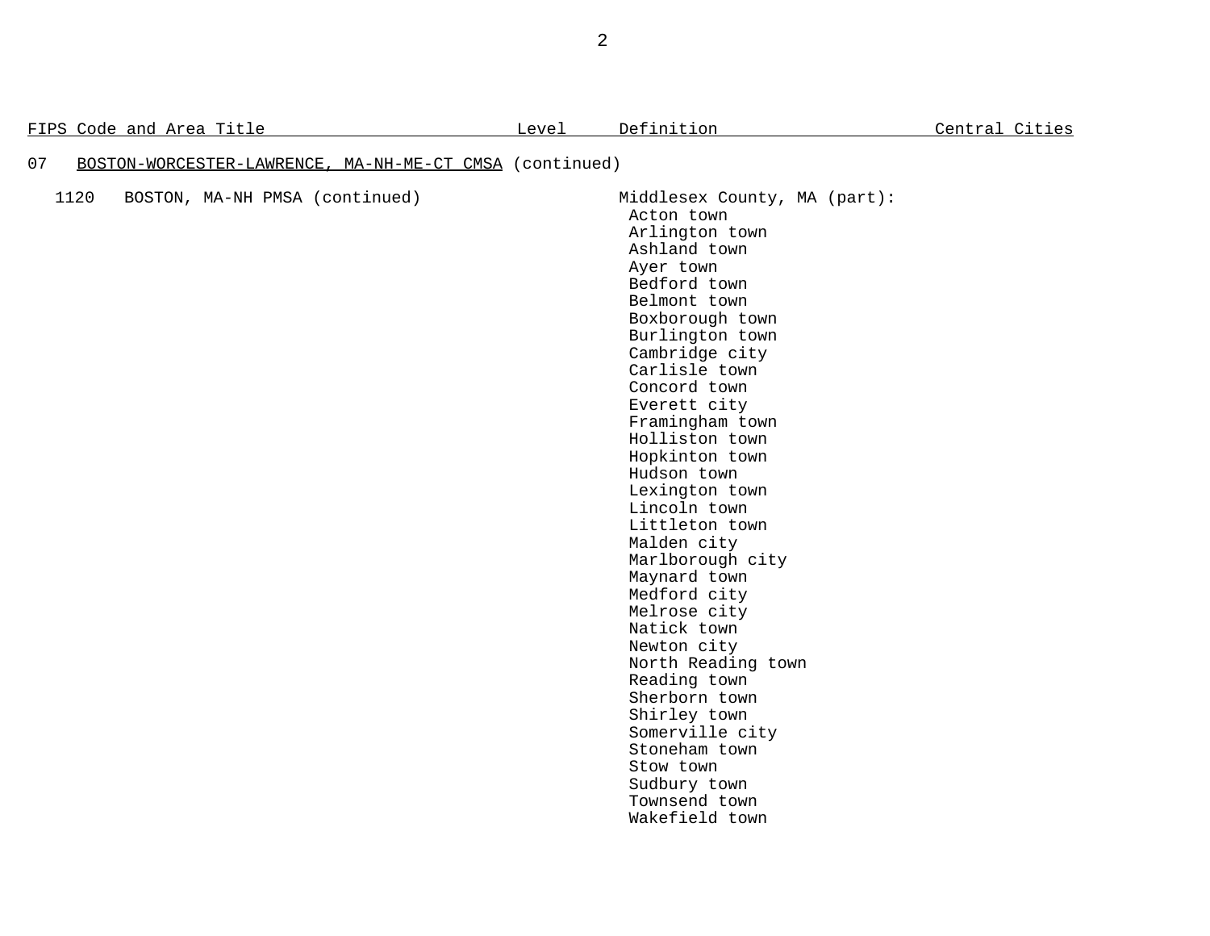| FIPS Code and Area Title | Level | Definition | Central Cities |
|---|---|---|---|
| 07 BOSTON-WORCESTER-LAWRENCE, MA-NH-ME-CT CMSA (continued) | | | |
| 1120 BOSTON, MA-NH PMSA (continued) | | Middlesex County, MA (part): | |
| | | Acton town | |
| | | Arlington town | |
| | | Ashland town | |
| | | Ayer town | |
| | | Bedford town | |
| | | Belmont town | |
| | | Boxborough town | |
| | | Burlington town | |
| | | Cambridge city | |
| | | Carlisle town | |
| | | Concord town | |
| | | Everett city | |
| | | Framingham town | |
| | | Holliston town | |
| | | Hopkinton town | |
| | | Hudson town | |
| | | Lexington town | |
| | | Lincoln town | |
| | | Littleton town | |
| | | Malden city | |
| | | Marlborough city | |
| | | Maynard town | |
| | | Medford city | |
| | | Melrose city | |
| | | Natick town | |
| | | Newton city | |
| | | North Reading town | |
| | | Reading town | |
| | | Sherborn town | |
| | | Shirley town | |
| | | Somerville city | |
| | | Stoneham town | |
| | | Stow town | |
| | | Sudbury town | |
| | | Townsend town | |
| | | Wakefield town | |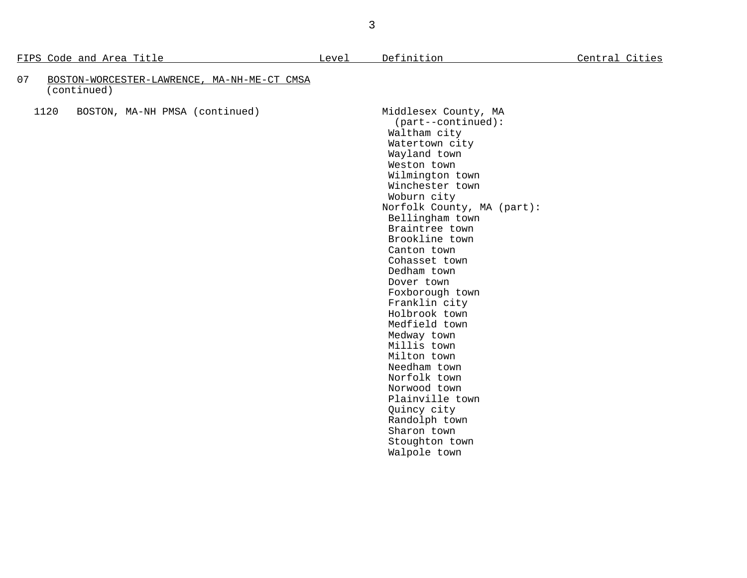| FIPS Code and Area Title | Level | Definition | Central Cities |
|---|---|---|---|
| 07 BOSTON-WORCESTER-LAWRENCE, MA-NH-ME-CT CMSA (continued) | | | |
| 1120 BOSTON, MA-NH PMSA (continued) | | Middlesex County, MA (part--continued): | |
| | | Waltham city | |
| | | Watertown city | |
| | | Wayland town | |
| | | Weston town | |
| | | Wilmington town | |
| | | Winchester town | |
| | | Woburn city | |
| | | Norfolk County, MA (part): | |
| | | Bellingham town | |
| | | Braintree town | |
| | | Brookline town | |
| | | Canton town | |
| | | Cohasset town | |
| | | Dedham town | |
| | | Dover town | |
| | | Foxborough town | |
| | | Franklin city | |
| | | Holbrook town | |
| | | Medfield town | |
| | | Medway town | |
| | | Millis town | |
| | | Milton town | |
| | | Needham town | |
| | | Norfolk town | |
| | | Norwood town | |
| | | Plainville town | |
| | | Quincy city | |
| | | Randolph town | |
| | | Sharon town | |
| | | Stoughton town | |
| | | Walpole town | |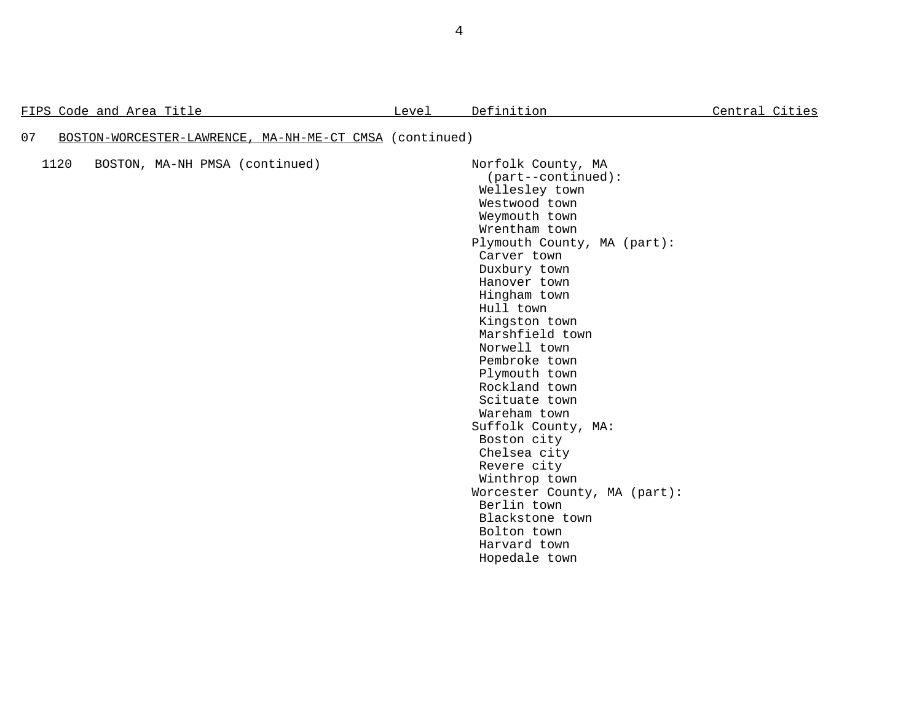| FIPS Code and Area Title | Level | Definition | Central Cities |
|---|---|---|---|
| 07 BOSTON-WORCESTER-LAWRENCE, MA-NH-ME-CT CMSA (continued) | | | |
| 1120 BOSTON, MA-NH PMSA (continued) | | Norfolk County, MA (part--continued): | |
| | | Wellesley town | |
| | | Westwood town | |
| | | Weymouth town | |
| | | Wrentham town | |
| | | Plymouth County, MA (part): | |
| | | Carver town | |
| | | Duxbury town | |
| | | Hanover town | |
| | | Hingham town | |
| | | Hull town | |
| | | Kingston town | |
| | | Marshfield town | |
| | | Norwell town | |
| | | Pembroke town | |
| | | Plymouth town | |
| | | Rockland town | |
| | | Scituate town | |
| | | Wareham town | |
| | | Suffolk County, MA: | |
| | | Boston city | |
| | | Chelsea city | |
| | | Revere city | |
| | | Winthrop town | |
| | | Worcester County, MA (part): | |
| | | Berlin town | |
| | | Blackstone town | |
| | | Bolton town | |
| | | Harvard town | |
| | | Hopedale town | |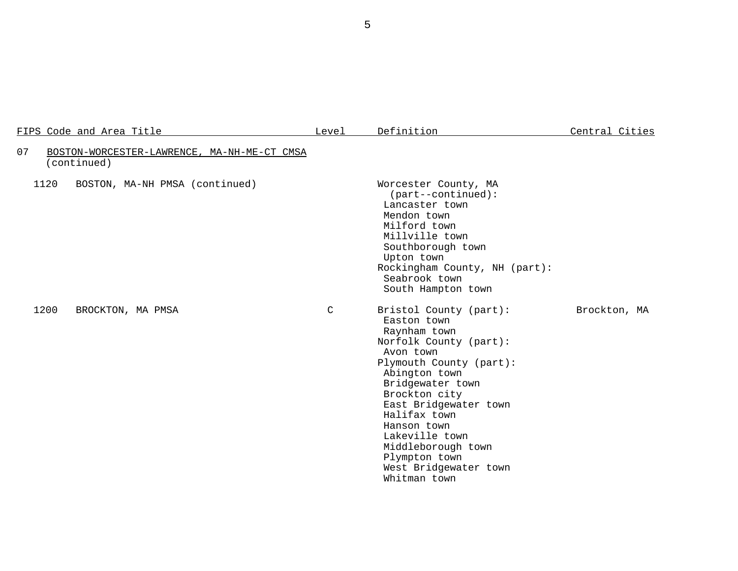| FIPS Code and Area Title | Level | Definition | Central Cities |
|---|---|---|---|
| 07 BOSTON-WORCESTER-LAWRENCE, MA-NH-ME-CT CMSA (continued) | | | |
| 1120 BOSTON, MA-NH PMSA (continued) | | Worcester County, MA (part--continued): | |
| | | Lancaster town | |
| | | Mendon town | |
| | | Milford town | |
| | | Millville town | |
| | | Southborough town | |
| | | Upton town | |
| | | Rockingham County, NH (part): | |
| | | Seabrook town | |
| | | South Hampton town | |
| 1200 BROCKTON, MA PMSA | C | Bristol County (part): | Brockton, MA |
| | | Easton town | |
| | | Raynham town | |
| | | Norfolk County (part): | |
| | | Avon town | |
| | | Plymouth County (part): | |
| | | Abington town | |
| | | Bridgewater town | |
| | | Brockton city | |
| | | East Bridgewater town | |
| | | Halifax town | |
| | | Hanson town | |
| | | Lakeville town | |
| | | Middleborough town | |
| | | Plympton town | |
| | | West Bridgewater town | |
| | | Whitman town | |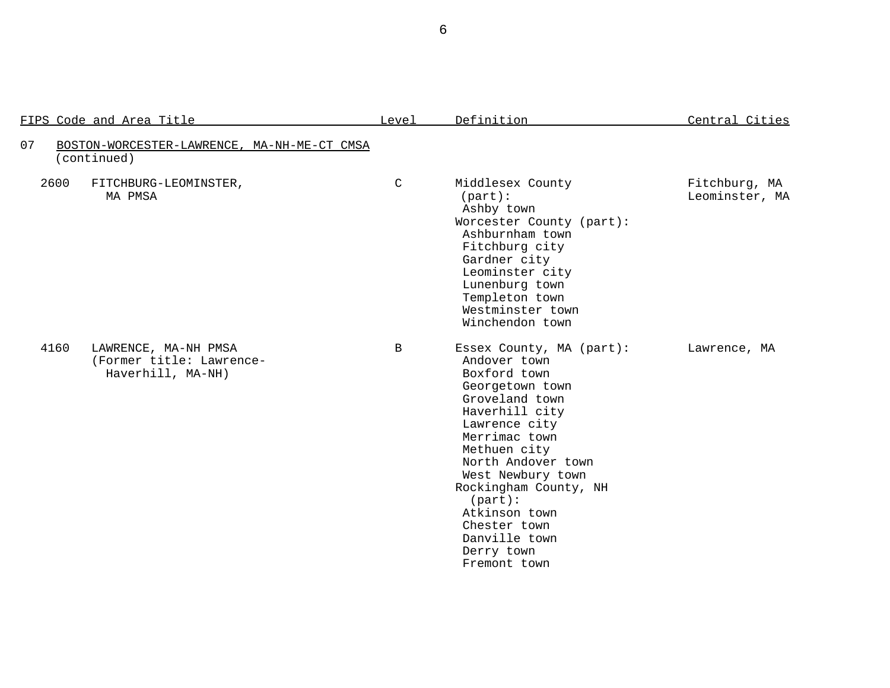| FIPS Code and Area Title | Level | Definition | Central Cities |
|---|---|---|---|
| 07 BOSTON-WORCESTER-LAWRENCE, MA-NH-ME-CT CMSA (continued) | | | |
| 2600 FITCHBURG-LEOMINSTER, MA PMSA | C | Middlesex County (part):<br>Ashby town<br>Worcester County (part):<br>Ashburnham town<br>Fitchburg city<br>Gardner city<br>Leominster city<br>Lunenburg town<br>Templeton town<br>Westminster town<br>Winchendon town | Fitchburg, MA<br>Leominster, MA |
| 4160 LAWRENCE, MA-NH PMSA (Former title: Lawrence-Haverhill, MA-NH) | B | Essex County, MA (part):<br>Andover town<br>Boxford town<br>Georgetown town<br>Groveland town<br>Haverhill city<br>Lawrence city<br>Merrimac town<br>Methuen city<br>North Andover town<br>West Newbury town<br>Rockingham County, NH (part):<br>Atkinson town<br>Chester town<br>Danville town<br>Derry town<br>Fremont town | Lawrence, MA |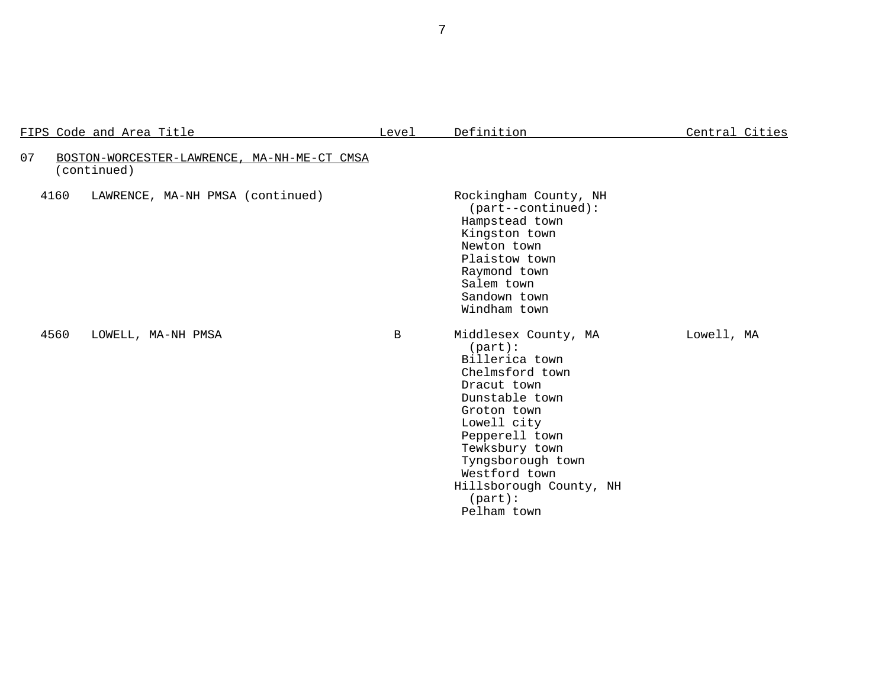| FIPS Code and Area Title | Level | Definition | Central Cities |
| --- | --- | --- | --- |
| 07 BOSTON-WORCESTER-LAWRENCE, MA-NH-ME-CT CMSA (continued) | | | |
| 4160 LAWRENCE, MA-NH PMSA (continued) | | Rockingham County, NH (part--continued):<br>Hampstead town<br>Kingston town<br>Newton town<br>Plaistow town<br>Raymond town<br>Salem town<br>Sandown town<br>Windham town | |
| 4560 LOWELL, MA-NH PMSA | B | Middlesex County, MA (part):<br>Billerica town<br>Chelmsford town<br>Dracut town<br>Dunstable town<br>Groton town<br>Lowell city<br>Pepperell town<br>Tewksbury town<br>Tyngsborough town<br>Westford town<br>Hillsborough County, NH (part):<br>Pelham town | Lowell, MA |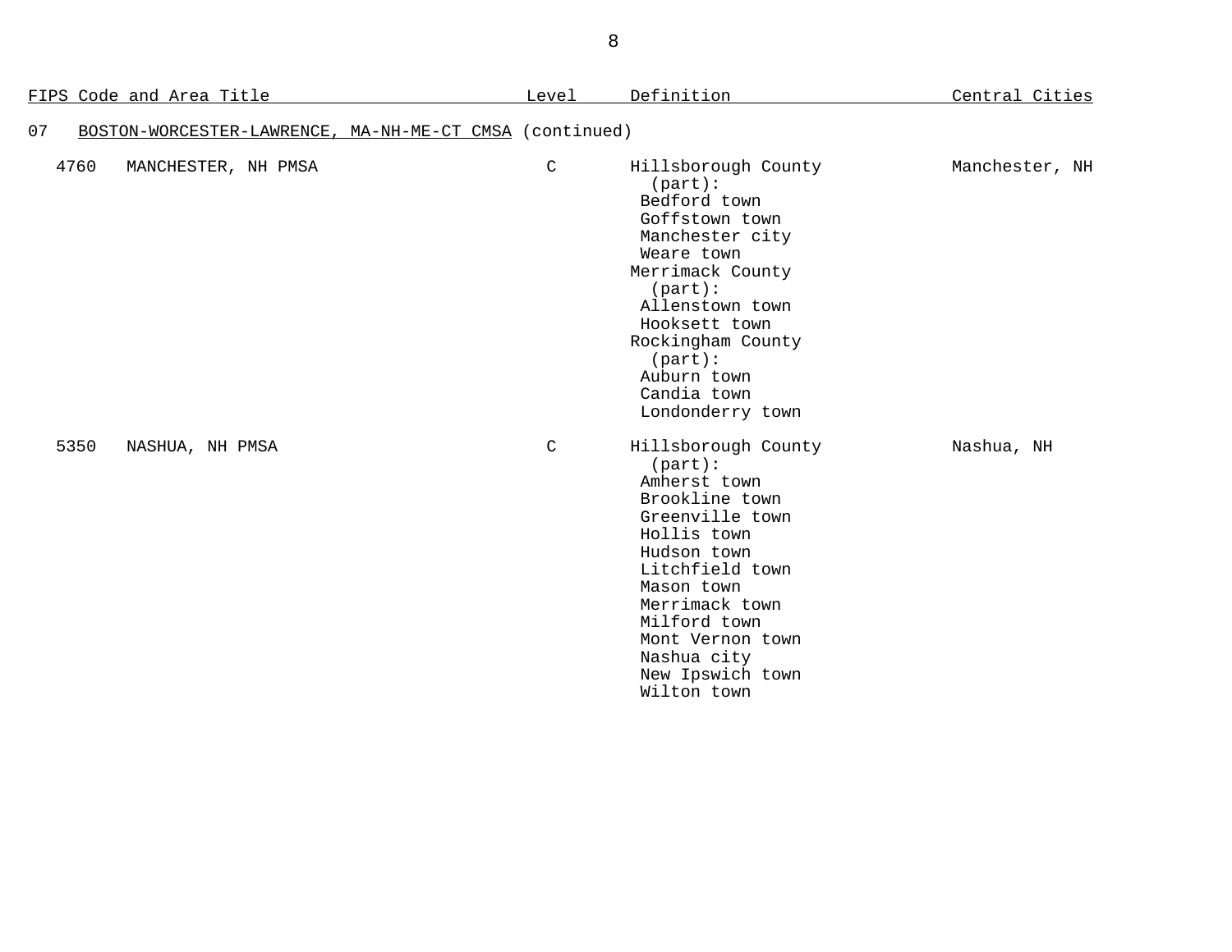| FIPS Code and Area Title | | Level | Definition | Central Cities |
|---|---|---|---|---|
| 07 | BOSTON-WORCESTER-LAWRENCE, MA-NH-ME-CT CMSA (continued) | | | |
| 4760 | MANCHESTER, NH PMSA | C | Hillsborough County (part):<br>Bedford town<br>Goffstown town<br>Manchester city<br>Weare town<br>Merrimack County (part):<br>Allenstown town<br>Hooksett town<br>Rockingham County (part):<br>Auburn town<br>Candia town<br>Londonderry town | Manchester, NH |
| 5350 | NASHUA, NH PMSA | C | Hillsborough County (part):<br>Amherst town<br>Brookline town<br>Greenville town<br>Hollis town<br>Hudson town<br>Litchfield town<br>Mason town<br>Merrimack town<br>Milford town<br>Mont Vernon town<br>Nashua city<br>New Ipswich town<br>Wilton town | Nashua, NH |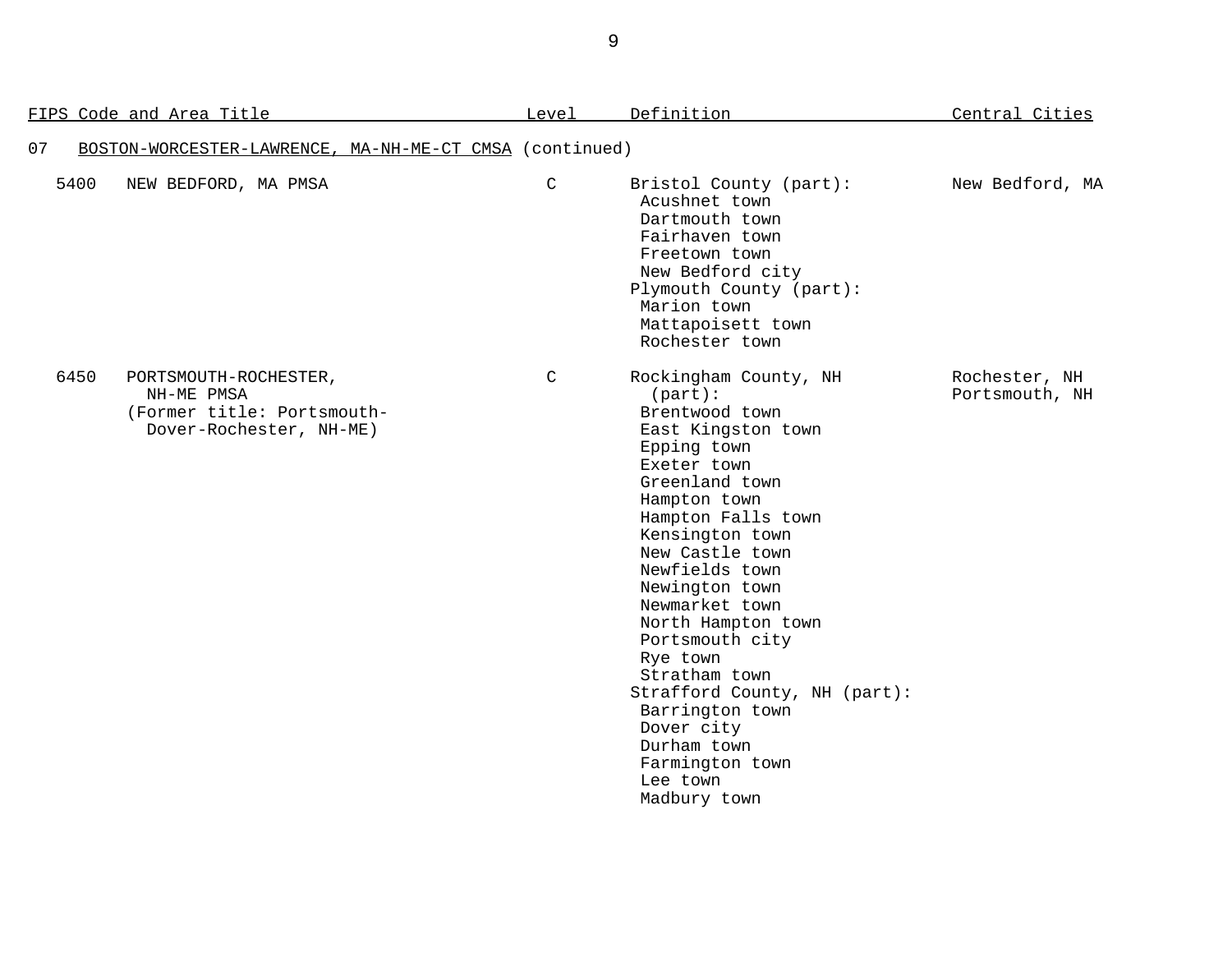| FIPS Code and Area Title | Level | Definition | Central Cities |
|---|---|---|---|
| 07 BOSTON-WORCESTER-LAWRENCE, MA-NH-ME-CT CMSA (continued) | | | |
| 5400 NEW BEDFORD, MA PMSA | C | Bristol County (part):<br>Acushnet town<br>Dartmouth town<br>Fairhaven town<br>Freetown town<br>New Bedford city<br>Plymouth County (part):<br>Marion town<br>Mattapoisett town<br>Rochester town | New Bedford, MA |
| 6450 PORTSMOUTH-ROCHESTER, NH-ME PMSA<br>(Former title: Portsmouth-Dover-Rochester, NH-ME) | C | Rockingham County, NH (part):<br>Brentwood town<br>East Kingston town<br>Epping town<br>Exeter town<br>Greenland town<br>Hampton town<br>Hampton Falls town<br>Kensington town<br>New Castle town<br>Newfields town<br>Newington town<br>Newmarket town<br>North Hampton town<br>Portsmouth city<br>Rye town<br>Stratham town<br>Strafford County, NH (part):<br>Barrington town<br>Dover city<br>Durham town<br>Farmington town<br>Lee town<br>Madbury town | Rochester, NH<br>Portsmouth, NH |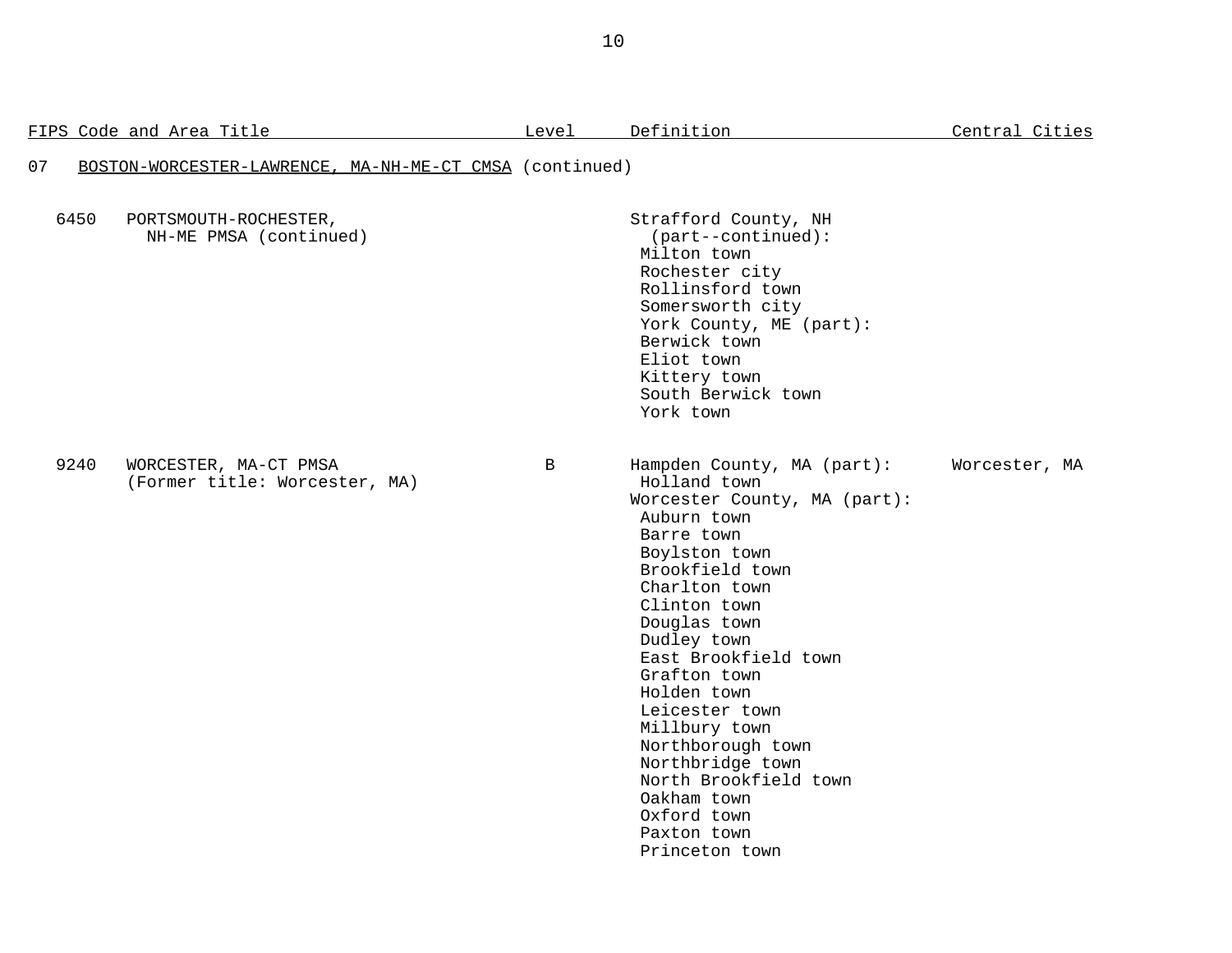| FIPS Code and Area Title | Level | Definition | Central Cities |
|---|---|---|---|
| 07 BOSTON-WORCESTER-LAWRENCE, MA-NH-ME-CT CMSA (continued) | | | |
| 6450 PORTSMOUTH-ROCHESTER, NH-ME PMSA (continued) | | Strafford County, NH (part--continued): | |
| | | Milton town | |
| | | Rochester city | |
| | | Rollinsford town | |
| | | Somersworth city | |
| | | York County, ME (part): | |
| | | Berwick town | |
| | | Eliot town | |
| | | Kittery town | |
| | | South Berwick town | |
| | | York town | |
| 9240 WORCESTER, MA-CT PMSA (Former title: Worcester, MA) | B | Hampden County, MA (part): | Worcester, MA |
| | | Holland town | |
| | | Worcester County, MA (part): | |
| | | Auburn town | |
| | | Barre town | |
| | | Boylston town | |
| | | Brookfield town | |
| | | Charlton town | |
| | | Clinton town | |
| | | Douglas town | |
| | | Dudley town | |
| | | East Brookfield town | |
| | | Grafton town | |
| | | Holden town | |
| | | Leicester town | |
| | | Millbury town | |
| | | Northborough town | |
| | | Northbridge town | |
| | | North Brookfield town | |
| | | Oakham town | |
| | | Oxford town | |
| | | Paxton town | |
| | | Princeton town | |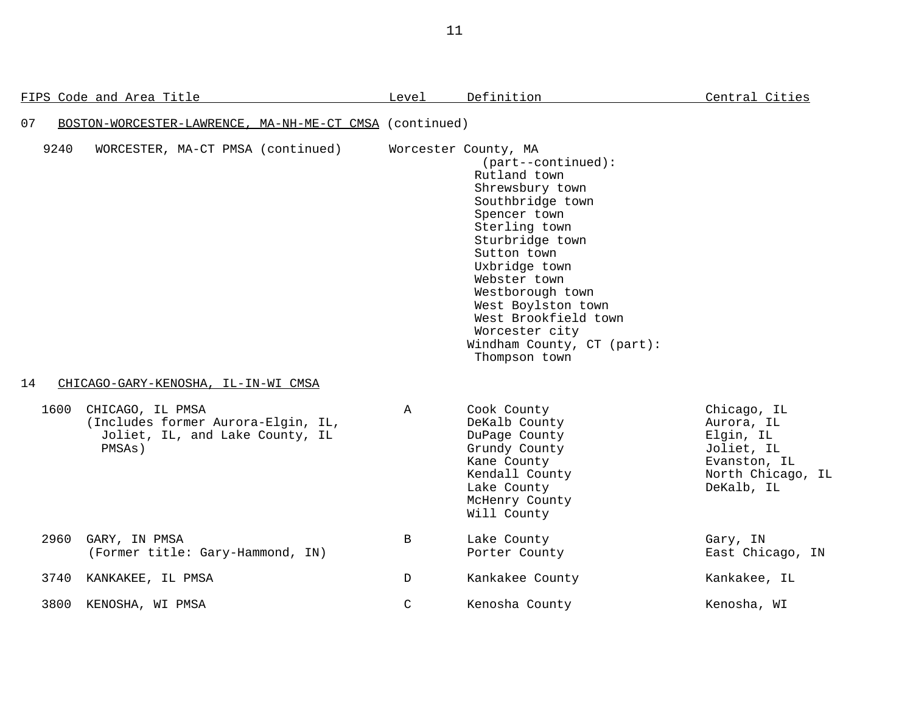| FIPS Code and Area Title | Level | Definition | Central Cities |
|---|---|---|---|
| 07 BOSTON-WORCESTER-LAWRENCE, MA-NH-ME-CT CMSA (continued) | | | |
| 9240 WORCESTER, MA-CT PMSA (continued) | | Worcester County, MA (part--continued): Rutland town, Shrewsbury town, Southbridge town, Spencer town, Sterling town, Sturbridge town, Sutton town, Uxbridge town, Webster town, Westborough town, West Boylston town, West Brookfield town, Worcester city; Windham County, CT (part): Thompson town | |
| 14 CHICAGO-GARY-KENOSHA, IL-IN-WI CMSA | | | |
| 1600 CHICAGO, IL PMSA (Includes former Aurora-Elgin, IL, Joliet, IL, and Lake County, IL PMSAs) | A | Cook County, DeKalb County, DuPage County, Grundy County, Kane County, Kendall County, Lake County, McHenry County, Will County | Chicago, IL; Aurora, IL; Elgin, IL; Joliet, IL; Evanston, IL; North Chicago, IL; DeKalb, IL |
| 2960 GARY, IN PMSA (Former title: Gary-Hammond, IN) | B | Lake County, Porter County | Gary, IN; East Chicago, IN |
| 3740 KANKAKEE, IL PMSA | D | Kankakee County | Kankakee, IL |
| 3800 KENOSHA, WI PMSA | C | Kenosha County | Kenosha, WI |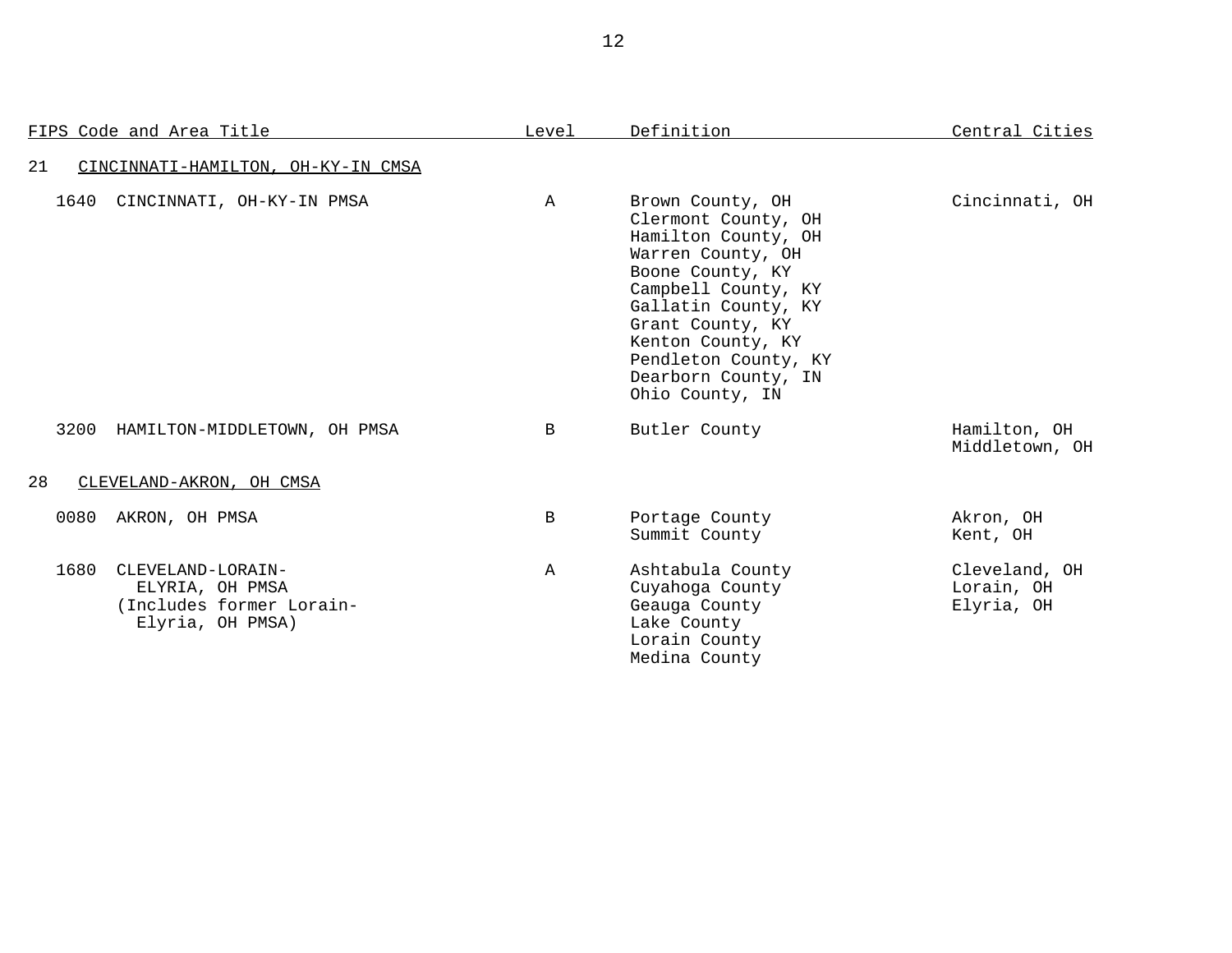| FIPS Code and Area Title | Level | Definition | Central Cities |
|---|---|---|---|
| 21 CINCINNATI-HAMILTON, OH-KY-IN CMSA | | | |
| 1640 CINCINNATI, OH-KY-IN PMSA | A | Brown County, OH<br>Clermont County, OH<br>Hamilton County, OH<br>Warren County, OH<br>Boone County, KY<br>Campbell County, KY<br>Gallatin County, KY<br>Grant County, KY<br>Kenton County, KY<br>Pendleton County, KY<br>Dearborn County, IN<br>Ohio County, IN | Cincinnati, OH |
| 3200 HAMILTON-MIDDLETOWN, OH PMSA | B | Butler County | Hamilton, OH<br>Middletown, OH |
| 28 CLEVELAND-AKRON, OH CMSA | | | |
| 0080 AKRON, OH PMSA | B | Portage County<br>Summit County | Akron, OH<br>Kent, OH |
| 1680 CLEVELAND-LORAIN-ELYRIA, OH PMSA (Includes former Lorain-Elyria, OH PMSA) | A | Ashtabula County<br>Cuyahoga County<br>Geauga County<br>Lake County<br>Lorain County<br>Medina County | Cleveland, OH<br>Lorain, OH<br>Elyria, OH |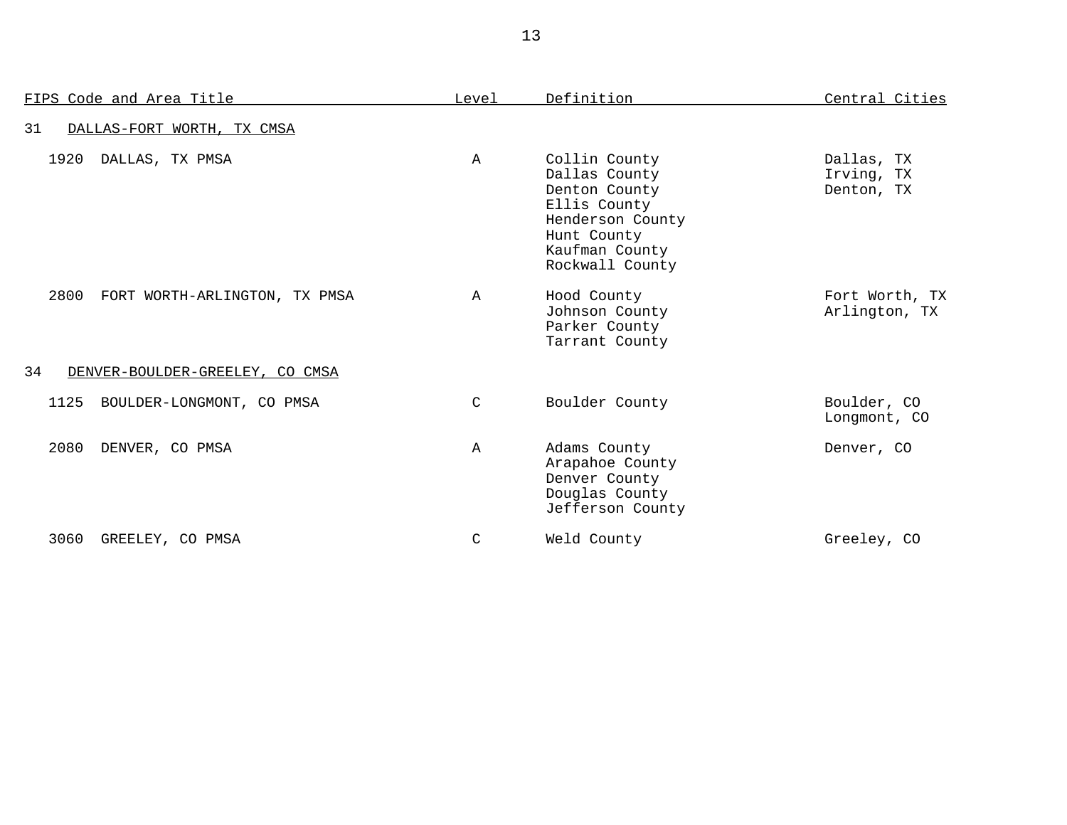| FIPS Code and Area Title | Level | Definition | Central Cities |
|---|---|---|---|
| 31 DALLAS-FORT WORTH, TX CMSA | | | |
| 1920 DALLAS, TX PMSA | A | Collin County<br>Dallas County<br>Denton County<br>Ellis County<br>Henderson County<br>Hunt County<br>Kaufman County<br>Rockwall County | Dallas, TX<br>Irving, TX<br>Denton, TX |
| 2800 FORT WORTH-ARLINGTON, TX PMSA | A | Hood County<br>Johnson County<br>Parker County<br>Tarrant County | Fort Worth, TX<br>Arlington, TX |
| 34 DENVER-BOULDER-GREELEY, CO CMSA | | | |
| 1125 BOULDER-LONGMONT, CO PMSA | C | Boulder County | Boulder, CO<br>Longmont, CO |
| 2080 DENVER, CO PMSA | A | Adams County<br>Arapahoe County<br>Denver County<br>Douglas County<br>Jefferson County | Denver, CO |
| 3060 GREELEY, CO PMSA | C | Weld County | Greeley, CO |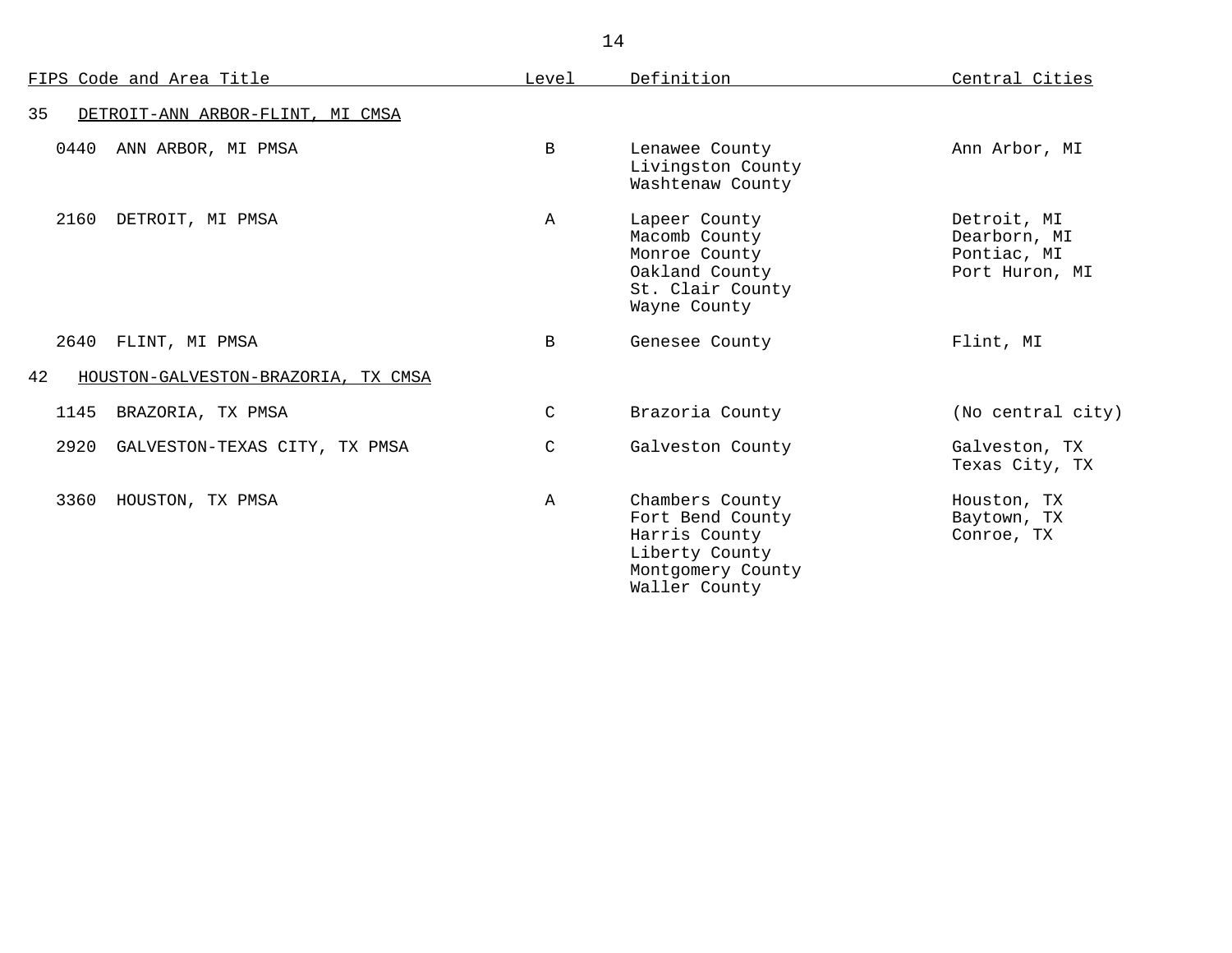| FIPS Code and Area Title | Level | Definition | Central Cities |
|---|---|---|---|
| 35 DETROIT-ANN ARBOR-FLINT, MI CMSA | | | |
| 0440 ANN ARBOR, MI PMSA | B | Lenawee County<br>Livingston County<br>Washtenaw County | Ann Arbor, MI |
| 2160 DETROIT, MI PMSA | A | Lapeer County<br>Macomb County<br>Monroe County<br>Oakland County<br>St. Clair County<br>Wayne County | Detroit, MI<br>Dearborn, MI<br>Pontiac, MI<br>Port Huron, MI |
| 2640 FLINT, MI PMSA | B | Genesee County | Flint, MI |
| 42 HOUSTON-GALVESTON-BRAZORIA, TX CMSA | | | |
| 1145 BRAZORIA, TX PMSA | C | Brazoria County | (No central city) |
| 2920 GALVESTON-TEXAS CITY, TX PMSA | C | Galveston County | Galveston, TX<br>Texas City, TX |
| 3360 HOUSTON, TX PMSA | A | Chambers County<br>Fort Bend County<br>Harris County<br>Liberty County<br>Montgomery County<br>Waller County | Houston, TX<br>Baytown, TX<br>Conroe, TX |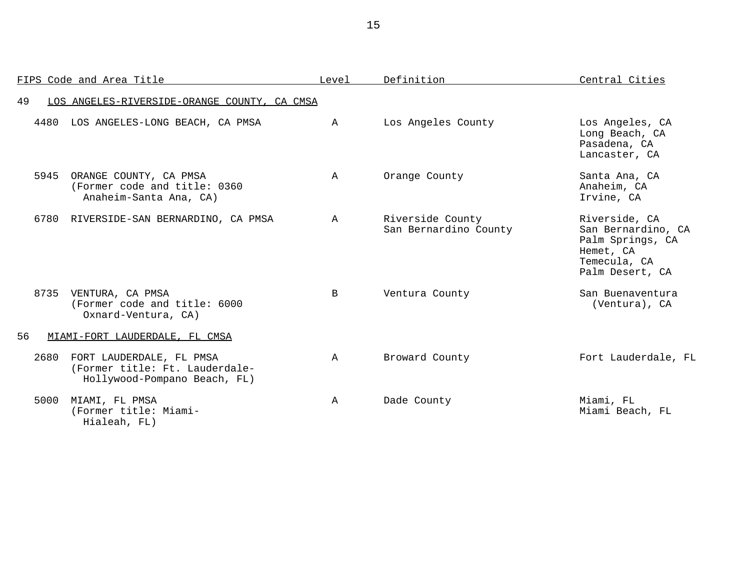| FIPS Code and Area Title | Level | Definition | Central Cities |
|---|---|---|---|
| 49 LOS ANGELES-RIVERSIDE-ORANGE COUNTY, CA CMSA | | | |
| 4480 LOS ANGELES-LONG BEACH, CA PMSA | A | Los Angeles County | Los Angeles, CA<br>Long Beach, CA<br>Pasadena, CA<br>Lancaster, CA |
| 5945 ORANGE COUNTY, CA PMSA<br>(Former code and title: 0360 Anaheim-Santa Ana, CA) | A | Orange County | Santa Ana, CA<br>Anaheim, CA<br>Irvine, CA |
| 6780 RIVERSIDE-SAN BERNARDINO, CA PMSA | A | Riverside County<br>San Bernardino County | Riverside, CA<br>San Bernardino, CA<br>Palm Springs, CA<br>Hemet, CA<br>Temecula, CA<br>Palm Desert, CA |
| 8735 VENTURA, CA PMSA<br>(Former code and title: 6000 Oxnard-Ventura, CA) | B | Ventura County | San Buenaventura (Ventura), CA |
| 56 MIAMI-FORT LAUDERDALE, FL CMSA | | | |
| 2680 FORT LAUDERDALE, FL PMSA<br>(Former title: Ft. Lauderdale-Hollywood-Pompano Beach, FL) | A | Broward County | Fort Lauderdale, FL |
| 5000 MIAMI, FL PMSA<br>(Former title: Miami-Hialeah, FL) | A | Dade County | Miami, FL<br>Miami Beach, FL |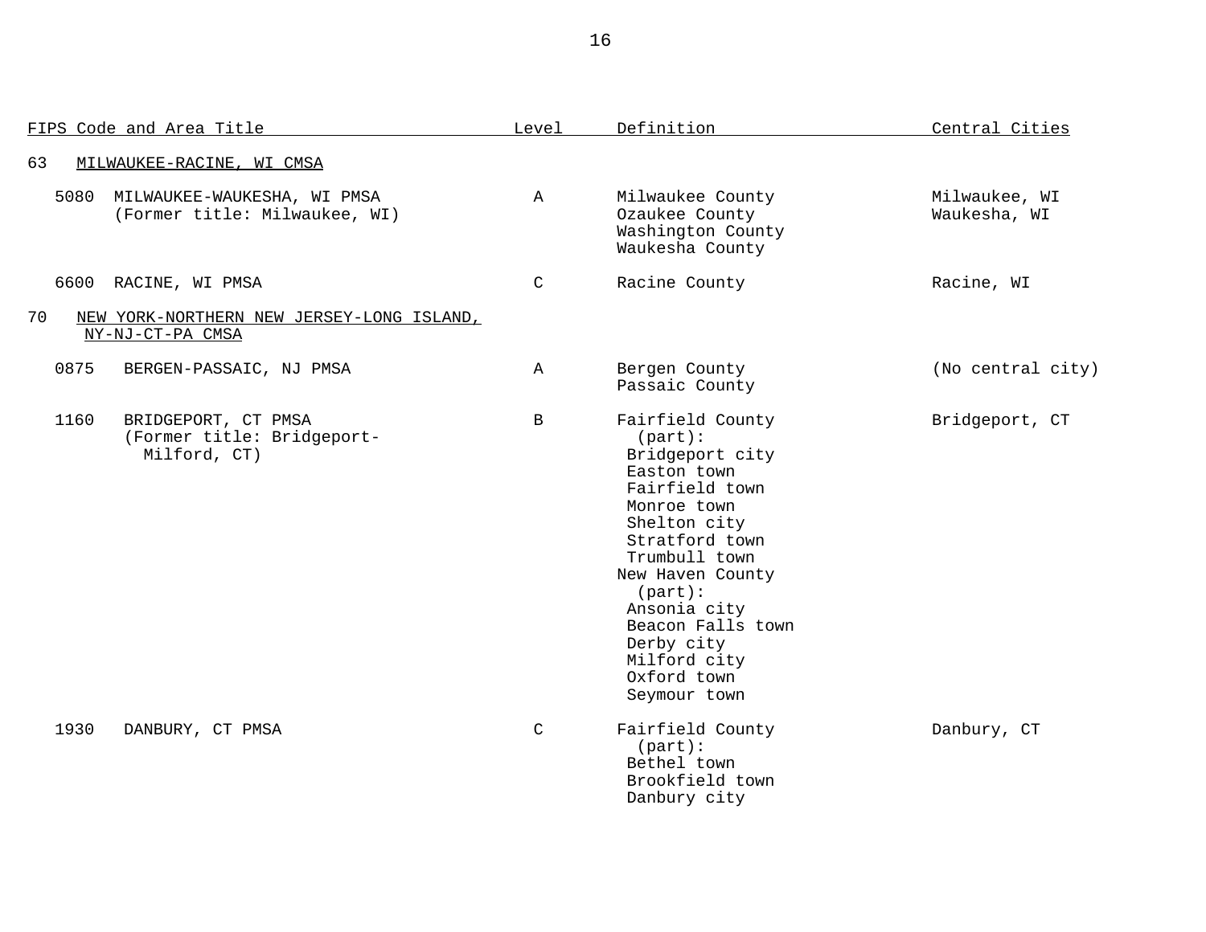| FIPS Code and Area Title | Level | Definition | Central Cities |
|---|---|---|---|
| **63 MILWAUKEE-RACINE, WI CMSA** | | | |
| 5080 MILWAUKEE-WAUKESHA, WI PMSA (Former title: Milwaukee, WI) | A | Milwaukee County<br>Ozaukee County<br>Washington County<br>Waukesha County | Milwaukee, WI<br>Waukesha, WI |
| 6600 RACINE, WI PMSA | C | Racine County | Racine, WI |
| **70 NEW YORK-NORTHERN NEW JERSEY-LONG ISLAND, NY-NJ-CT-PA CMSA** | | | |
| 0875 BERGEN-PASSAIC, NJ PMSA | A | Bergen County<br>Passaic County | (No central city) |
| 1160 BRIDGEPORT, CT PMSA (Former title: Bridgeport-Milford, CT) | B | Fairfield County (part):<br>Bridgeport city<br>Easton town<br>Fairfield town<br>Monroe town<br>Shelton city<br>Stratford town<br>Trumbull town<br>New Haven County (part):<br>Ansonia city<br>Beacon Falls town<br>Derby city<br>Milford city<br>Oxford town<br>Seymour town | Bridgeport, CT |
| 1930 DANBURY, CT PMSA | C | Fairfield County (part):<br>Bethel town<br>Brookfield town<br>Danbury city | Danbury, CT |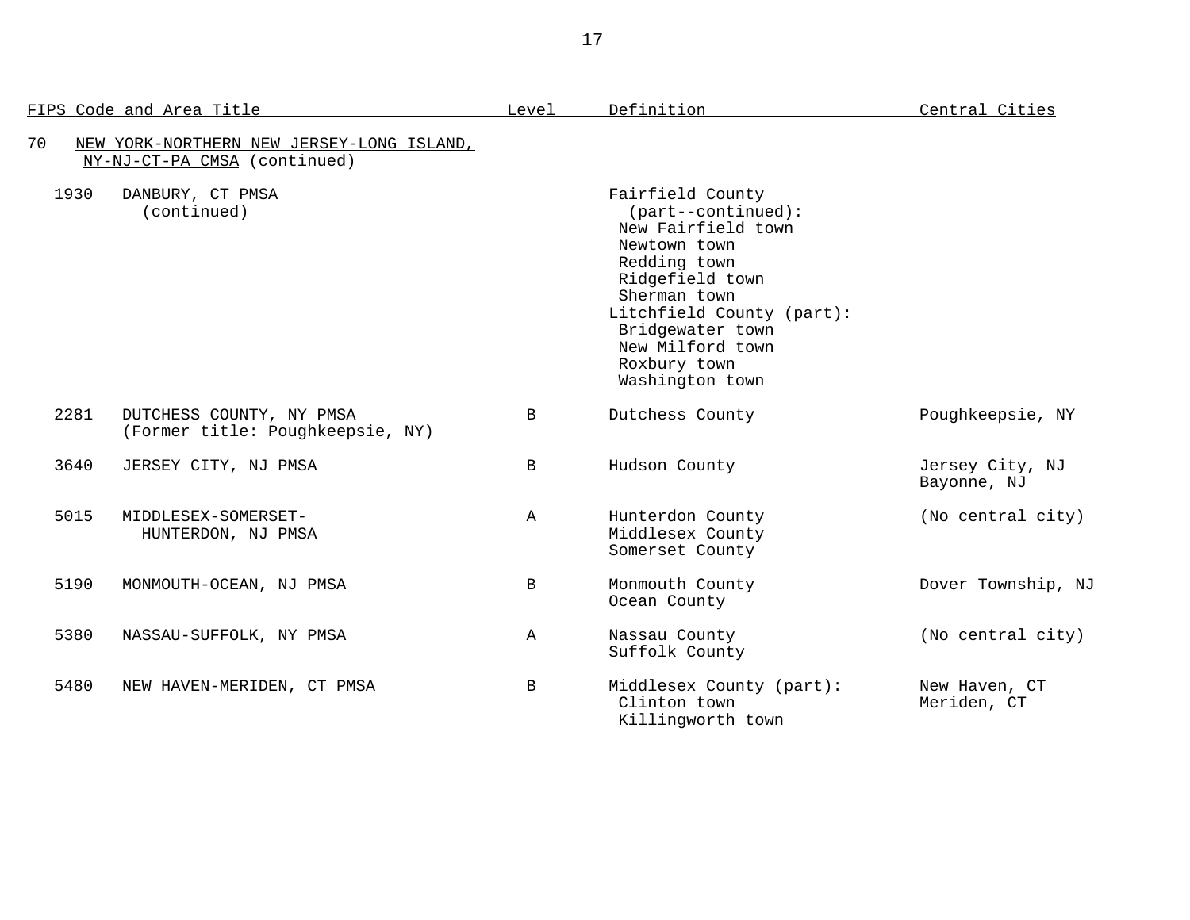| FIPS Code and Area Title | Level | Definition | Central Cities |
|---|---|---|---|
| 70 NEW YORK-NORTHERN NEW JERSEY-LONG ISLAND, NY-NJ-CT-PA CMSA (continued) | | | |
| 1930 DANBURY, CT PMSA (continued) | | Fairfield County (part--continued):<br>New Fairfield town<br>Newtown town<br>Redding town<br>Ridgefield town<br>Sherman town<br>Litchfield County (part):<br>Bridgewater town<br>New Milford town<br>Roxbury town<br>Washington town | |
| 2281 DUTCHESS COUNTY, NY PMSA (Former title: Poughkeepsie, NY) | B | Dutchess County | Poughkeepsie, NY |
| 3640 JERSEY CITY, NJ PMSA | B | Hudson County | Jersey City, NJ<br>Bayonne, NJ |
| 5015 MIDDLESEX-SOMERSET-HUNTERDON, NJ PMSA | A | Hunterdon County<br>Middlesex County<br>Somerset County | (No central city) |
| 5190 MONMOUTH-OCEAN, NJ PMSA | B | Monmouth County<br>Ocean County | Dover Township, NJ |
| 5380 NASSAU-SUFFOLK, NY PMSA | A | Nassau County<br>Suffolk County | (No central city) |
| 5480 NEW HAVEN-MERIDEN, CT PMSA | B | Middlesex County (part):<br>Clinton town<br>Killingworth town | New Haven, CT<br>Meriden, CT |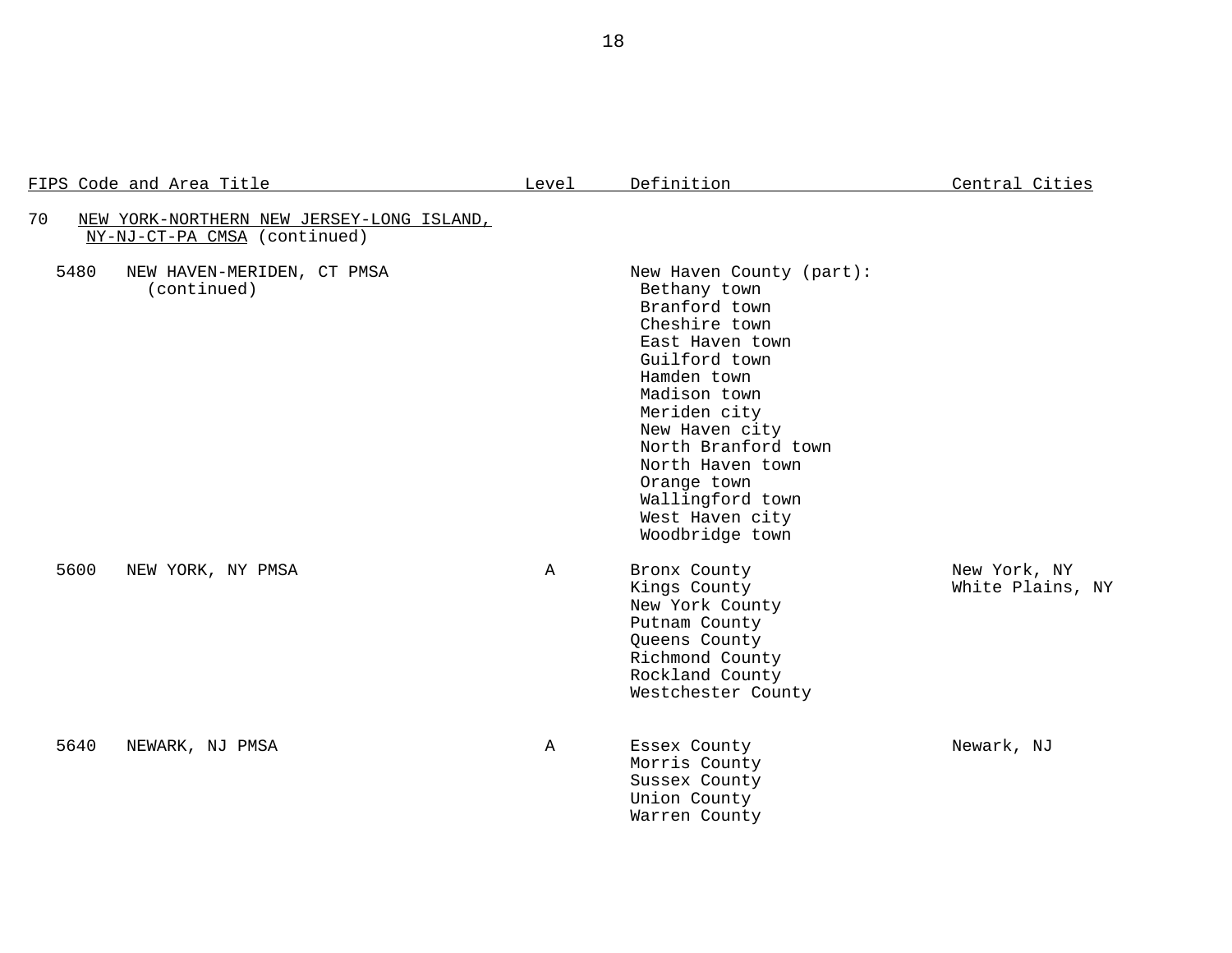| FIPS Code and Area Title | Level | Definition | Central Cities |
|---|---|---|---|
| 70 NEW YORK-NORTHERN NEW JERSEY-LONG ISLAND, NY-NJ-CT-PA CMSA (continued) | | | |
| 5480 NEW HAVEN-MERIDEN, CT PMSA (continued) | | New Haven County (part):<br>Bethany town<br>Branford town<br>Cheshire town<br>East Haven town<br>Guilford town<br>Hamden town<br>Madison town<br>Meriden city<br>New Haven city<br>North Branford town<br>North Haven town<br>Orange town<br>Wallingford town<br>West Haven city<br>Woodbridge town | |
| 5600 NEW YORK, NY PMSA | A | Bronx County<br>Kings County<br>New York County<br>Putnam County<br>Queens County<br>Richmond County<br>Rockland County<br>Westchester County | New York, NY<br>White Plains, NY |
| 5640 NEWARK, NJ PMSA | A | Essex County<br>Morris County<br>Sussex County<br>Union County<br>Warren County | Newark, NJ |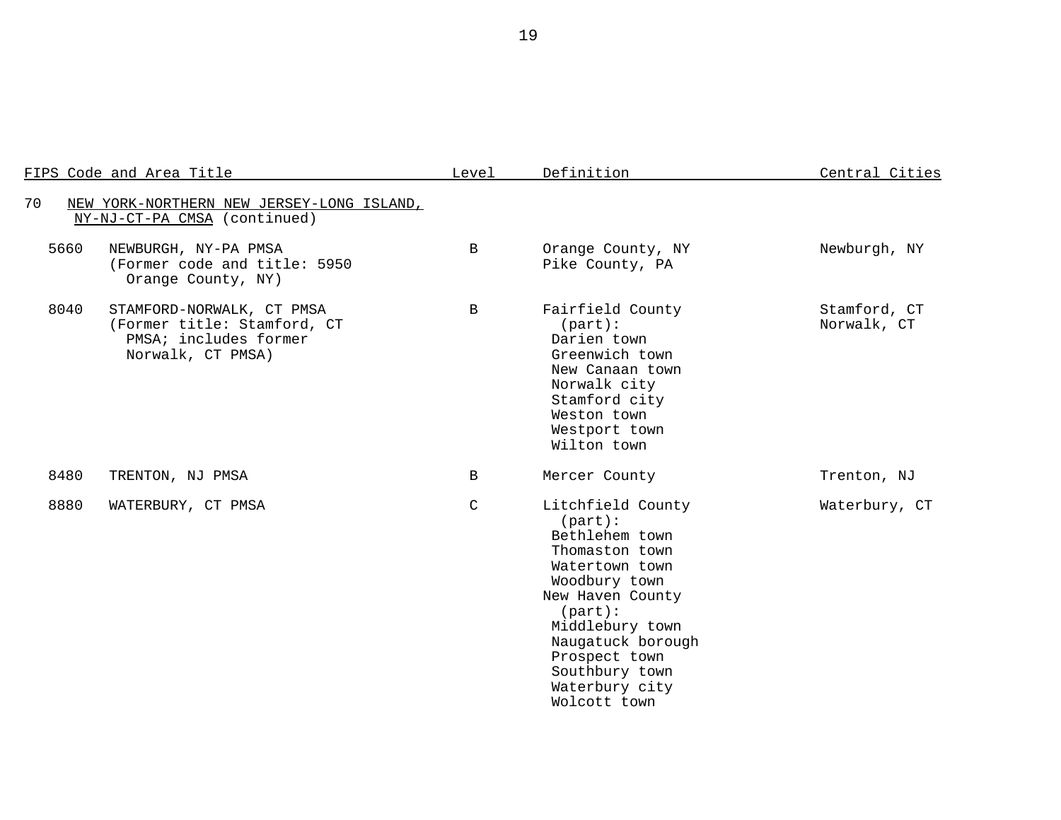| FIPS Code and Area Title | Level | Definition | Central Cities |
|---|---|---|---|
| 70 NEW YORK-NORTHERN NEW JERSEY-LONG ISLAND, NY-NJ-CT-PA CMSA (continued) | | | |
| 5660 NEWBURGH, NY-PA PMSA (Former code and title: 5950 Orange County, NY) | B | Orange County, NY<br>Pike County, PA | Newburgh, NY |
| 8040 STAMFORD-NORWALK, CT PMSA (Former title: Stamford, CT PMSA; includes former Norwalk, CT PMSA) | B | Fairfield County (part):<br>Darien town<br>Greenwich town<br>New Canaan town<br>Norwalk city<br>Stamford city<br>Weston town<br>Westport town<br>Wilton town | Stamford, CT<br>Norwalk, CT |
| 8480 TRENTON, NJ PMSA | B | Mercer County | Trenton, NJ |
| 8880 WATERBURY, CT PMSA | C | Litchfield County (part):<br>Bethlehem town<br>Thomaston town<br>Watertown town<br>Woodbury town<br>New Haven County (part):<br>Middlebury town<br>Naugatuck borough<br>Prospect town<br>Southbury town<br>Waterbury city<br>Wolcott town | Waterbury, CT |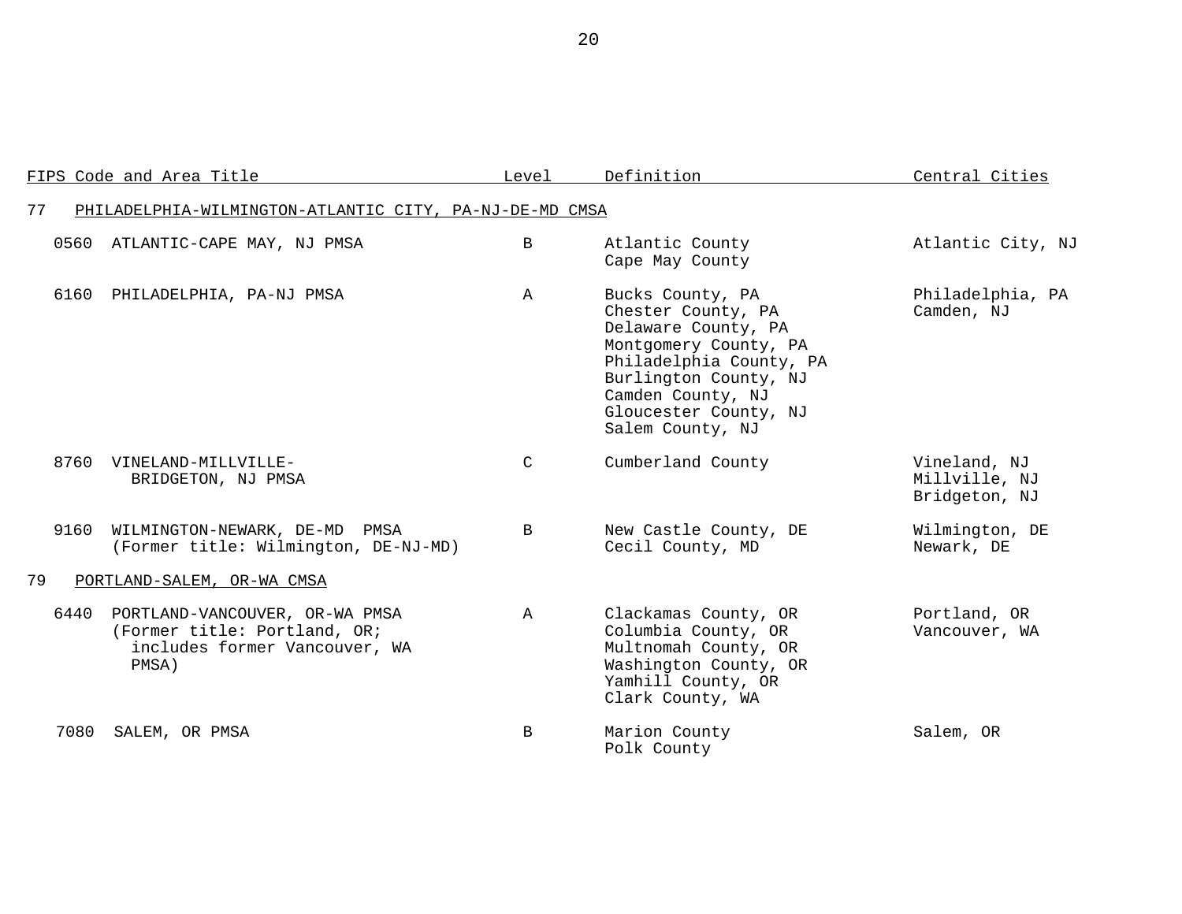| FIPS Code and Area Title | Level | Definition | Central Cities |
|---|---|---|---|
| 77 PHILADELPHIA-WILMINGTON-ATLANTIC CITY, PA-NJ-DE-MD CMSA | | | |
| 0560 ATLANTIC-CAPE MAY, NJ PMSA | B | Atlantic County<br>Cape May County | Atlantic City, NJ |
| 6160 PHILADELPHIA, PA-NJ PMSA | A | Bucks County, PA<br>Chester County, PA<br>Delaware County, PA<br>Montgomery County, PA<br>Philadelphia County, PA<br>Burlington County, NJ<br>Camden County, NJ<br>Gloucester County, NJ<br>Salem County, NJ | Philadelphia, PA<br>Camden, NJ |
| 8760 VINELAND-MILLVILLE-BRIDGETON, NJ PMSA | C | Cumberland County | Vineland, NJ<br>Millville, NJ<br>Bridgeton, NJ |
| 9160 WILMINGTON-NEWARK, DE-MD PMSA (Former title: Wilmington, DE-NJ-MD) | B | New Castle County, DE<br>Cecil County, MD | Wilmington, DE<br>Newark, DE |
| 79 PORTLAND-SALEM, OR-WA CMSA | | | |
| 6440 PORTLAND-VANCOUVER, OR-WA PMSA (Former title: Portland, OR; includes former Vancouver, WA PMSA) | A | Clackamas County, OR<br>Columbia County, OR<br>Multnomah County, OR<br>Washington County, OR<br>Yamhill County, OR<br>Clark County, WA | Portland, OR<br>Vancouver, WA |
| 7080 SALEM, OR PMSA | B | Marion County<br>Polk County | Salem, OR |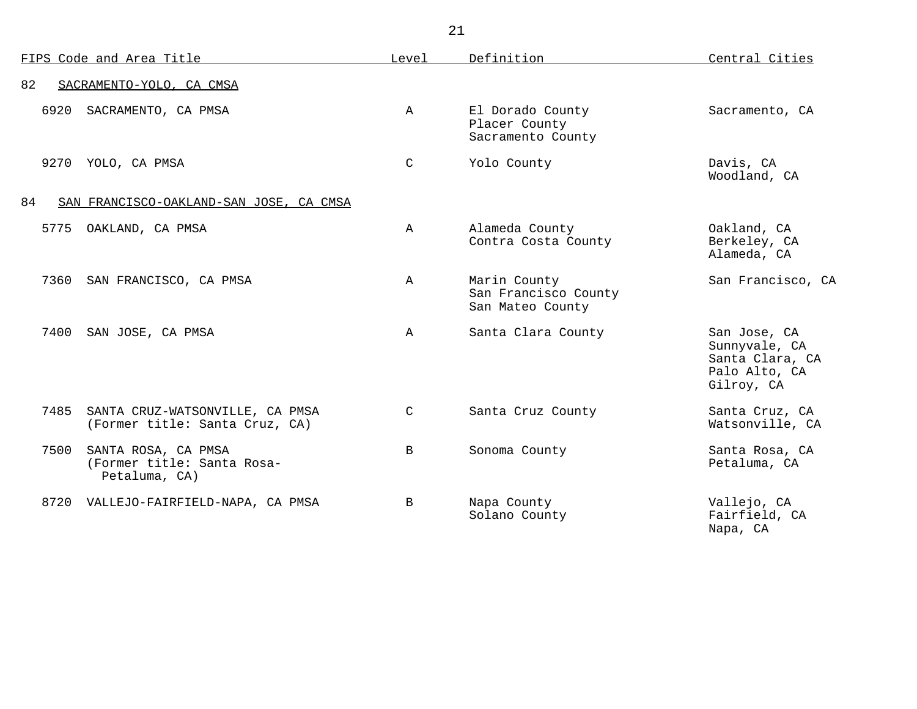| FIPS Code and Area Title | Level | Definition | Central Cities |
|---|---|---|---|
| 82 SACRAMENTO-YOLO, CA CMSA | | | |
| 6920 SACRAMENTO, CA PMSA | A | El Dorado County<br>Placer County<br>Sacramento County | Sacramento, CA |
| 9270 YOLO, CA PMSA | C | Yolo County | Davis, CA<br>Woodland, CA |
| 84 SAN FRANCISCO-OAKLAND-SAN JOSE, CA CMSA | | | |
| 5775 OAKLAND, CA PMSA | A | Alameda County<br>Contra Costa County | Oakland, CA<br>Berkeley, CA<br>Alameda, CA |
| 7360 SAN FRANCISCO, CA PMSA | A | Marin County<br>San Francisco County<br>San Mateo County | San Francisco, CA |
| 7400 SAN JOSE, CA PMSA | A | Santa Clara County | San Jose, CA<br>Sunnyvale, CA<br>Santa Clara, CA<br>Palo Alto, CA<br>Gilroy, CA |
| 7485 SANTA CRUZ-WATSONVILLE, CA PMSA (Former title: Santa Cruz, CA) | C | Santa Cruz County | Santa Cruz, CA<br>Watsonville, CA |
| 7500 SANTA ROSA, CA PMSA (Former title: Santa Rosa-Petaluma, CA) | B | Sonoma County | Santa Rosa, CA<br>Petaluma, CA |
| 8720 VALLEJO-FAIRFIELD-NAPA, CA PMSA | B | Napa County<br>Solano County | Vallejo, CA<br>Fairfield, CA<br>Napa, CA |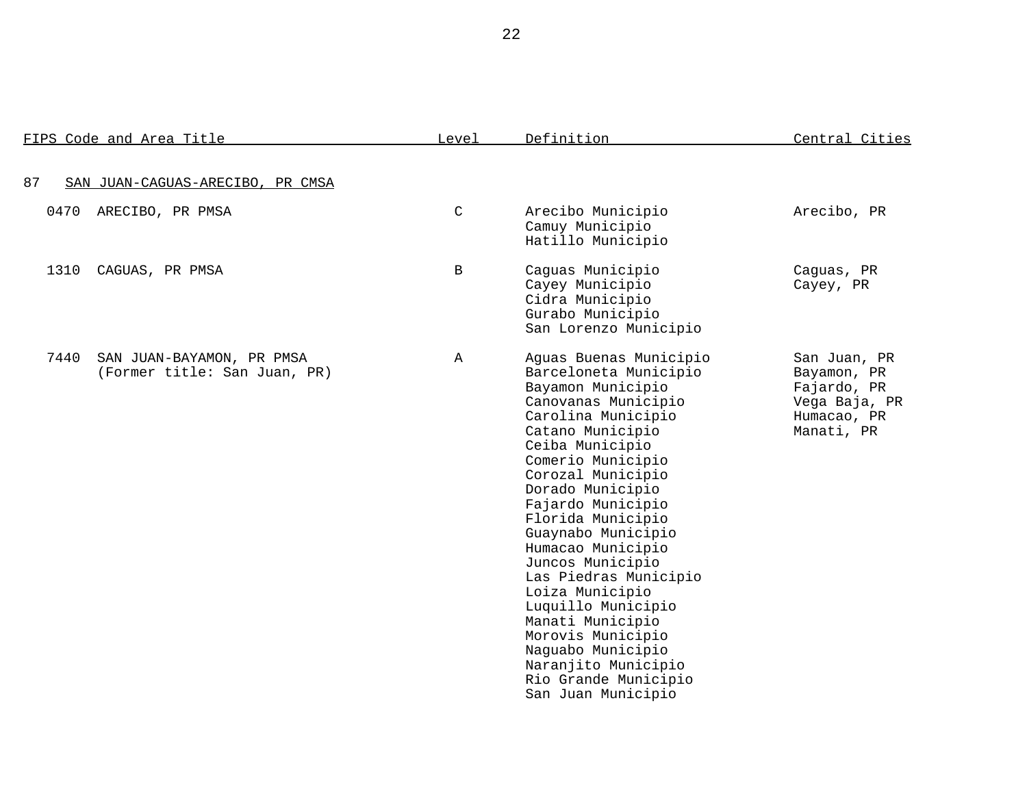| FIPS Code and Area Title | Level | Definition | Central Cities |
|---|---|---|---|
| **87 SAN JUAN-CAGUAS-ARECIBO, PR CMSA** | | | |
| 0470 ARECIBO, PR PMSA | C | Arecibo Municipio<br>Camuy Municipio<br>Hatillo Municipio | Arecibo, PR |
| 1310 CAGUAS, PR PMSA | B | Caguas Municipio<br>Cayey Municipio<br>Cidra Municipio<br>Gurabo Municipio<br>San Lorenzo Municipio | Caguas, PR<br>Cayey, PR |
| 7440 SAN JUAN-BAYAMON, PR PMSA<br>(Former title: San Juan, PR) | A | Aguas Buenas Municipio<br>Barceloneta Municipio<br>Bayamon Municipio<br>Canovanas Municipio<br>Carolina Municipio<br>Catano Municipio<br>Ceiba Municipio<br>Comerio Municipio<br>Corozal Municipio<br>Dorado Municipio<br>Fajardo Municipio<br>Florida Municipio<br>Guaynabo Municipio<br>Humacao Municipio<br>Juncos Municipio<br>Las Piedras Municipio<br>Loiza Municipio<br>Luquillo Municipio<br>Manati Municipio<br>Morovis Municipio<br>Naguabo Municipio<br>Naranjito Municipio<br>Rio Grande Municipio<br>San Juan Municipio | San Juan, PR<br>Bayamon, PR<br>Fajardo, PR<br>Vega Baja, PR<br>Humacao, PR<br>Manati, PR |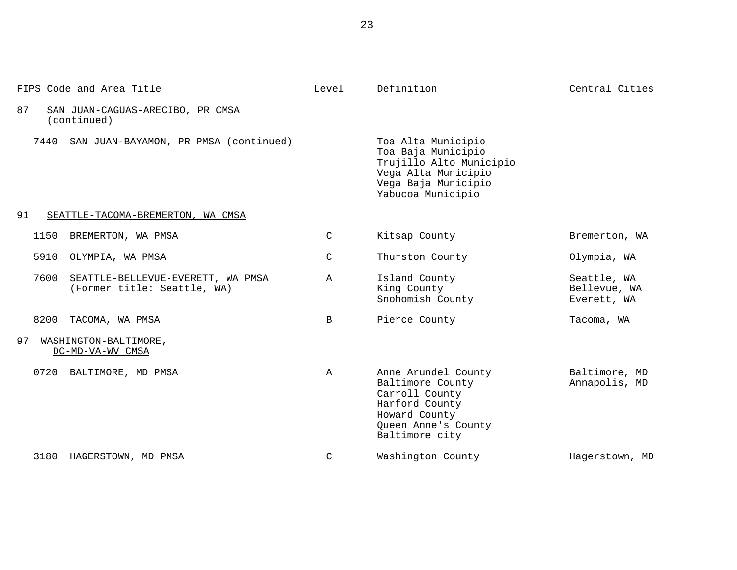| FIPS Code and Area Title | Level | Definition | Central Cities |
|---|---|---|---|
| 87 SAN JUAN-CAGUAS-ARECIBO, PR CMSA (continued) | | | |
| 7440 SAN JUAN-BAYAMON, PR PMSA (continued) | | Toa Alta Municipio<br>Toa Baja Municipio<br>Trujillo Alto Municipio<br>Vega Alta Municipio<br>Vega Baja Municipio<br>Yabucoa Municipio | |
| 91 SEATTLE-TACOMA-BREMERTON, WA CMSA | | | |
| 1150 BREMERTON, WA PMSA | C | Kitsap County | Bremerton, WA |
| 5910 OLYMPIA, WA PMSA | C | Thurston County | Olympia, WA |
| 7600 SEATTLE-BELLEVUE-EVERETT, WA PMSA (Former title: Seattle, WA) | A | Island County<br>King County<br>Snohomish County | Seattle, WA<br>Bellevue, WA<br>Everett, WA |
| 8200 TACOMA, WA PMSA | B | Pierce County | Tacoma, WA |
| 97 WASHINGTON-BALTIMORE, DC-MD-VA-WV CMSA | | | |
| 0720 BALTIMORE, MD PMSA | A | Anne Arundel County<br>Baltimore County<br>Carroll County<br>Harford County<br>Howard County<br>Queen Anne's County<br>Baltimore city | Baltimore, MD<br>Annapolis, MD |
| 3180 HAGERSTOWN, MD PMSA | C | Washington County | Hagerstown, MD |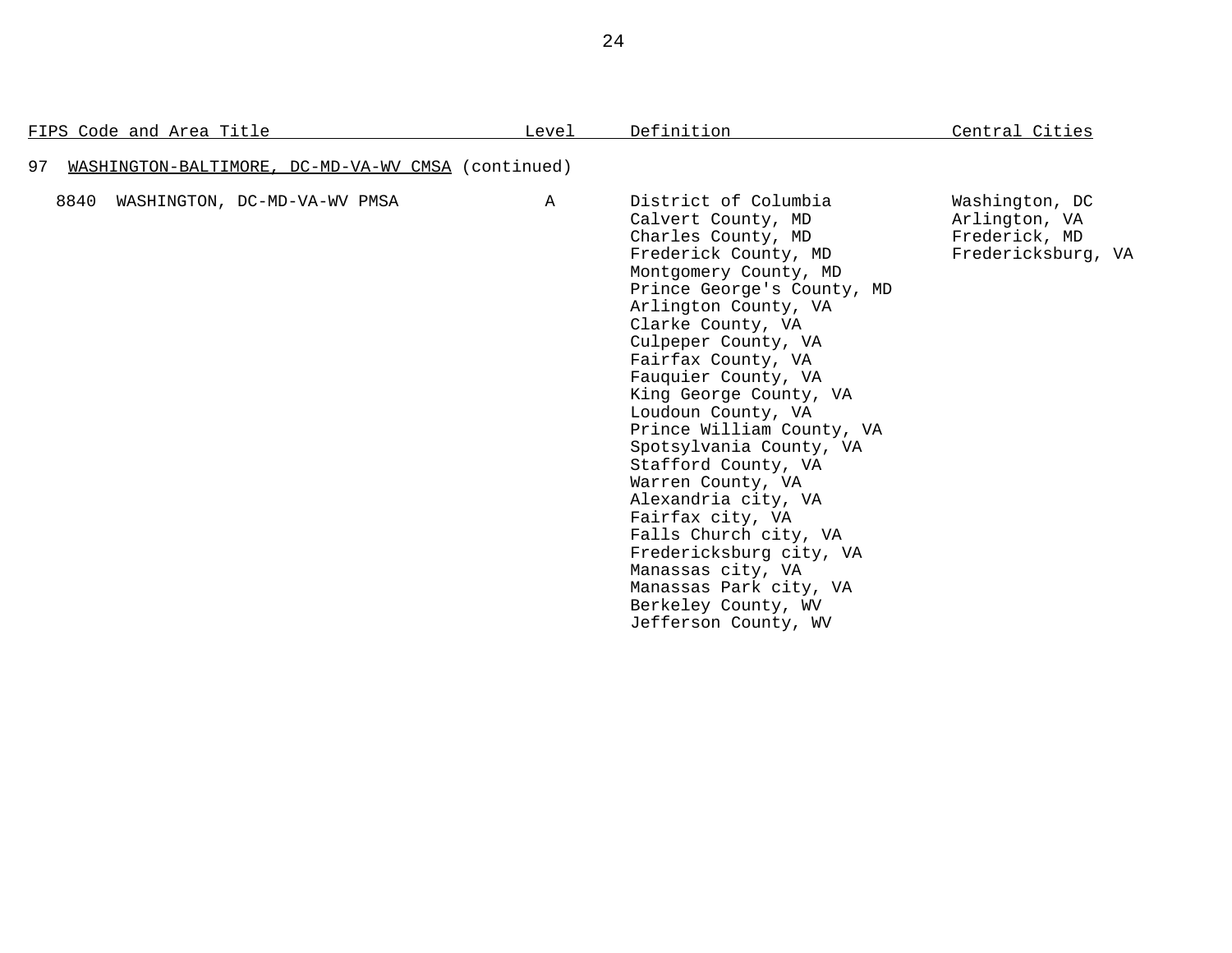| FIPS Code and Area Title | Level | Definition | Central Cities |
|---|---|---|---|
| 97 WASHINGTON-BALTIMORE, DC-MD-VA-WV CMSA (continued) | | | |
| 8840 WASHINGTON, DC-MD-VA-WV PMSA | A | District of Columbia<br>Calvert County, MD<br>Charles County, MD<br>Frederick County, MD<br>Montgomery County, MD<br>Prince George's County, MD<br>Arlington County, VA<br>Clarke County, VA<br>Culpeper County, VA<br>Fairfax County, VA<br>Fauquier County, VA<br>King George County, VA<br>Loudoun County, VA<br>Prince William County, VA<br>Spotsylvania County, VA<br>Stafford County, VA<br>Warren County, VA<br>Alexandria city, VA<br>Fairfax city, VA<br>Falls Church city, VA<br>Fredericksburg city, VA<br>Manassas city, VA<br>Manassas Park city, VA<br>Berkeley County, WV<br>Jefferson County, WV | Washington, DC<br>Arlington, VA<br>Frederick, MD<br>Fredericksburg, VA |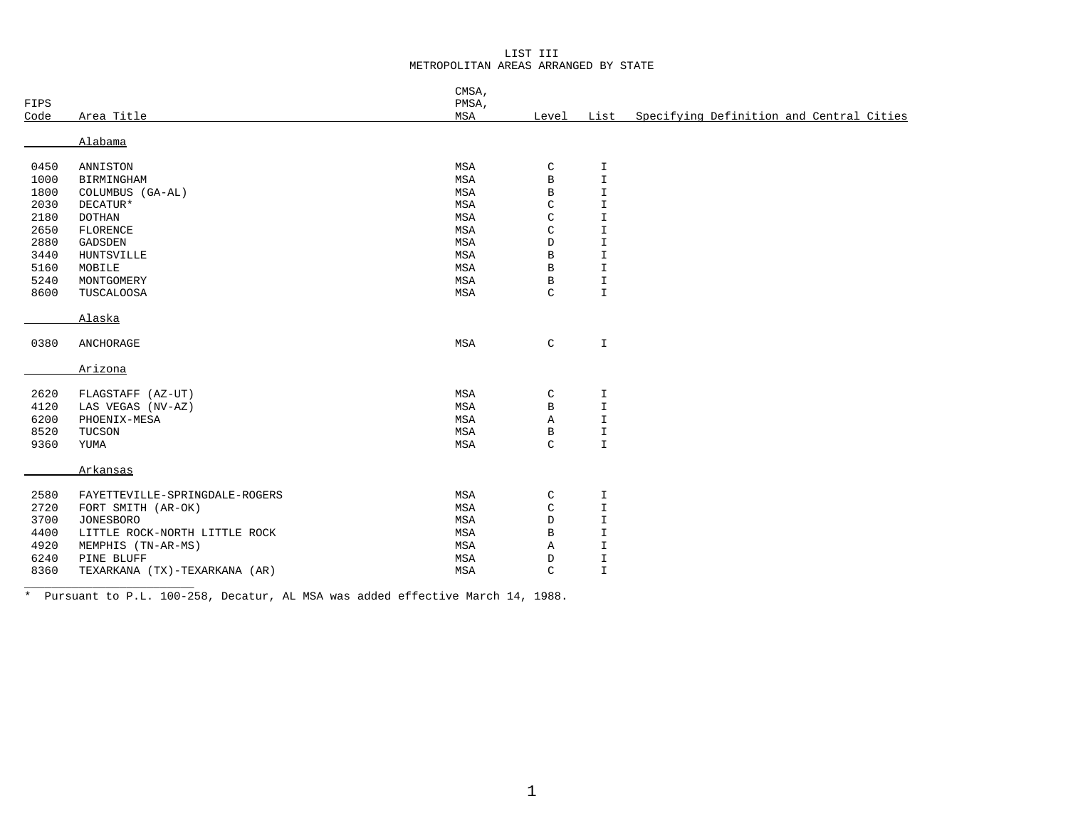# LIST III
## METROPOLITAN AREAS ARRANGED BY STATE

| FIPS Code | Area Title | CMSA, PMSA, MSA | Level | List | Specifying Definition and Central Cities |
|---|---|---|---|---|---|
| | Alabama | | | | |
| 0450 | ANNISTON | MSA | C | I | |
| 1000 | BIRMINGHAM | MSA | B | I | |
| 1800 | COLUMBUS (GA-AL) | MSA | B | I | |
| 2030 | DECATUR* | MSA | C | I | |
| 2180 | DOTHAN | MSA | C | I | |
| 2650 | FLORENCE | MSA | C | I | |
| 2880 | GADSDEN | MSA | D | I | |
| 3440 | HUNTSVILLE | MSA | B | I | |
| 5160 | MOBILE | MSA | B | I | |
| 5240 | MONTGOMERY | MSA | B | I | |
| 8600 | TUSCALOOSA | MSA | C | I | |
| | Alaska | | | | |
| 0380 | ANCHORAGE | MSA | C | I | |
| | Arizona | | | | |
| 2620 | FLAGSTAFF (AZ-UT) | MSA | C | I | |
| 4120 | LAS VEGAS (NV-AZ) | MSA | B | I | |
| 6200 | PHOENIX-MESA | MSA | A | I | |
| 8520 | TUCSON | MSA | B | I | |
| 9360 | YUMA | MSA | C | I | |
| | Arkansas | | | | |
| 2580 | FAYETTEVILLE-SPRINGDALE-ROGERS | MSA | C | I | |
| 2720 | FORT SMITH (AR-OK) | MSA | C | I | |
| 3700 | JONESBORO | MSA | D | I | |
| 4400 | LITTLE ROCK-NORTH LITTLE ROCK | MSA | B | I | |
| 4920 | MEMPHIS (TN-AR-MS) | MSA | A | I | |
| 6240 | PINE BLUFF | MSA | D | I | |
| 8360 | TEXARKANA (TX)-TEXARKANA (AR) | MSA | C | I | |

\* Pursuant to P.L. 100-258, Decatur, AL MSA was added effective March 14, 1988.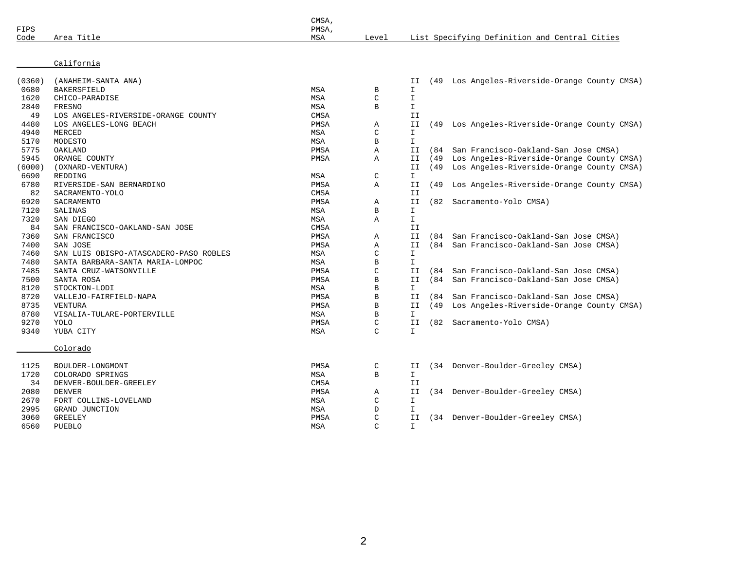| FIPS Code | Area Title | CMSA, PMSA, MSA | Level | List Specifying Definition and Central Cities |
|---|---|---|---|---|
| | California | | | |
| (0360) | (ANAHEIM-SANTA ANA) | | | II (49 Los Angeles-Riverside-Orange County CMSA) |
| 0680 | BAKERSFIELD | MSA | B | I |
| 1620 | CHICO-PARADISE | MSA | C | I |
| 2840 | FRESNO | MSA | B | I |
| 49 | LOS ANGELES-RIVERSIDE-ORANGE COUNTY | CMSA | | II |
| 4480 | LOS ANGELES-LONG BEACH | PMSA | A | II (49 Los Angeles-Riverside-Orange County CMSA) |
| 4940 | MERCED | MSA | C | I |
| 5170 | MODESTO | MSA | B | I |
| 5775 | OAKLAND | PMSA | A | II (84 San Francisco-Oakland-San Jose CMSA) |
| 5945 | ORANGE COUNTY | PMSA | A | II (49 Los Angeles-Riverside-Orange County CMSA) |
| (6000) | (OXNARD-VENTURA) | | | II (49 Los Angeles-Riverside-Orange County CMSA) |
| 6690 | REDDING | MSA | C | I |
| 6780 | RIVERSIDE-SAN BERNARDINO | PMSA | A | II (49 Los Angeles-Riverside-Orange County CMSA) |
| 82 | SACRAMENTO-YOLO | CMSA | | II |
| 6920 | SACRAMENTO | PMSA | A | II (82 Sacramento-Yolo CMSA) |
| 7120 | SALINAS | MSA | B | I |
| 7320 | SAN DIEGO | MSA | A | I |
| 84 | SAN FRANCISCO-OAKLAND-SAN JOSE | CMSA | | II |
| 7360 | SAN FRANCISCO | PMSA | A | II (84 San Francisco-Oakland-San Jose CMSA) |
| 7400 | SAN JOSE | PMSA | A | II (84 San Francisco-Oakland-San Jose CMSA) |
| 7460 | SAN LUIS OBISPO-ATASCADERO-PASO ROBLES | MSA | C | I |
| 7480 | SANTA BARBARA-SANTA MARIA-LOMPOC | MSA | B | I |
| 7485 | SANTA CRUZ-WATSONVILLE | PMSA | C | II (84 San Francisco-Oakland-San Jose CMSA) |
| 7500 | SANTA ROSA | PMSA | B | II (84 San Francisco-Oakland-San Jose CMSA) |
| 8120 | STOCKTON-LODI | MSA | B | I |
| 8720 | VALLEJO-FAIRFIELD-NAPA | PMSA | B | II (84 San Francisco-Oakland-San Jose CMSA) |
| 8735 | VENTURA | PMSA | B | II (49 Los Angeles-Riverside-Orange County CMSA) |
| 8780 | VISALIA-TULARE-PORTERVILLE | MSA | B | I |
| 9270 | YOLO | PMSA | C | II (82 Sacramento-Yolo CMSA) |
| 9340 | YUBA CITY | MSA | C | I |
| | Colorado | | | |
| 1125 | BOULDER-LONGMONT | PMSA | C | II (34 Denver-Boulder-Greeley CMSA) |
| 1720 | COLORADO SPRINGS | MSA | B | I |
| 34 | DENVER-BOULDER-GREELEY | CMSA | | II |
| 2080 | DENVER | PMSA | A | II (34 Denver-Boulder-Greeley CMSA) |
| 2670 | FORT COLLINS-LOVELAND | MSA | C | I |
| 2995 | GRAND JUNCTION | MSA | D | I |
| 3060 | GREELEY | PMSA | C | II (34 Denver-Boulder-Greeley CMSA) |
| 6560 | PUEBLO | MSA | C | I |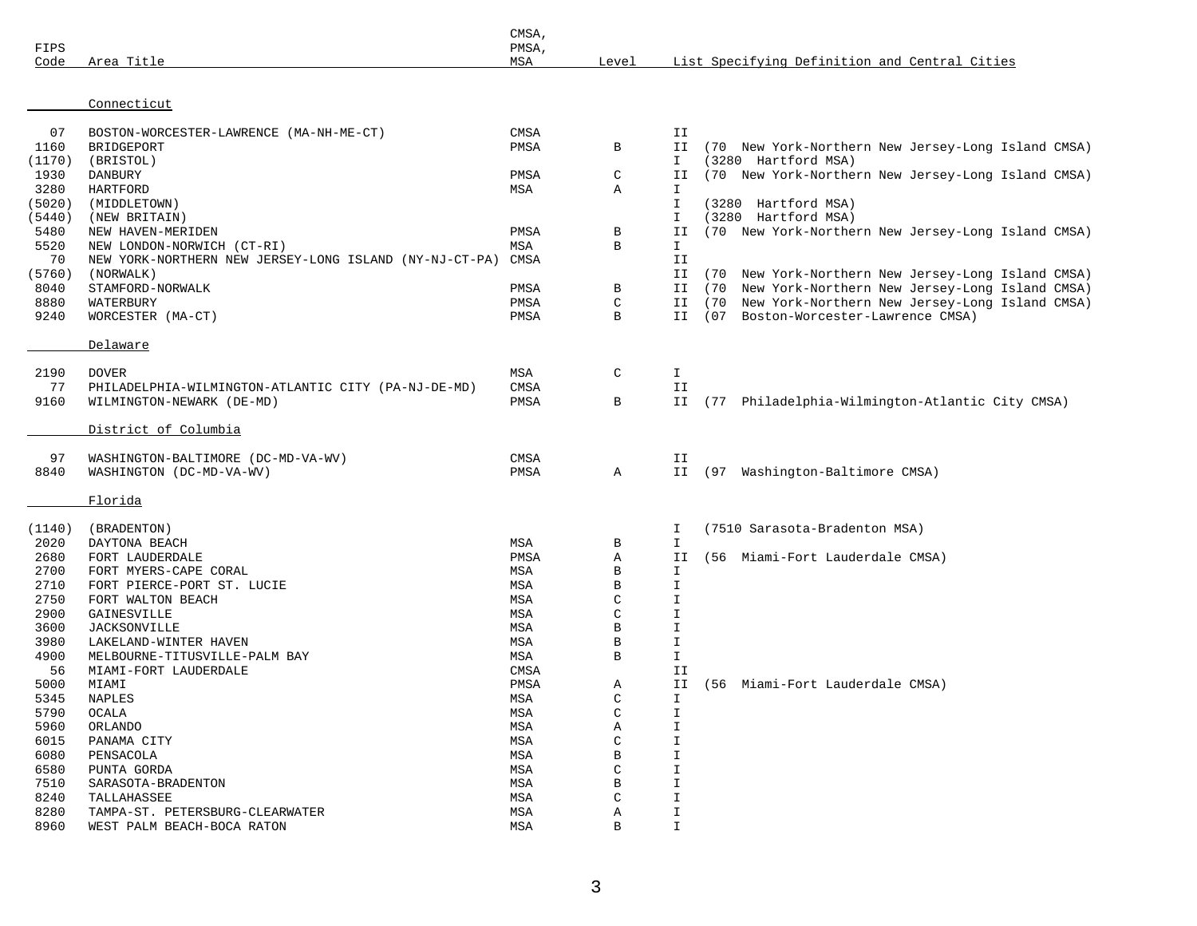| FIPS Code | Area Title | CMSA, PMSA, MSA | Level | List Specifying Definition and Central Cities | |
|---|---|---|---|---|---|
| | Connecticut | | | | |
| 07 | BOSTON-WORCESTER-LAWRENCE (MA-NH-ME-CT) | CMSA | | II | |
| 1160 | BRIDGEPORT | PMSA | B | II | (70 New York-Northern New Jersey-Long Island CMSA) |
| (1170) | (BRISTOL) | | | I | (3280 Hartford MSA) |
| 1930 | DANBURY | PMSA | C | II | (70 New York-Northern New Jersey-Long Island CMSA) |
| 3280 | HARTFORD | MSA | A | I | |
| (5020) | (MIDDLETOWN) | | | I | (3280 Hartford MSA) |
| (5440) | (NEW BRITAIN) | | | I | (3280 Hartford MSA) |
| 5480 | NEW HAVEN-MERIDEN | PMSA | B | II | (70 New York-Northern New Jersey-Long Island CMSA) |
| 5520 | NEW LONDON-NORWICH (CT-RI) | MSA | B | I | |
| 70 | NEW YORK-NORTHERN NEW JERSEY-LONG ISLAND (NY-NJ-CT-PA) | CMSA | | II | |
| (5760) | (NORWALK) | | | II | (70 New York-Northern New Jersey-Long Island CMSA) |
| 8040 | STAMFORD-NORWALK | PMSA | B | II | (70 New York-Northern New Jersey-Long Island CMSA) |
| 8880 | WATERBURY | PMSA | C | II | (70 New York-Northern New Jersey-Long Island CMSA) |
| 9240 | WORCESTER (MA-CT) | PMSA | B | II | (07 Boston-Worcester-Lawrence CMSA) |
| | Delaware | | | | |
| 2190 | DOVER | MSA | C | I | |
| 77 | PHILADELPHIA-WILMINGTON-ATLANTIC CITY (PA-NJ-DE-MD) | CMSA | | II | |
| 9160 | WILMINGTON-NEWARK (DE-MD) | PMSA | B | II | (77 Philadelphia-Wilmington-Atlantic City CMSA) |
| | District of Columbia | | | | |
| 97 | WASHINGTON-BALTIMORE (DC-MD-VA-WV) | CMSA | | II | |
| 8840 | WASHINGTON (DC-MD-VA-WV) | PMSA | A | II | (97 Washington-Baltimore CMSA) |
| | Florida | | | | |
| (1140) | (BRADENTON) | | | I | (7510 Sarasota-Bradenton MSA) |
| 2020 | DAYTONA BEACH | MSA | B | I | |
| 2680 | FORT LAUDERDALE | PMSA | A | II | (56 Miami-Fort Lauderdale CMSA) |
| 2700 | FORT MYERS-CAPE CORAL | MSA | B | I | |
| 2710 | FORT PIERCE-PORT ST. LUCIE | MSA | B | I | |
| 2750 | FORT WALTON BEACH | MSA | C | I | |
| 2900 | GAINESVILLE | MSA | C | I | |
| 3600 | JACKSONVILLE | MSA | B | I | |
| 3980 | LAKELAND-WINTER HAVEN | MSA | B | I | |
| 4900 | MELBOURNE-TITUSVILLE-PALM BAY | MSA | B | I | |
| 56 | MIAMI-FORT LAUDERDALE | CMSA | | II | |
| 5000 | MIAMI | PMSA | A | II | (56 Miami-Fort Lauderdale CMSA) |
| 5345 | NAPLES | MSA | C | I | |
| 5790 | OCALA | MSA | C | I | |
| 5960 | ORLANDO | MSA | A | I | |
| 6015 | PANAMA CITY | MSA | C | I | |
| 6080 | PENSACOLA | MSA | B | I | |
| 6580 | PUNTA GORDA | MSA | C | I | |
| 7510 | SARASOTA-BRADENTON | MSA | B | I | |
| 8240 | TALLAHASSEE | MSA | C | I | |
| 8280 | TAMPA-ST. PETERSBURG-CLEARWATER | MSA | A | I | |
| 8960 | WEST PALM BEACH-BOCA RATON | MSA | B | I | |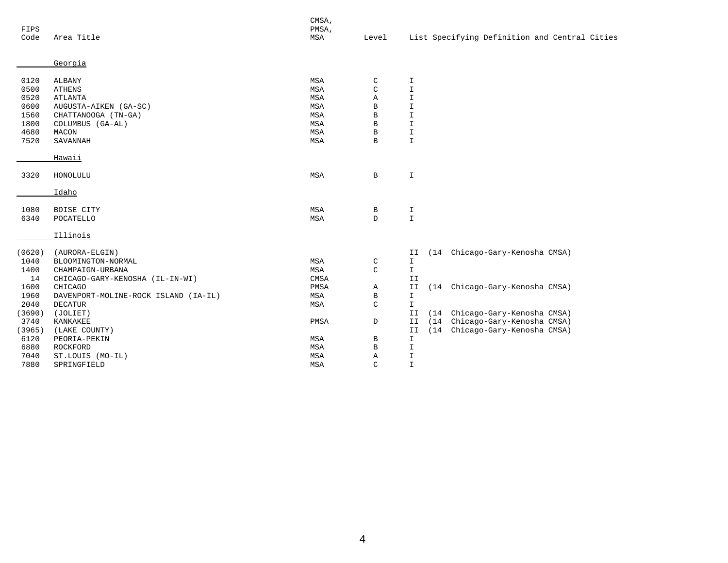| FIPS Code | Area Title | CMSA, PMSA, MSA | Level | List Specifying Definition and Central Cities |
|---|---|---|---|---|
| | **Georgia** | | | |
| 0120 | ALBANY | MSA | C | I |
| 0500 | ATHENS | MSA | C | I |
| 0520 | ATLANTA | MSA | A | I |
| 0600 | AUGUSTA-AIKEN (GA-SC) | MSA | B | I |
| 1560 | CHATTANOOGA (TN-GA) | MSA | B | I |
| 1800 | COLUMBUS (GA-AL) | MSA | B | I |
| 4680 | MACON | MSA | B | I |
| 7520 | SAVANNAH | MSA | B | I |
| | **Hawaii** | | | |
| 3320 | HONOLULU | MSA | B | I |
| | **Idaho** | | | |
| 1080 | BOISE CITY | MSA | B | I |
| 6340 | POCATELLO | MSA | D | I |
| | **Illinois** | | | |
| (0620) | (AURORA-ELGIN) | | | II (14 Chicago-Gary-Kenosha CMSA) |
| 1040 | BLOOMINGTON-NORMAL | MSA | C | I |
| 1400 | CHAMPAIGN-URBANA | MSA | C | I |
| 14 | CHICAGO-GARY-KENOSHA (IL-IN-WI) | CMSA | | II |
| 1600 | CHICAGO | PMSA | A | II (14 Chicago-Gary-Kenosha CMSA) |
| 1960 | DAVENPORT-MOLINE-ROCK ISLAND (IA-IL) | MSA | B | I |
| 2040 | DECATUR | MSA | C | I |
| (3690) | (JOLIET) | | | II (14 Chicago-Gary-Kenosha CMSA) |
| 3740 | KANKAKEE | PMSA | D | II (14 Chicago-Gary-Kenosha CMSA) |
| (3965) | (LAKE COUNTY) | | | II (14 Chicago-Gary-Kenosha CMSA) |
| 6120 | PEORIA-PEKIN | MSA | B | I |
| 6880 | ROCKFORD | MSA | B | I |
| 7040 | ST.LOUIS (MO-IL) | MSA | A | I |
| 7880 | SPRINGFIELD | MSA | C | I |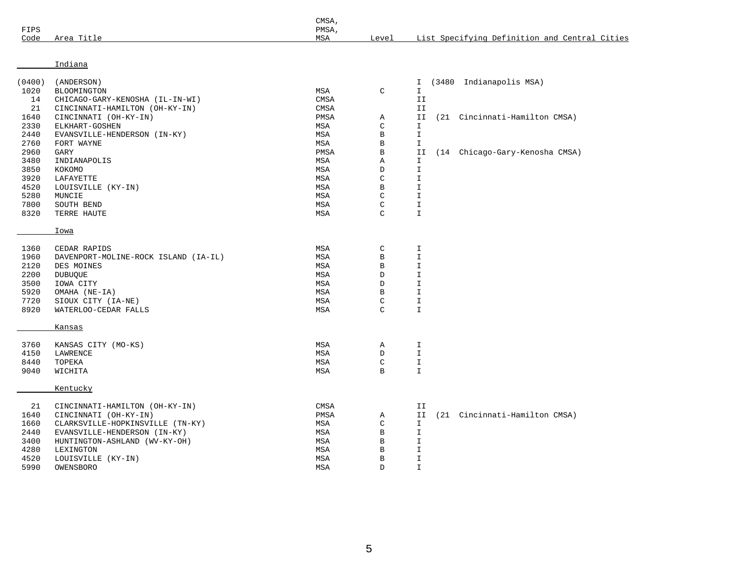| FIPS Code | Area Title | CMSA, PMSA, MSA | Level | List Specifying Definition and Central Cities |
|---|---|---|---|---|
| | **Indiana** | | | |
| (0400) | (ANDERSON) | | | I (3480 Indianapolis MSA) |
| 1020 | BLOOMINGTON | MSA | C | I |
| 14 | CHICAGO-GARY-KENOSHA (IL-IN-WI) | CMSA | | II |
| 21 | CINCINNATI-HAMILTON (OH-KY-IN) | CMSA | | II |
| 1640 | CINCINNATI (OH-KY-IN) | PMSA | A | II (21 Cincinnati-Hamilton CMSA) |
| 2330 | ELKHART-GOSHEN | MSA | C | I |
| 2440 | EVANSVILLE-HENDERSON (IN-KY) | MSA | B | I |
| 2760 | FORT WAYNE | MSA | B | I |
| 2960 | GARY | PMSA | B | II (14 Chicago-Gary-Kenosha CMSA) |
| 3480 | INDIANAPOLIS | MSA | A | I |
| 3850 | KOKOMO | MSA | D | I |
| 3920 | LAFAYETTE | MSA | C | I |
| 4520 | LOUISVILLE (KY-IN) | MSA | B | I |
| 5280 | MUNCIE | MSA | C | I |
| 7800 | SOUTH BEND | MSA | C | I |
| 8320 | TERRE HAUTE | MSA | C | I |
| | **Iowa** | | | |
| 1360 | CEDAR RAPIDS | MSA | C | I |
| 1960 | DAVENPORT-MOLINE-ROCK ISLAND (IA-IL) | MSA | B | I |
| 2120 | DES MOINES | MSA | B | I |
| 2200 | DUBUQUE | MSA | D | I |
| 3500 | IOWA CITY | MSA | D | I |
| 5920 | OMAHA (NE-IA) | MSA | B | I |
| 7720 | SIOUX CITY (IA-NE) | MSA | C | I |
| 8920 | WATERLOO-CEDAR FALLS | MSA | C | I |
| | **Kansas** | | | |
| 3760 | KANSAS CITY (MO-KS) | MSA | A | I |
| 4150 | LAWRENCE | MSA | D | I |
| 8440 | TOPEKA | MSA | C | I |
| 9040 | WICHITA | MSA | B | I |
| | **Kentucky** | | | |
| 21 | CINCINNATI-HAMILTON (OH-KY-IN) | CMSA | | II |
| 1640 | CINCINNATI (OH-KY-IN) | PMSA | A | II (21 Cincinnati-Hamilton CMSA) |
| 1660 | CLARKSVILLE-HOPKINSVILLE (TN-KY) | MSA | C | I |
| 2440 | EVANSVILLE-HENDERSON (IN-KY) | MSA | B | I |
| 3400 | HUNTINGTON-ASHLAND (WV-KY-OH) | MSA | B | I |
| 4280 | LEXINGTON | MSA | B | I |
| 4520 | LOUISVILLE (KY-IN) | MSA | B | I |
| 5990 | OWENSBORO | MSA | D | I |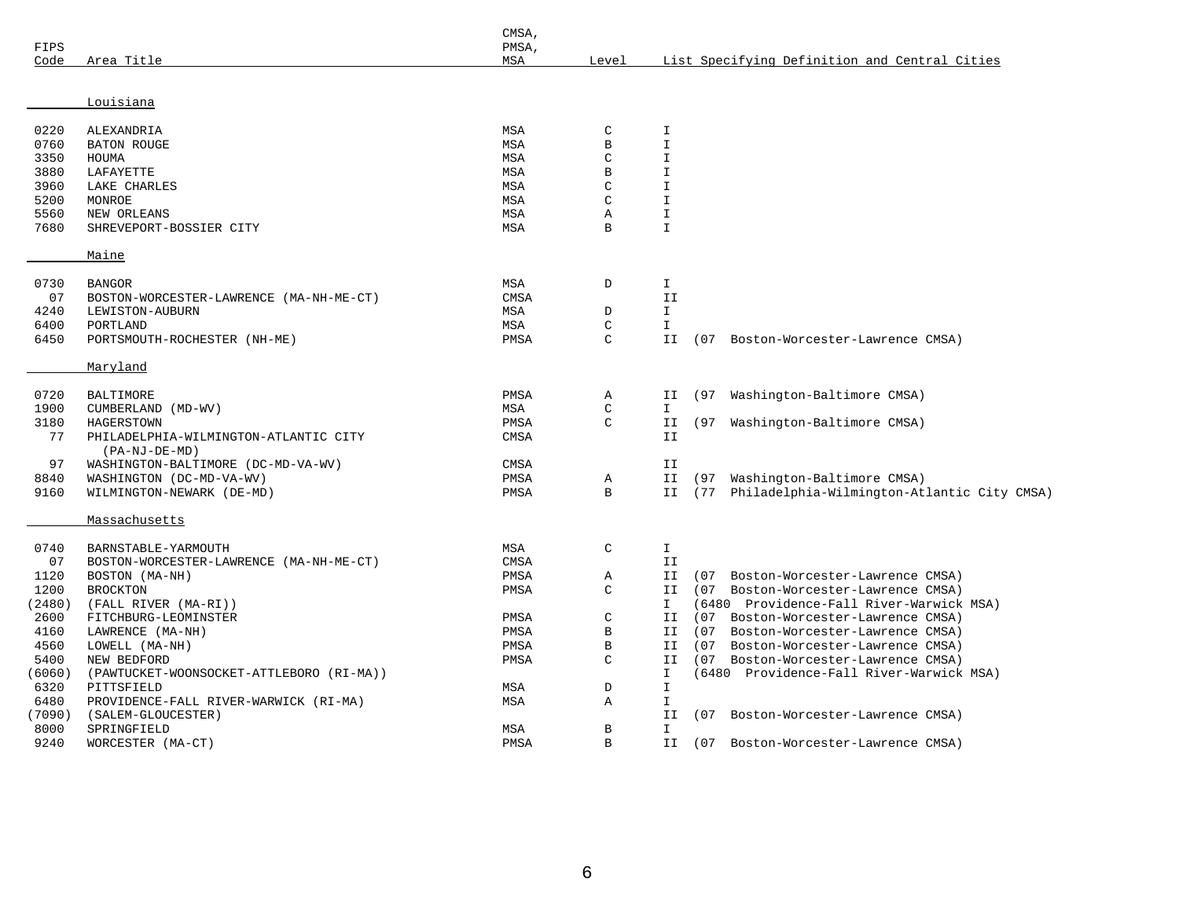| FIPS Code | Area Title | CMSA, PMSA, MSA | Level | List Specifying Definition and Central Cities |
|---|---|---|---|---|
| | **Louisiana** | | | |
| 0220 | ALEXANDRIA | MSA | C | I |
| 0760 | BATON ROUGE | MSA | B | I |
| 3350 | HOUMA | MSA | C | I |
| 3880 | LAFAYETTE | MSA | B | I |
| 3960 | LAKE CHARLES | MSA | C | I |
| 5200 | MONROE | MSA | C | I |
| 5560 | NEW ORLEANS | MSA | A | I |
| 7680 | SHREVEPORT-BOSSIER CITY | MSA | B | I |
| | **Maine** | | | |
| 0730 | BANGOR | MSA | D | I |
| 07 | BOSTON-WORCESTER-LAWRENCE (MA-NH-ME-CT) | CMSA | | II |
| 4240 | LEWISTON-AUBURN | MSA | D | I |
| 6400 | PORTLAND | MSA | C | I |
| 6450 | PORTSMOUTH-ROCHESTER (NH-ME) | PMSA | C | II (07 Boston-Worcester-Lawrence CMSA) |
| | **Maryland** | | | |
| 0720 | BALTIMORE | PMSA | A | II (97 Washington-Baltimore CMSA) |
| 1900 | CUMBERLAND (MD-WV) | MSA | C | I |
| 3180 | HAGERSTOWN | PMSA | C | II (97 Washington-Baltimore CMSA) |
| 77 | PHILADELPHIA-WILMINGTON-ATLANTIC CITY (PA-NJ-DE-MD) | CMSA | | II |
| 97 | WASHINGTON-BALTIMORE (DC-MD-VA-WV) | CMSA | | II |
| 8840 | WASHINGTON (DC-MD-VA-WV) | PMSA | A | II (97 Washington-Baltimore CMSA) |
| 9160 | WILMINGTON-NEWARK (DE-MD) | PMSA | B | II (77 Philadelphia-Wilmington-Atlantic City CMSA) |
| | **Massachusetts** | | | |
| 0740 | BARNSTABLE-YARMOUTH | MSA | C | I |
| 07 | BOSTON-WORCESTER-LAWRENCE (MA-NH-ME-CT) | CMSA | | II |
| 1120 | BOSTON (MA-NH) | PMSA | A | II (07 Boston-Worcester-Lawrence CMSA) |
| 1200 | BROCKTON | PMSA | C | II (07 Boston-Worcester-Lawrence CMSA) |
| (2480) | (FALL RIVER (MA-RI)) | | | I (6480 Providence-Fall River-Warwick MSA) |
| 2600 | FITCHBURG-LEOMINSTER | PMSA | C | II (07 Boston-Worcester-Lawrence CMSA) |
| 4160 | LAWRENCE (MA-NH) | PMSA | B | II (07 Boston-Worcester-Lawrence CMSA) |
| 4560 | LOWELL (MA-NH) | PMSA | B | II (07 Boston-Worcester-Lawrence CMSA) |
| 5400 | NEW BEDFORD | PMSA | C | II (07 Boston-Worcester-Lawrence CMSA) |
| (6060) | (PAWTUCKET-WOONSOCKET-ATTLEBORO (RI-MA)) | | | I (6480 Providence-Fall River-Warwick MSA) |
| 6320 | PITTSFIELD | MSA | D | I |
| 6480 | PROVIDENCE-FALL RIVER-WARWICK (RI-MA) | MSA | A | I |
| (7090) | (SALEM-GLOUCESTER) | | | II (07 Boston-Worcester-Lawrence CMSA) |
| 8000 | SPRINGFIELD | MSA | B | I |
| 9240 | WORCESTER (MA-CT) | PMSA | B | II (07 Boston-Worcester-Lawrence CMSA) |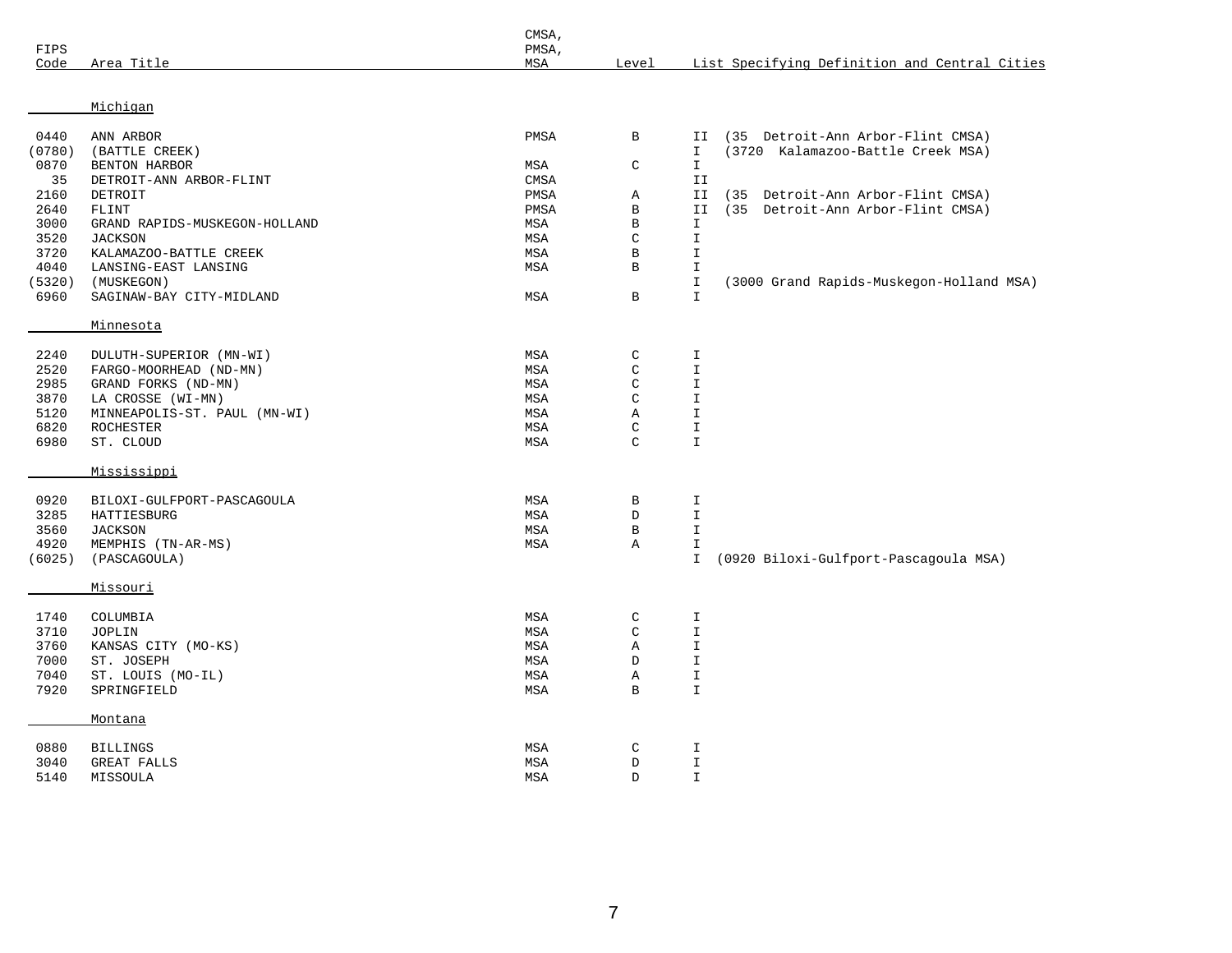| FIPS Code | Area Title | CMSA, PMSA, MSA | Level | List Specifying Definition and Central Cities |
|---|---|---|---|---|
| | Michigan | | | |
| 0440 | ANN ARBOR | PMSA | B | II (35 Detroit-Ann Arbor-Flint CMSA) |
| (0780) | (BATTLE CREEK) | | | I (3720 Kalamazoo-Battle Creek MSA) |
| 0870 | BENTON HARBOR | MSA | C | I |
| 35 | DETROIT-ANN ARBOR-FLINT | CMSA | | II |
| 2160 | DETROIT | PMSA | A | II (35 Detroit-Ann Arbor-Flint CMSA) |
| 2640 | FLINT | PMSA | B | II (35 Detroit-Ann Arbor-Flint CMSA) |
| 3000 | GRAND RAPIDS-MUSKEGON-HOLLAND | MSA | B | I |
| 3520 | JACKSON | MSA | C | I |
| 3720 | KALAMAZOO-BATTLE CREEK | MSA | B | I |
| 4040 | LANSING-EAST LANSING | MSA | B | I |
| (5320) | (MUSKEGON) | | | I (3000 Grand Rapids-Muskegon-Holland MSA) |
| 6960 | SAGINAW-BAY CITY-MIDLAND | MSA | B | I |
| | Minnesota | | | |
| 2240 | DULUTH-SUPERIOR (MN-WI) | MSA | C | I |
| 2520 | FARGO-MOORHEAD (ND-MN) | MSA | C | I |
| 2985 | GRAND FORKS (ND-MN) | MSA | C | I |
| 3870 | LA CROSSE (WI-MN) | MSA | C | I |
| 5120 | MINNEAPOLIS-ST. PAUL (MN-WI) | MSA | A | I |
| 6820 | ROCHESTER | MSA | C | I |
| 6980 | ST. CLOUD | MSA | C | I |
| | Mississippi | | | |
| 0920 | BILOXI-GULFPORT-PASCAGOULA | MSA | B | I |
| 3285 | HATTIESBURG | MSA | D | I |
| 3560 | JACKSON | MSA | B | I |
| 4920 | MEMPHIS (TN-AR-MS) | MSA | A | I |
| (6025) | (PASCAGOULA) | | | I (0920 Biloxi-Gulfport-Pascagoula MSA) |
| | Missouri | | | |
| 1740 | COLUMBIA | MSA | C | I |
| 3710 | JOPLIN | MSA | C | I |
| 3760 | KANSAS CITY (MO-KS) | MSA | A | I |
| 7000 | ST. JOSEPH | MSA | D | I |
| 7040 | ST. LOUIS (MO-IL) | MSA | A | I |
| 7920 | SPRINGFIELD | MSA | B | I |
| | Montana | | | |
| 0880 | BILLINGS | MSA | C | I |
| 3040 | GREAT FALLS | MSA | D | I |
| 5140 | MISSOULA | MSA | D | I |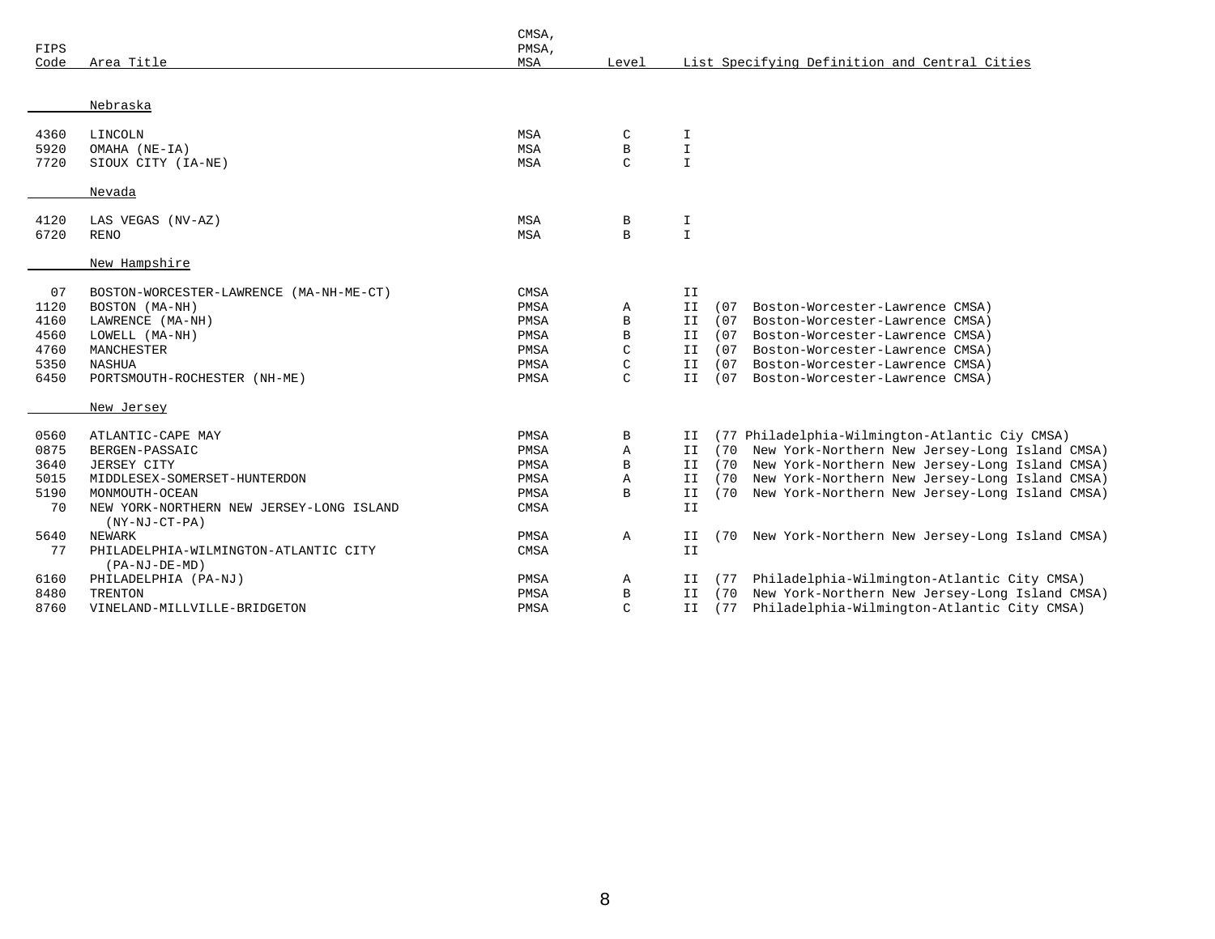| FIPS Code | Area Title | CMSA, PMSA, MSA | Level | List Specifying Definition and Central Cities |
|---|---|---|---|---|
| | **Nebraska** | | | |
| 4360 | LINCOLN | MSA | C | I |
| 5920 | OMAHA (NE-IA) | MSA | B | I |
| 7720 | SIOUX CITY (IA-NE) | MSA | C | I |
| | **Nevada** | | | |
| 4120 | LAS VEGAS (NV-AZ) | MSA | B | I |
| 6720 | RENO | MSA | B | I |
| | **New Hampshire** | | | |
| 07 | BOSTON-WORCESTER-LAWRENCE (MA-NH-ME-CT) | CMSA | | II |
| 1120 | BOSTON (MA-NH) | PMSA | A | II (07 Boston-Worcester-Lawrence CMSA) |
| 4160 | LAWRENCE (MA-NH) | PMSA | B | II (07 Boston-Worcester-Lawrence CMSA) |
| 4560 | LOWELL (MA-NH) | PMSA | B | II (07 Boston-Worcester-Lawrence CMSA) |
| 4760 | MANCHESTER | PMSA | C | II (07 Boston-Worcester-Lawrence CMSA) |
| 5350 | NASHUA | PMSA | C | II (07 Boston-Worcester-Lawrence CMSA) |
| 6450 | PORTSMOUTH-ROCHESTER (NH-ME) | PMSA | C | II (07 Boston-Worcester-Lawrence CMSA) |
| | **New Jersey** | | | |
| 0560 | ATLANTIC-CAPE MAY | PMSA | B | II (77 Philadelphia-Wilmington-Atlantic Ciy CMSA) |
| 0875 | BERGEN-PASSAIC | PMSA | A | II (70 New York-Northern New Jersey-Long Island CMSA) |
| 3640 | JERSEY CITY | PMSA | B | II (70 New York-Northern New Jersey-Long Island CMSA) |
| 5015 | MIDDLESEX-SOMERSET-HUNTERDON | PMSA | A | II (70 New York-Northern New Jersey-Long Island CMSA) |
| 5190 | MONMOUTH-OCEAN | PMSA | B | II (70 New York-Northern New Jersey-Long Island CMSA) |
| 70 | NEW YORK-NORTHERN NEW JERSEY-LONG ISLAND (NY-NJ-CT-PA) | CMSA | | II |
| 5640 | NEWARK | PMSA | A | II (70 New York-Northern New Jersey-Long Island CMSA) |
| 77 | PHILADELPHIA-WILMINGTON-ATLANTIC CITY (PA-NJ-DE-MD) | CMSA | | II |
| 6160 | PHILADELPHIA (PA-NJ) | PMSA | A | II (77 Philadelphia-Wilmington-Atlantic City CMSA) |
| 8480 | TRENTON | PMSA | B | II (70 New York-Northern New Jersey-Long Island CMSA) |
| 8760 | VINELAND-MILLVILLE-BRIDGETON | PMSA | C | II (77 Philadelphia-Wilmington-Atlantic City CMSA) |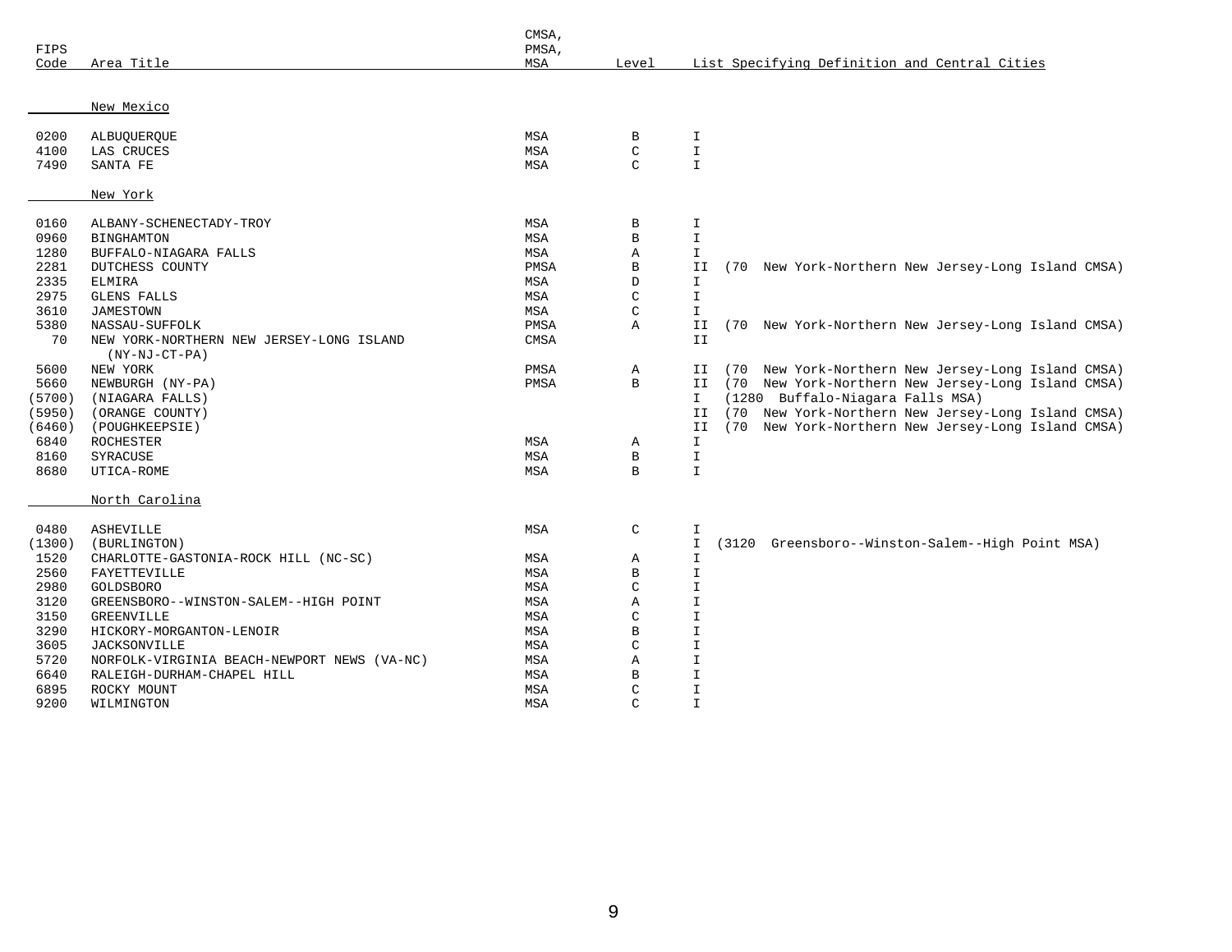| FIPS Code | Area Title | CMSA, PMSA, MSA | Level | List Specifying Definition and Central Cities |
|---|---|---|---|---|
| | New Mexico | | | |
| 0200 | ALBUQUERQUE | MSA | B | I |
| 4100 | LAS CRUCES | MSA | C | I |
| 7490 | SANTA FE | MSA | C | I |
| | New York | | | |
| 0160 | ALBANY-SCHENECTADY-TROY | MSA | B | I |
| 0960 | BINGHAMTON | MSA | B | I |
| 1280 | BUFFALO-NIAGARA FALLS | MSA | A | I |
| 2281 | DUTCHESS COUNTY | PMSA | B | II (70 New York-Northern New Jersey-Long Island CMSA) |
| 2335 | ELMIRA | MSA | D | I |
| 2975 | GLENS FALLS | MSA | C | I |
| 3610 | JAMESTOWN | MSA | C | I |
| 5380 | NASSAU-SUFFOLK | PMSA | A | II (70 New York-Northern New Jersey-Long Island CMSA) |
| 70 | NEW YORK-NORTHERN NEW JERSEY-LONG ISLAND (NY-NJ-CT-PA) | CMSA | | II |
| 5600 | NEW YORK | PMSA | A | II (70 New York-Northern New Jersey-Long Island CMSA) |
| 5660 | NEWBURGH (NY-PA) | PMSA | B | II (70 New York-Northern New Jersey-Long Island CMSA) |
| (5700) | (NIAGARA FALLS) | | | I (1280 Buffalo-Niagara Falls MSA) |
| (5950) | (ORANGE COUNTY) | | | II (70 New York-Northern New Jersey-Long Island CMSA) |
| (6460) | (POUGHKEEPSIE) | | | II (70 New York-Northern New Jersey-Long Island CMSA) |
| 6840 | ROCHESTER | MSA | A | I |
| 8160 | SYRACUSE | MSA | B | I |
| 8680 | UTICA-ROME | MSA | B | I |
| | North Carolina | | | |
| 0480 | ASHEVILLE | MSA | C | I |
| (1300) | (BURLINGTON) | | | I (3120 Greensboro--Winston-Salem--High Point MSA) |
| 1520 | CHARLOTTE-GASTONIA-ROCK HILL (NC-SC) | MSA | A | I |
| 2560 | FAYETTEVILLE | MSA | B | I |
| 2980 | GOLDSBORO | MSA | C | I |
| 3120 | GREENSBORO--WINSTON-SALEM--HIGH POINT | MSA | A | I |
| 3150 | GREENVILLE | MSA | C | I |
| 3290 | HICKORY-MORGANTON-LENOIR | MSA | B | I |
| 3605 | JACKSONVILLE | MSA | C | I |
| 5720 | NORFOLK-VIRGINIA BEACH-NEWPORT NEWS (VA-NC) | MSA | A | I |
| 6640 | RALEIGH-DURHAM-CHAPEL HILL | MSA | B | I |
| 6895 | ROCKY MOUNT | MSA | C | I |
| 9200 | WILMINGTON | MSA | C | I |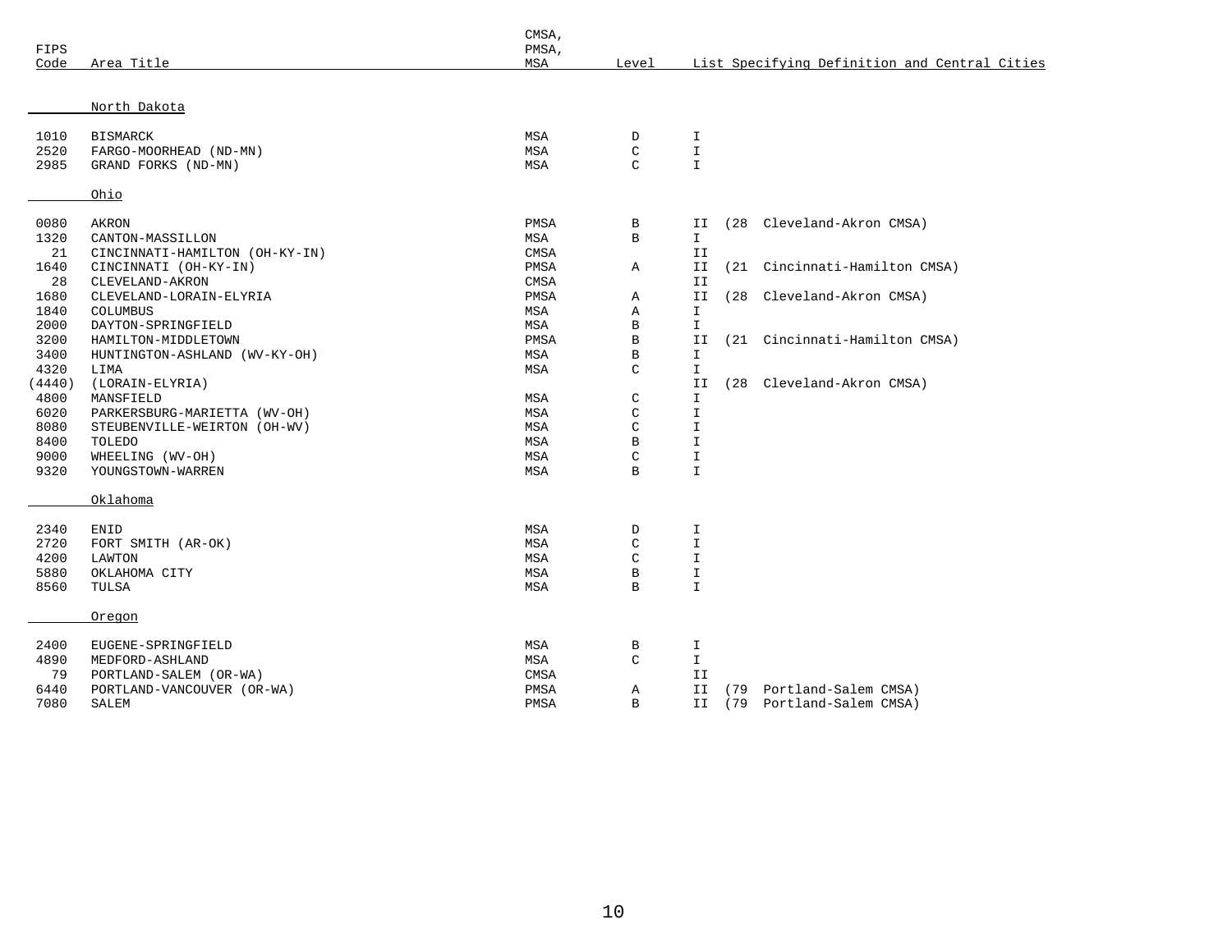| FIPS Code | Area Title | CMSA, PMSA, MSA | Level | List Specifying Definition and Central Cities |
|---|---|---|---|---|
| | North Dakota | | | |
| 1010 | BISMARCK | MSA | D | I |
| 2520 | FARGO-MOORHEAD (ND-MN) | MSA | C | I |
| 2985 | GRAND FORKS (ND-MN) | MSA | C | I |
| | Ohio | | | |
| 0080 | AKRON | PMSA | B | II (28 Cleveland-Akron CMSA) |
| 1320 | CANTON-MASSILLON | MSA | B | I |
| 21 | CINCINNATI-HAMILTON (OH-KY-IN) | CMSA | | II |
| 1640 | CINCINNATI (OH-KY-IN) | PMSA | A | II (21 Cincinnati-Hamilton CMSA) |
| 28 | CLEVELAND-AKRON | CMSA | | II |
| 1680 | CLEVELAND-LORAIN-ELYRIA | PMSA | A | II (28 Cleveland-Akron CMSA) |
| 1840 | COLUMBUS | MSA | A | I |
| 2000 | DAYTON-SPRINGFIELD | MSA | B | I |
| 3200 | HAMILTON-MIDDLETOWN | PMSA | B | II (21 Cincinnati-Hamilton CMSA) |
| 3400 | HUNTINGTON-ASHLAND (WV-KY-OH) | MSA | B | I |
| 4320 | LIMA | MSA | C | I |
| (4440) | (LORAIN-ELYRIA) | | | II (28 Cleveland-Akron CMSA) |
| 4800 | MANSFIELD | MSA | C | I |
| 6020 | PARKERSBURG-MARIETTA (WV-OH) | MSA | C | I |
| 8080 | STEUBENVILLE-WEIRTON (OH-WV) | MSA | C | I |
| 8400 | TOLEDO | MSA | B | I |
| 9000 | WHEELING (WV-OH) | MSA | C | I |
| 9320 | YOUNGSTOWN-WARREN | MSA | B | I |
| | Oklahoma | | | |
| 2340 | ENID | MSA | D | I |
| 2720 | FORT SMITH (AR-OK) | MSA | C | I |
| 4200 | LAWTON | MSA | C | I |
| 5880 | OKLAHOMA CITY | MSA | B | I |
| 8560 | TULSA | MSA | B | I |
| | Oregon | | | |
| 2400 | EUGENE-SPRINGFIELD | MSA | B | I |
| 4890 | MEDFORD-ASHLAND | MSA | C | I |
| 79 | PORTLAND-SALEM (OR-WA) | CMSA | | II |
| 6440 | PORTLAND-VANCOUVER (OR-WA) | PMSA | A | II (79 Portland-Salem CMSA) |
| 7080 | SALEM | PMSA | B | II (79 Portland-Salem CMSA) |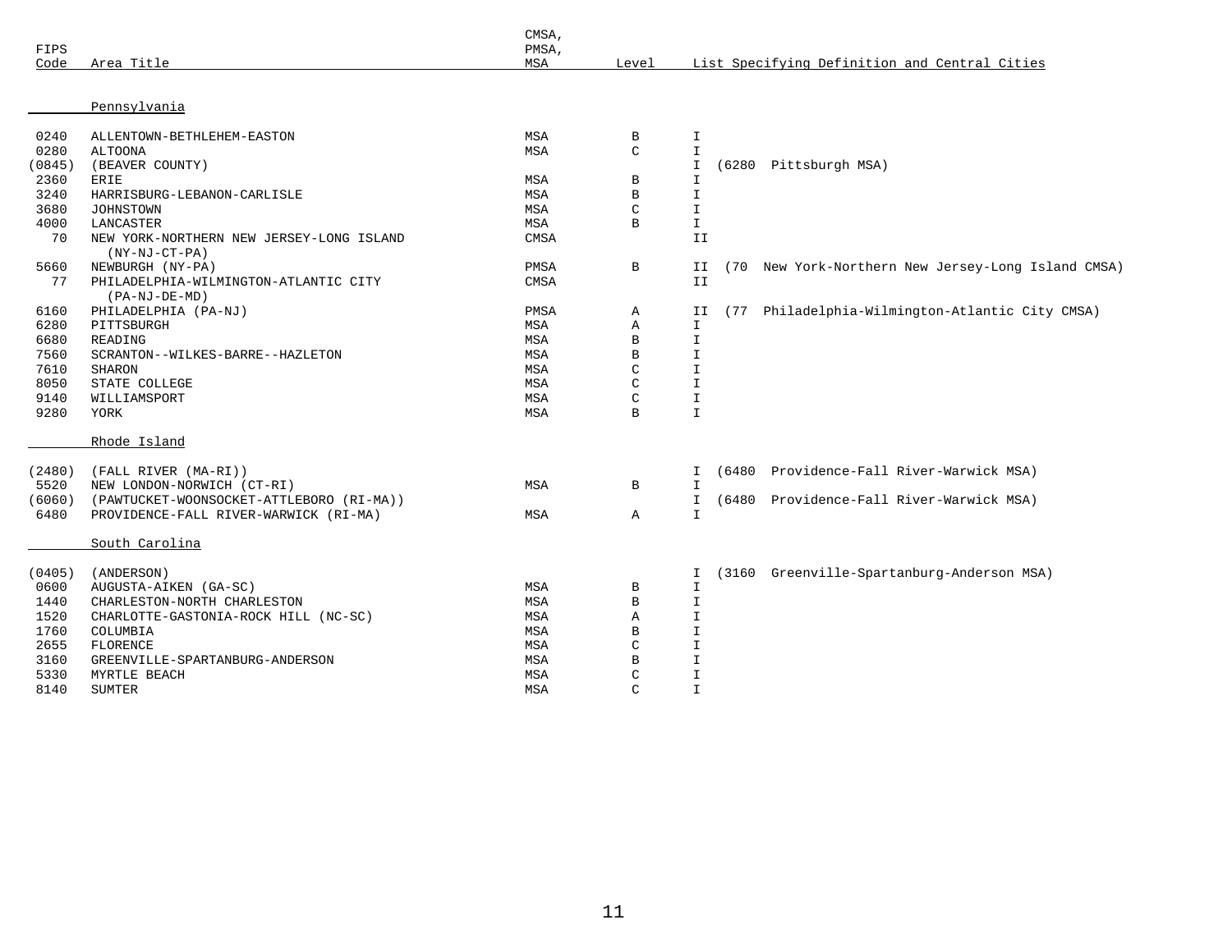| FIPS Code | Area Title | CMSA, PMSA, MSA | Level | List Specifying Definition and Central Cities |
|---|---|---|---|---|
| | **Pennsylvania** | | | |
| 0240 | ALLENTOWN-BETHLEHEM-EASTON | MSA | B | I |
| 0280 | ALTOONA | MSA | C | I |
| (0845) | (BEAVER COUNTY) | | | I (6280 Pittsburgh MSA) |
| 2360 | ERIE | MSA | B | I |
| 3240 | HARRISBURG-LEBANON-CARLISLE | MSA | B | I |
| 3680 | JOHNSTOWN | MSA | C | I |
| 4000 | LANCASTER | MSA | B | I |
| 70 | NEW YORK-NORTHERN NEW JERSEY-LONG ISLAND (NY-NJ-CT-PA) | CMSA | | II |
| 5660 | NEWBURGH (NY-PA) | PMSA | B | II (70 New York-Northern New Jersey-Long Island CMSA) |
| 77 | PHILADELPHIA-WILMINGTON-ATLANTIC CITY (PA-NJ-DE-MD) | CMSA | | II |
| 6160 | PHILADELPHIA (PA-NJ) | PMSA | A | II (77 Philadelphia-Wilmington-Atlantic City CMSA) |
| 6280 | PITTSBURGH | MSA | A | I |
| 6680 | READING | MSA | B | I |
| 7560 | SCRANTON--WILKES-BARRE--HAZLETON | MSA | B | I |
| 7610 | SHARON | MSA | C | I |
| 8050 | STATE COLLEGE | MSA | C | I |
| 9140 | WILLIAMSPORT | MSA | C | I |
| 9280 | YORK | MSA | B | I |
| | **Rhode Island** | | | |
| (2480) | (FALL RIVER (MA-RI)) | | | I (6480 Providence-Fall River-Warwick MSA) |
| 5520 | NEW LONDON-NORWICH (CT-RI) | MSA | B | I |
| (6060) | (PAWTUCKET-WOONSOCKET-ATTLEBORO (RI-MA)) | | | I (6480 Providence-Fall River-Warwick MSA) |
| 6480 | PROVIDENCE-FALL RIVER-WARWICK (RI-MA) | MSA | A | I |
| | **South Carolina** | | | |
| (0405) | (ANDERSON) | | | I (3160 Greenville-Spartanburg-Anderson MSA) |
| 0600 | AUGUSTA-AIKEN (GA-SC) | MSA | B | I |
| 1440 | CHARLESTON-NORTH CHARLESTON | MSA | B | I |
| 1520 | CHARLOTTE-GASTONIA-ROCK HILL (NC-SC) | MSA | A | I |
| 1760 | COLUMBIA | MSA | B | I |
| 2655 | FLORENCE | MSA | C | I |
| 3160 | GREENVILLE-SPARTANBURG-ANDERSON | MSA | B | I |
| 5330 | MYRTLE BEACH | MSA | C | I |
| 8140 | SUMTER | MSA | C | I |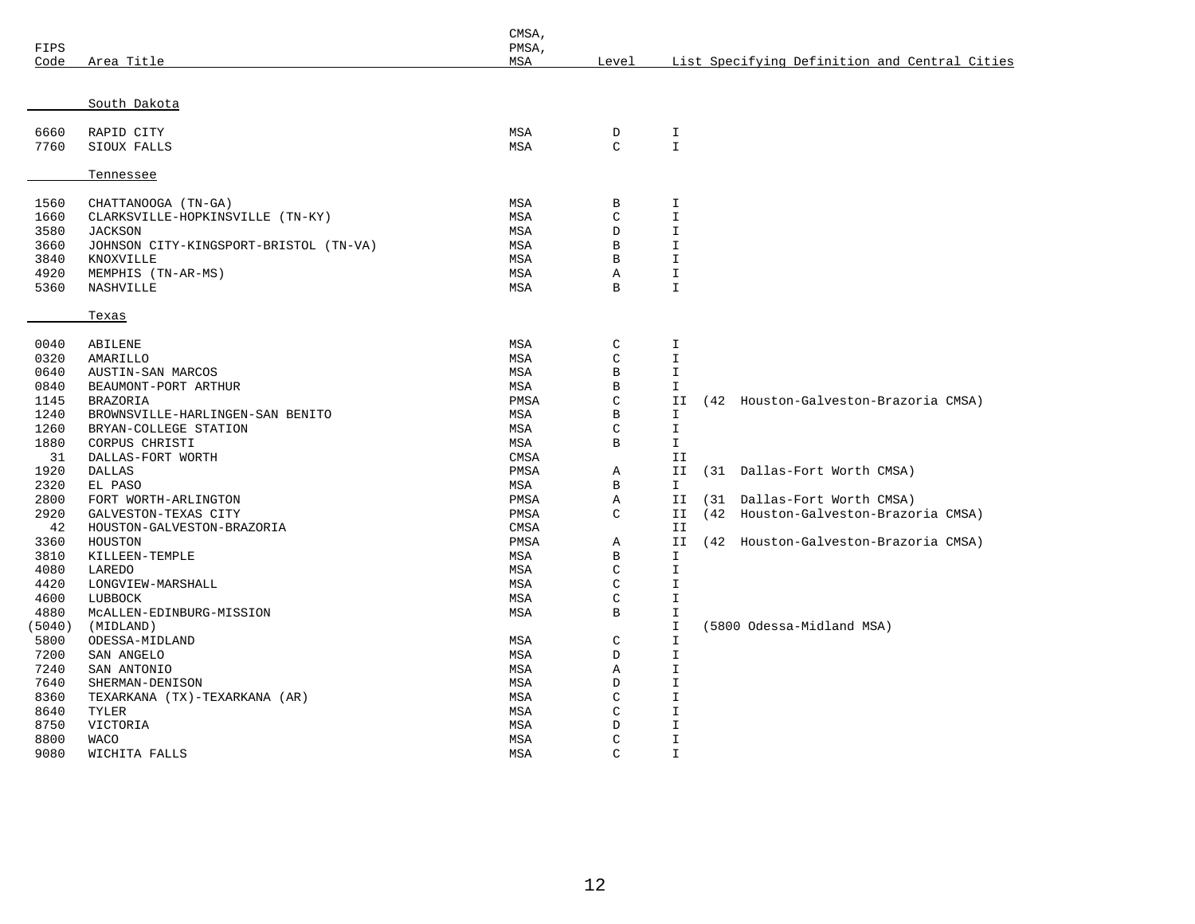| FIPS Code | Area Title | CMSA, PMSA, MSA | Level | List Specifying Definition and Central Cities |
|---|---|---|---|---|
| | South Dakota | | | |
| 6660 | RAPID CITY | MSA | D | I |
| 7760 | SIOUX FALLS | MSA | C | I |
| | Tennessee | | | |
| 1560 | CHATTANOOGA (TN-GA) | MSA | B | I |
| 1660 | CLARKSVILLE-HOPKINSVILLE (TN-KY) | MSA | C | I |
| 3580 | JACKSON | MSA | D | I |
| 3660 | JOHNSON CITY-KINGSPORT-BRISTOL (TN-VA) | MSA | B | I |
| 3840 | KNOXVILLE | MSA | B | I |
| 4920 | MEMPHIS (TN-AR-MS) | MSA | A | I |
| 5360 | NASHVILLE | MSA | B | I |
| | Texas | | | |
| 0040 | ABILENE | MSA | C | I |
| 0320 | AMARILLO | MSA | C | I |
| 0640 | AUSTIN-SAN MARCOS | MSA | B | I |
| 0840 | BEAUMONT-PORT ARTHUR | MSA | B | I |
| 1145 | BRAZORIA | PMSA | C | II (42 Houston-Galveston-Brazoria CMSA) |
| 1240 | BROWNSVILLE-HARLINGEN-SAN BENITO | MSA | B | I |
| 1260 | BRYAN-COLLEGE STATION | MSA | C | I |
| 1880 | CORPUS CHRISTI | MSA | B | I |
| 31 | DALLAS-FORT WORTH | CMSA | | II |
| 1920 | DALLAS | PMSA | A | II (31 Dallas-Fort Worth CMSA) |
| 2320 | EL PASO | MSA | B | I |
| 2800 | FORT WORTH-ARLINGTON | PMSA | A | II (31 Dallas-Fort Worth CMSA) |
| 2920 | GALVESTON-TEXAS CITY | PMSA | C | II (42 Houston-Galveston-Brazoria CMSA) |
| 42 | HOUSTON-GALVESTON-BRAZORIA | CMSA | | II |
| 3360 | HOUSTON | PMSA | A | II (42 Houston-Galveston-Brazoria CMSA) |
| 3810 | KILLEEN-TEMPLE | MSA | B | I |
| 4080 | LAREDO | MSA | C | I |
| 4420 | LONGVIEW-MARSHALL | MSA | C | I |
| 4600 | LUBBOCK | MSA | C | I |
| 4880 | McALLEN-EDINBURG-MISSION | MSA | B | I |
| (5040) | (MIDLAND) | | | I (5800 Odessa-Midland MSA) |
| 5800 | ODESSA-MIDLAND | MSA | C | I |
| 7200 | SAN ANGELO | MSA | D | I |
| 7240 | SAN ANTONIO | MSA | A | I |
| 7640 | SHERMAN-DENISON | MSA | D | I |
| 8360 | TEXARKANA (TX)-TEXARKANA (AR) | MSA | C | I |
| 8640 | TYLER | MSA | C | I |
| 8750 | VICTORIA | MSA | D | I |
| 8800 | WACO | MSA | C | I |
| 9080 | WICHITA FALLS | MSA | C | I |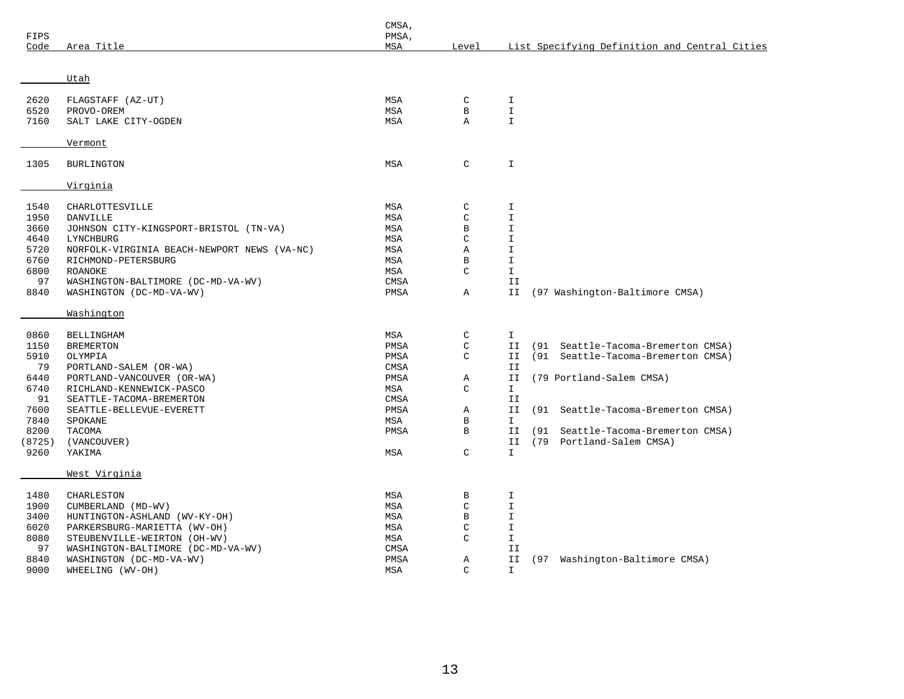| FIPS Code | Area Title | CMSA, PMSA, MSA | Level | List Specifying Definition and Central Cities |
|---|---|---|---|---|
| | **Utah** | | | |
| 2620 | FLAGSTAFF (AZ-UT) | MSA | C | I |
| 6520 | PROVO-OREM | MSA | B | I |
| 7160 | SALT LAKE CITY-OGDEN | MSA | A | I |
| | **Vermont** | | | |
| 1305 | BURLINGTON | MSA | C | I |
| | **Virginia** | | | |
| 1540 | CHARLOTTESVILLE | MSA | C | I |
| 1950 | DANVILLE | MSA | C | I |
| 3660 | JOHNSON CITY-KINGSPORT-BRISTOL (TN-VA) | MSA | B | I |
| 4640 | LYNCHBURG | MSA | C | I |
| 5720 | NORFOLK-VIRGINIA BEACH-NEWPORT NEWS (VA-NC) | MSA | A | I |
| 6760 | RICHMOND-PETERSBURG | MSA | B | I |
| 6800 | ROANOKE | MSA | C | I |
| 97 | WASHINGTON-BALTIMORE (DC-MD-VA-WV) | CMSA | | II |
| 8840 | WASHINGTON (DC-MD-VA-WV) | PMSA | A | II (97 Washington-Baltimore CMSA) |
| | **Washington** | | | |
| 0860 | BELLINGHAM | MSA | C | I |
| 1150 | BREMERTON | PMSA | C | II (91 Seattle-Tacoma-Bremerton CMSA) |
| 5910 | OLYMPIA | PMSA | C | II (91 Seattle-Tacoma-Bremerton CMSA) |
| 79 | PORTLAND-SALEM (OR-WA) | CMSA | | II |
| 6440 | PORTLAND-VANCOUVER (OR-WA) | PMSA | A | II (79 Portland-Salem CMSA) |
| 6740 | RICHLAND-KENNEWICK-PASCO | MSA | C | I |
| 91 | SEATTLE-TACOMA-BREMERTON | CMSA | | II |
| 7600 | SEATTLE-BELLEVUE-EVERETT | PMSA | A | II (91 Seattle-Tacoma-Bremerton CMSA) |
| 7840 | SPOKANE | MSA | B | I |
| 8200 | TACOMA | PMSA | B | II (91 Seattle-Tacoma-Bremerton CMSA) |
| (8725) | (VANCOUVER) | | | II (79 Portland-Salem CMSA) |
| 9260 | YAKIMA | MSA | C | I |
| | **West Virginia** | | | |
| 1480 | CHARLESTON | MSA | B | I |
| 1900 | CUMBERLAND (MD-WV) | MSA | C | I |
| 3400 | HUNTINGTON-ASHLAND (WV-KY-OH) | MSA | B | I |
| 6020 | PARKERSBURG-MARIETTA (WV-OH) | MSA | C | I |
| 8080 | STEUBENVILLE-WEIRTON (OH-WV) | MSA | C | I |
| 97 | WASHINGTON-BALTIMORE (DC-MD-VA-WV) | CMSA | | II |
| 8840 | WASHINGTON (DC-MD-VA-WV) | PMSA | A | II (97 Washington-Baltimore CMSA) |
| 9000 | WHEELING (WV-OH) | MSA | C | I |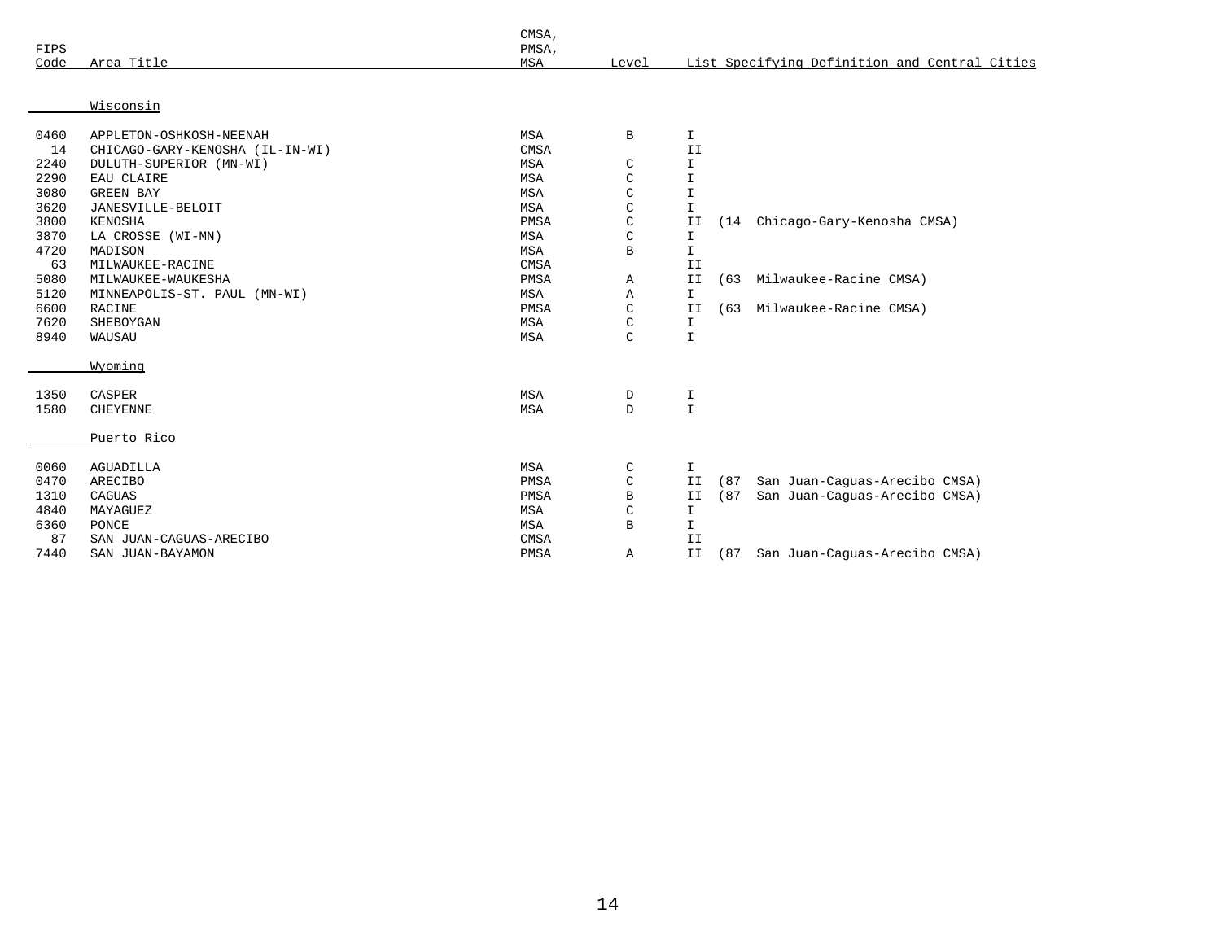| FIPS Code | Area Title | CMSA, PMSA, MSA | Level | List Specifying Definition and Central Cities | |
|---|---|---|---|---|---|
| | **Wisconsin** | | | | |
| 0460 | APPLETON-OSHKOSH-NEENAH | MSA | B | I | |
| 14 | CHICAGO-GARY-KENOSHA (IL-IN-WI) | CMSA | | II | |
| 2240 | DULUTH-SUPERIOR (MN-WI) | MSA | C | I | |
| 2290 | EAU CLAIRE | MSA | C | I | |
| 3080 | GREEN BAY | MSA | C | I | |
| 3620 | JANESVILLE-BELOIT | MSA | C | I | |
| 3800 | KENOSHA | PMSA | C | II | (14 Chicago-Gary-Kenosha CMSA) |
| 3870 | LA CROSSE (WI-MN) | MSA | C | I | |
| 4720 | MADISON | MSA | B | I | |
| 63 | MILWAUKEE-RACINE | CMSA | | II | |
| 5080 | MILWAUKEE-WAUKESHA | PMSA | A | II | (63 Milwaukee-Racine CMSA) |
| 5120 | MINNEAPOLIS-ST. PAUL (MN-WI) | MSA | A | I | |
| 6600 | RACINE | PMSA | C | II | (63 Milwaukee-Racine CMSA) |
| 7620 | SHEBOYGAN | MSA | C | I | |
| 8940 | WAUSAU | MSA | C | I | |
| | **Wyoming** | | | | |
| 1350 | CASPER | MSA | D | I | |
| 1580 | CHEYENNE | MSA | D | I | |
| | **Puerto Rico** | | | | |
| 0060 | AGUADILLA | MSA | C | I | |
| 0470 | ARECIBO | PMSA | C | II | (87 San Juan-Caguas-Arecibo CMSA) |
| 1310 | CAGUAS | PMSA | B | II | (87 San Juan-Caguas-Arecibo CMSA) |
| 4840 | MAYAGUEZ | MSA | C | I | |
| 6360 | PONCE | MSA | B | I | |
| 87 | SAN JUAN-CAGUAS-ARECIBO | CMSA | | II | |
| 7440 | SAN JUAN-BAYAMON | PMSA | A | II | (87 San Juan-Caguas-Arecibo CMSA) |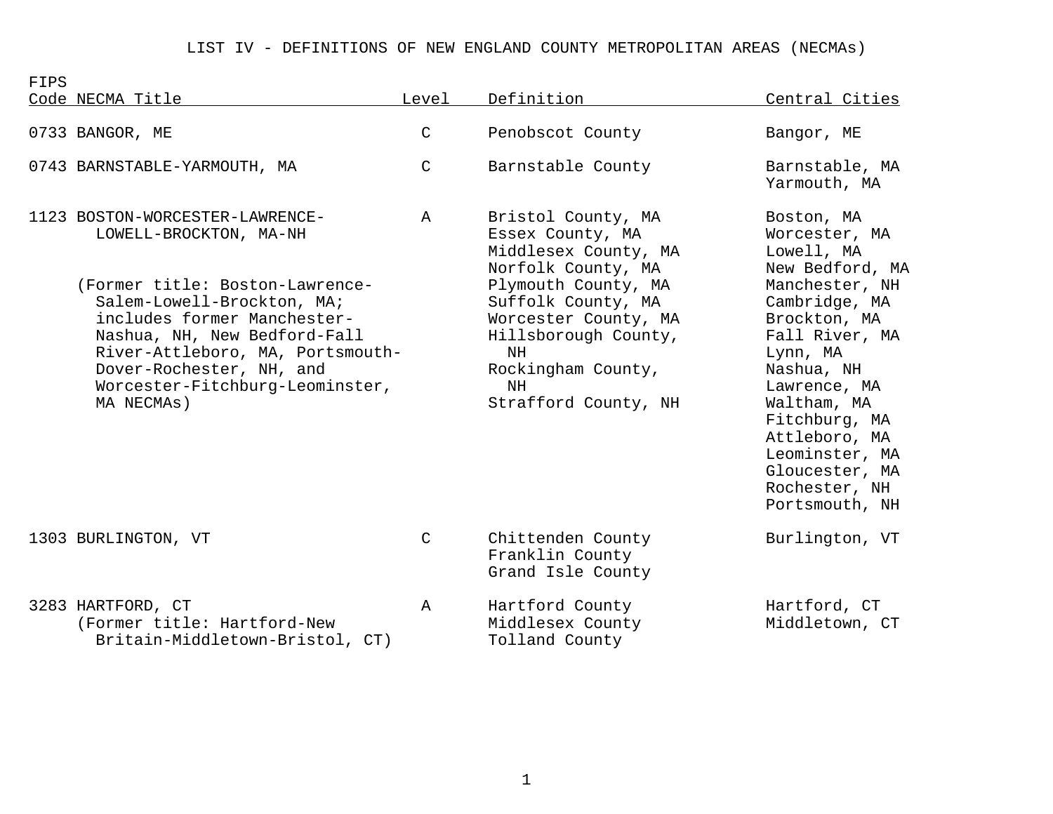# LIST IV - DEFINITIONS OF NEW ENGLAND COUNTY METROPOLITAN AREAS (NECMAs)

| FIPS Code | NECMA Title | Level | Definition | Central Cities |
|---|---|---|---|---|
| 0733 | BANGOR, ME | C | Penobscot County | Bangor, ME |
| 0743 | BARNSTABLE-YARMOUTH, MA | C | Barnstable County | Barnstable, MA<br>Yarmouth, MA |
| 1123 | BOSTON-WORCESTER-LAWRENCE-LOWELL-BROCKTON, MA-NH<br><br>(Former title: Boston-Lawrence-Salem-Lowell-Brockton, MA; includes former Manchester-Nashua, NH, New Bedford-Fall River-Attleboro, MA, Portsmouth-Dover-Rochester, NH, and Worcester-Fitchburg-Leominster, MA NECMAs) | A | Bristol County, MA<br>Essex County, MA<br>Middlesex County, MA<br>Norfolk County, MA<br>Plymouth County, MA<br>Suffolk County, MA<br>Worcester County, MA<br>Hillsborough County, NH<br>Rockingham County, NH<br>Strafford County, NH | Boston, MA<br>Worcester, MA<br>Lowell, MA<br>New Bedford, MA<br>Manchester, NH<br>Cambridge, MA<br>Brockton, MA<br>Fall River, MA<br>Lynn, MA<br>Nashua, NH<br>Lawrence, MA<br>Waltham, MA<br>Fitchburg, MA<br>Attleboro, MA<br>Leominster, MA<br>Gloucester, MA<br>Rochester, NH<br>Portsmouth, NH |
| 1303 | BURLINGTON, VT | C | Chittenden County<br>Franklin County<br>Grand Isle County | Burlington, VT |
| 3283 | HARTFORD, CT<br>(Former title: Hartford-New Britain-Middletown-Bristol, CT) | A | Hartford County<br>Middlesex County<br>Tolland County | Hartford, CT<br>Middletown, CT |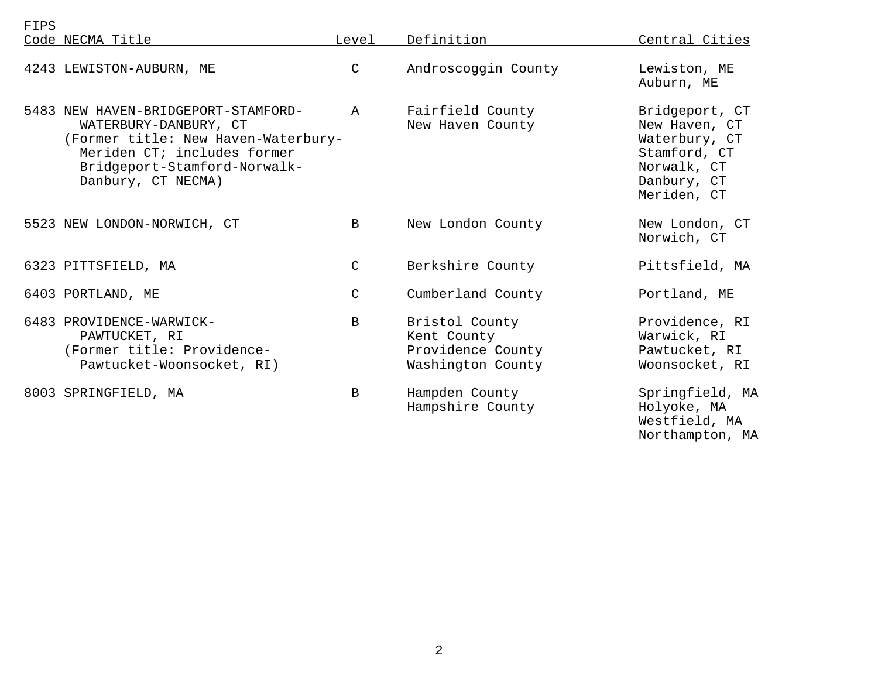| FIPS Code | NECMA Title | Level | Definition | Central Cities |
| --- | --- | --- | --- | --- |
| 4243 | LEWISTON-AUBURN, ME | C | Androscoggin County | Lewiston, ME<br>Auburn, ME |
| 5483 | NEW HAVEN-BRIDGEPORT-STAMFORD-WATERBURY-DANBURY, CT<br>(Former title: New Haven-Waterbury-Meriden CT; includes former Bridgeport-Stamford-Norwalk-Danbury, CT NECMA) | A | Fairfield County<br>New Haven County | Bridgeport, CT<br>New Haven, CT<br>Waterbury, CT<br>Stamford, CT<br>Norwalk, CT<br>Danbury, CT<br>Meriden, CT |
| 5523 | NEW LONDON-NORWICH, CT | B | New London County | New London, CT<br>Norwich, CT |
| 6323 | PITTSFIELD, MA | C | Berkshire County | Pittsfield, MA |
| 6403 | PORTLAND, ME | C | Cumberland County | Portland, ME |
| 6483 | PROVIDENCE-WARWICK-PAWTUCKET, RI<br>(Former title: Providence-Pawtucket-Woonsocket, RI) | B | Bristol County<br>Kent County<br>Providence County<br>Washington County | Providence, RI<br>Warwick, RI<br>Pawtucket, RI<br>Woonsocket, RI |
| 8003 | SPRINGFIELD, MA | B | Hampden County<br>Hampshire County | Springfield, MA<br>Holyoke, MA<br>Westfield, MA<br>Northampton, MA |